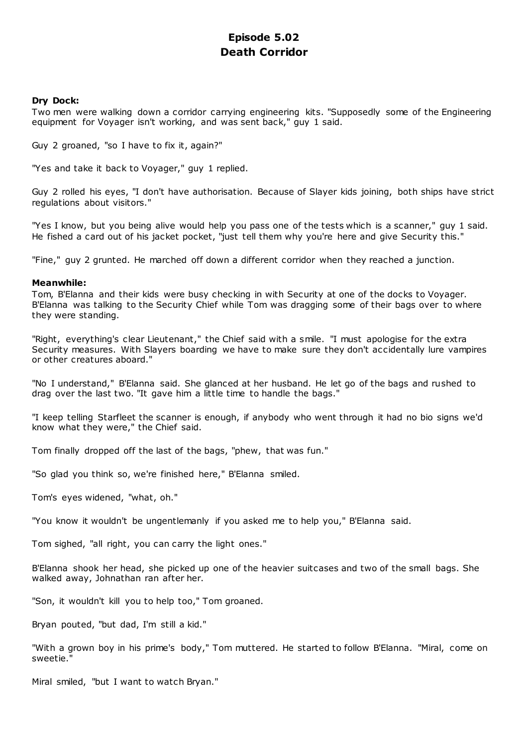# Episode 5.02
# Death Corridor

**Dry Dock:**
Two men were walking down a corridor carrying engineering kits. "Supposedly some of the Engineering equipment for Voyager isn't working, and was sent back," guy 1 said.

Guy 2 groaned, "so I have to fix it, again?"

"Yes and take it back to Voyager," guy 1 replied.

Guy 2 rolled his eyes, "I don't have authorisation. Because of Slayer kids joining, both ships have strict regulations about visitors."

"Yes I know, but you being alive would help you pass one of the tests which is a scanner," guy 1 said. He fished a card out of his jacket pocket, "just tell them why you're here and give Security this."

"Fine," guy 2 grunted. He marched off down a different corridor when they reached a junction.

**Meanwhile:**
Tom, B'Elanna and their kids were busy checking in with Security at one of the docks to Voyager. B'Elanna was talking to the Security Chief while Tom was dragging some of their bags over to where they were standing.

"Right, everything's clear Lieutenant," the Chief said with a smile. "I must apologise for the extra Security measures. With Slayers boarding we have to make sure they don't accidentally lure vampires or other creatures aboard."

"No I understand," B'Elanna said. She glanced at her husband. He let go of the bags and rushed to drag over the last two. "It gave him a little time to handle the bags."

"I keep telling Starfleet the scanner is enough, if anybody who went through it had no bio signs we'd know what they were," the Chief said.

Tom finally dropped off the last of the bags, "phew, that was fun."

"So glad you think so, we're finished here," B'Elanna smiled.

Tom's eyes widened, "what, oh."

"You know it wouldn't be ungentlemanly if you asked me to help you," B'Elanna said.

Tom sighed, "all right, you can carry the light ones."

B'Elanna shook her head, she picked up one of the heavier suitcases and two of the small bags. She walked away, Johnathan ran after her.

"Son, it wouldn't kill you to help too," Tom groaned.

Bryan pouted, "but dad, I'm still a kid."

"With a grown boy in his prime's body," Tom muttered. He started to follow B'Elanna. "Miral, come on sweetie."

Miral smiled, "but I want to watch Bryan."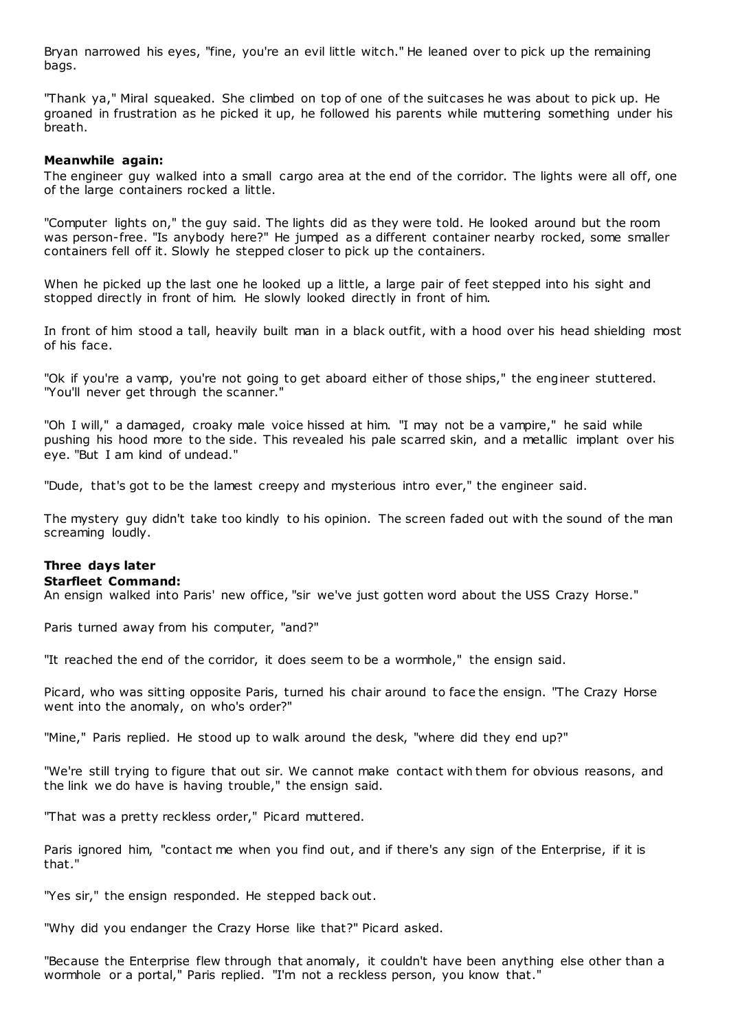Bryan narrowed his eyes, "fine, you're an evil little witch." He leaned over to pick up the remaining bags.

"Thank ya," Miral squeaked. She climbed on top of one of the suitcases he was about to pick up. He groaned in frustration as he picked it up, he followed his parents while muttering something under his breath.

**Meanwhile again:**
The engineer guy walked into a small cargo area at the end of the corridor. The lights were all off, one of the large containers rocked a little.

"Computer lights on," the guy said. The lights did as they were told. He looked around but the room was person-free. "Is anybody here?" He jumped as a different container nearby rocked, some smaller containers fell off it. Slowly he stepped closer to pick up the containers.

When he picked up the last one he looked up a little, a large pair of feet stepped into his sight and stopped directly in front of him. He slowly looked directly in front of him.

In front of him stood a tall, heavily built man in a black outfit, with a hood over his head shielding most of his face.

"Ok if you're a vamp, you're not going to get aboard either of those ships," the engineer stuttered. "You'll never get through the scanner."

"Oh I will," a damaged, croaky male voice hissed at him. "I may not be a vampire," he said while pushing his hood more to the side. This revealed his pale scarred skin, and a metallic implant over his eye. "But I am kind of undead."

"Dude, that's got to be the lamest creepy and mysterious intro ever," the engineer said.

The mystery guy didn't take too kindly to his opinion. The screen faded out with the sound of the man screaming loudly.

**Three days later**
**Starfleet Command:**
An ensign walked into Paris' new office, "sir we've just gotten word about the USS Crazy Horse."

Paris turned away from his computer, "and?"

"It reached the end of the corridor, it does seem to be a wormhole," the ensign said.

Picard, who was sitting opposite Paris, turned his chair around to face the ensign. "The Crazy Horse went into the anomaly, on who's order?"

"Mine," Paris replied. He stood up to walk around the desk, "where did they end up?"

"We're still trying to figure that out sir. We cannot make contact with them for obvious reasons, and the link we do have is having trouble," the ensign said.

"That was a pretty reckless order," Picard muttered.

Paris ignored him, "contact me when you find out, and if there's any sign of the Enterprise, if it is that."

"Yes sir," the ensign responded. He stepped back out.

"Why did you endanger the Crazy Horse like that?" Picard asked.

"Because the Enterprise flew through that anomaly, it couldn't have been anything else other than a wormhole or a portal," Paris replied. "I'm not a reckless person, you know that."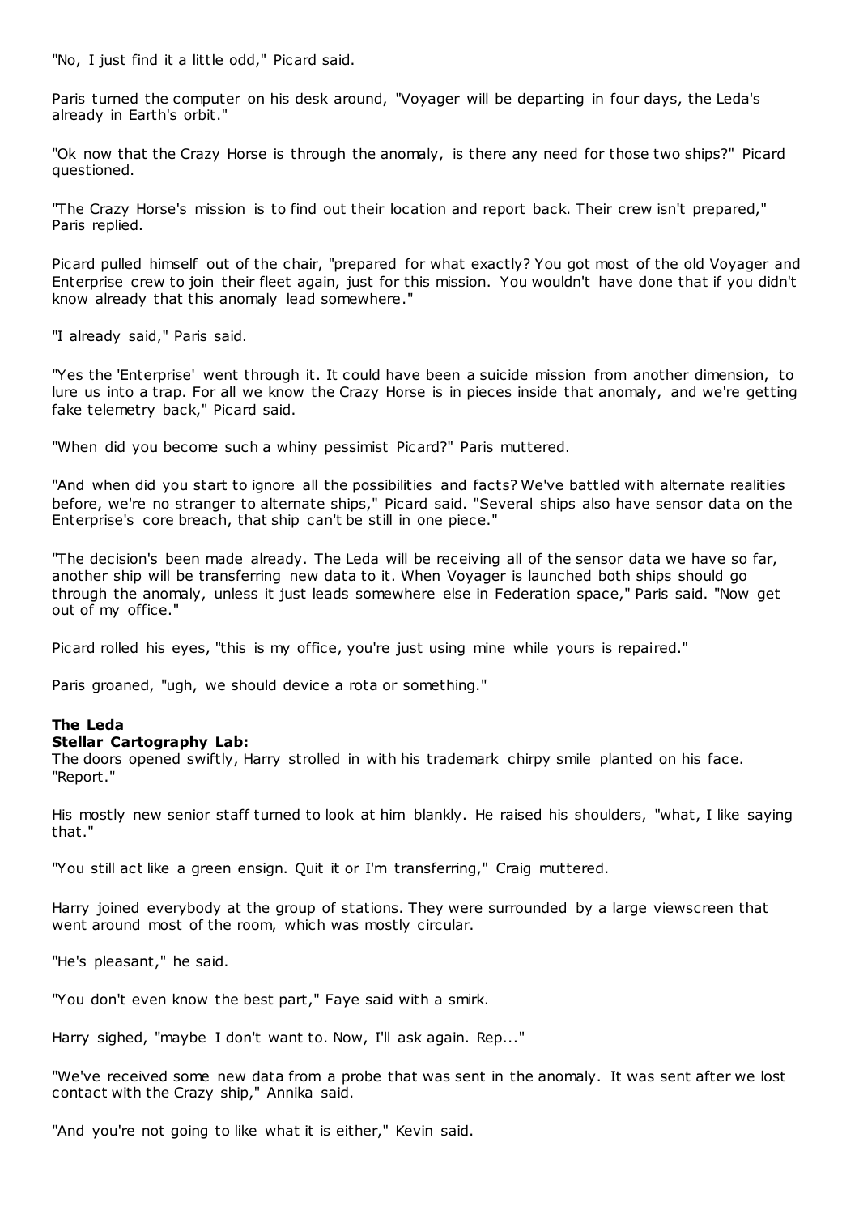"No, I just find it a little odd," Picard said.

Paris turned the computer on his desk around, "Voyager will be departing in four days, the Leda's already in Earth's orbit."

"Ok now that the Crazy Horse is through the anomaly, is there any need for those two ships?" Picard questioned.

"The Crazy Horse's mission is to find out their location and report back. Their crew isn't prepared," Paris replied.

Picard pulled himself out of the chair, "prepared for what exactly? You got most of the old Voyager and Enterprise crew to join their fleet again, just for this mission. You wouldn't have done that if you didn't know already that this anomaly lead somewhere."

"I already said," Paris said.

"Yes the 'Enterprise' went through it. It could have been a suicide mission from another dimension, to lure us into a trap. For all we know the Crazy Horse is in pieces inside that anomaly, and we're getting fake telemetry back," Picard said.

"When did you become such a whiny pessimist Picard?" Paris muttered.

"And when did you start to ignore all the possibilities and facts? We've battled with alternate realities before, we're no stranger to alternate ships," Picard said. "Several ships also have sensor data on the Enterprise's core breach, that ship can't be still in one piece."

"The decision's been made already. The Leda will be receiving all of the sensor data we have so far, another ship will be transferring new data to it. When Voyager is launched both ships should go through the anomaly, unless it just leads somewhere else in Federation space," Paris said. "Now get out of my office."

Picard rolled his eyes, "this is my office, you're just using mine while yours is repaired."

Paris groaned, "ugh, we should device a rota or something."

**The Leda**
**Stellar Cartography Lab:**
The doors opened swiftly, Harry strolled in with his trademark chirpy smile planted on his face. "Report."

His mostly new senior staff turned to look at him blankly. He raised his shoulders, "what, I like saying that."

"You still act like a green ensign. Quit it or I'm transferring," Craig muttered.

Harry joined everybody at the group of stations. They were surrounded by a large viewscreen that went around most of the room, which was mostly circular.

"He's pleasant," he said.

"You don't even know the best part," Faye said with a smirk.

Harry sighed, "maybe I don't want to. Now, I'll ask again. Rep..."

"We've received some new data from a probe that was sent in the anomaly. It was sent after we lost contact with the Crazy ship," Annika said.

"And you're not going to like what it is either," Kevin said.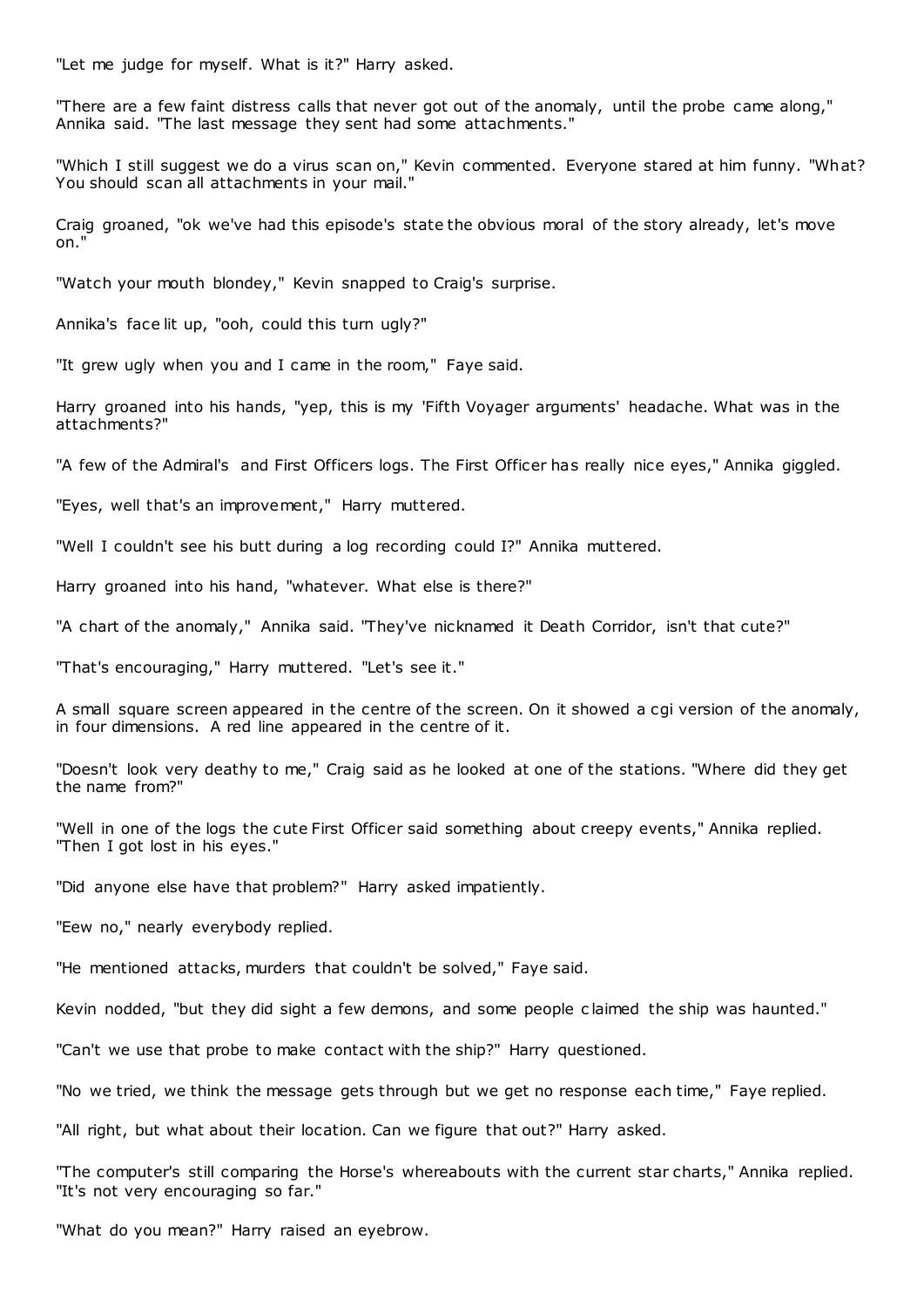"Let me judge for myself. What is it?" Harry asked.

"There are a few faint distress calls that never got out of the anomaly, until the probe came along," Annika said. "The last message they sent had some attachments."

"Which I still suggest we do a virus scan on," Kevin commented. Everyone stared at him funny. "What? You should scan all attachments in your mail."

Craig groaned, "ok we've had this episode's state the obvious moral of the story already, let's move on."

"Watch your mouth blondey," Kevin snapped to Craig's surprise.

Annika's face lit up, "ooh, could this turn ugly?"

"It grew ugly when you and I came in the room," Faye said.

Harry groaned into his hands, "yep, this is my 'Fifth Voyager arguments' headache. What was in the attachments?"

"A few of the Admiral's and First Officers logs. The First Officer has really nice eyes," Annika giggled.

"Eyes, well that's an improvement," Harry muttered.

"Well I couldn't see his butt during a log recording could I?" Annika muttered.

Harry groaned into his hand, "whatever. What else is there?"

"A chart of the anomaly," Annika said. "They've nicknamed it Death Corridor, isn't that cute?"

"That's encouraging," Harry muttered. "Let's see it."

A small square screen appeared in the centre of the screen. On it showed a cgi version of the anomaly, in four dimensions. A red line appeared in the centre of it.

"Doesn't look very deathy to me," Craig said as he looked at one of the stations. "Where did they get the name from?"

"Well in one of the logs the cute First Officer said something about creepy events," Annika replied. "Then I got lost in his eyes."

"Did anyone else have that problem?" Harry asked impatiently.

"Eew no," nearly everybody replied.

"He mentioned attacks, murders that couldn't be solved," Faye said.

Kevin nodded, "but they did sight a few demons, and some people claimed the ship was haunted."

"Can't we use that probe to make contact with the ship?" Harry questioned.

"No we tried, we think the message gets through but we get no response each time," Faye replied.

"All right, but what about their location. Can we figure that out?" Harry asked.

"The computer's still comparing the Horse's whereabouts with the current star charts," Annika replied. "It's not very encouraging so far."

"What do you mean?" Harry raised an eyebrow.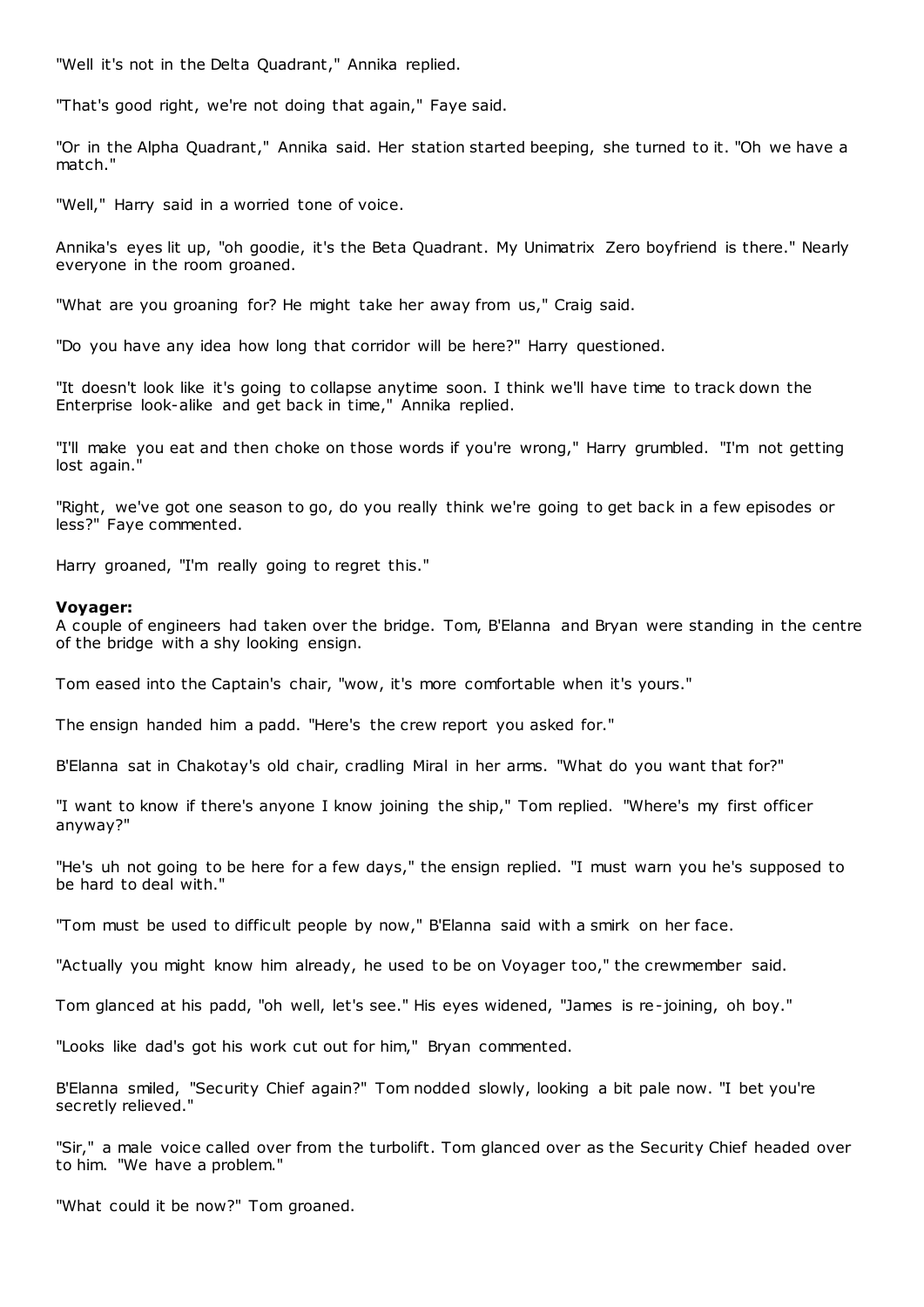"Well it's not in the Delta Quadrant," Annika replied.

"That's good right, we're not doing that again," Faye said.

"Or in the Alpha Quadrant," Annika said. Her station started beeping, she turned to it. "Oh we have a match."

"Well," Harry said in a worried tone of voice.

Annika's eyes lit up, "oh goodie, it's the Beta Quadrant. My Unimatrix Zero boyfriend is there." Nearly everyone in the room groaned.

"What are you groaning for? He might take her away from us," Craig said.

"Do you have any idea how long that corridor will be here?" Harry questioned.

"It doesn't look like it's going to collapse anytime soon. I think we'll have time to track down the Enterprise look-alike and get back in time," Annika replied.

"I'll make you eat and then choke on those words if you're wrong," Harry grumbled. "I'm not getting lost again."

"Right, we've got one season to go, do you really think we're going to get back in a few episodes or less?" Faye commented.

Harry groaned, "I'm really going to regret this."

**Voyager:**
A couple of engineers had taken over the bridge. Tom, B'Elanna and Bryan were standing in the centre of the bridge with a shy looking ensign.

Tom eased into the Captain's chair, "wow, it's more comfortable when it's yours."

The ensign handed him a padd. "Here's the crew report you asked for."

B'Elanna sat in Chakotay's old chair, cradling Miral in her arms. "What do you want that for?"

"I want to know if there's anyone I know joining the ship," Tom replied. "Where's my first officer anyway?"

"He's uh not going to be here for a few days," the ensign replied. "I must warn you he's supposed to be hard to deal with."

"Tom must be used to difficult people by now," B'Elanna said with a smirk on her face.

"Actually you might know him already, he used to be on Voyager too," the crewmember said.

Tom glanced at his padd, "oh well, let's see." His eyes widened, "James is re-joining, oh boy."

"Looks like dad's got his work cut out for him," Bryan commented.

B'Elanna smiled, "Security Chief again?" Tom nodded slowly, looking a bit pale now. "I bet you're secretly relieved."

"Sir," a male voice called over from the turbolift. Tom glanced over as the Security Chief headed over to him. "We have a problem."

"What could it be now?" Tom groaned.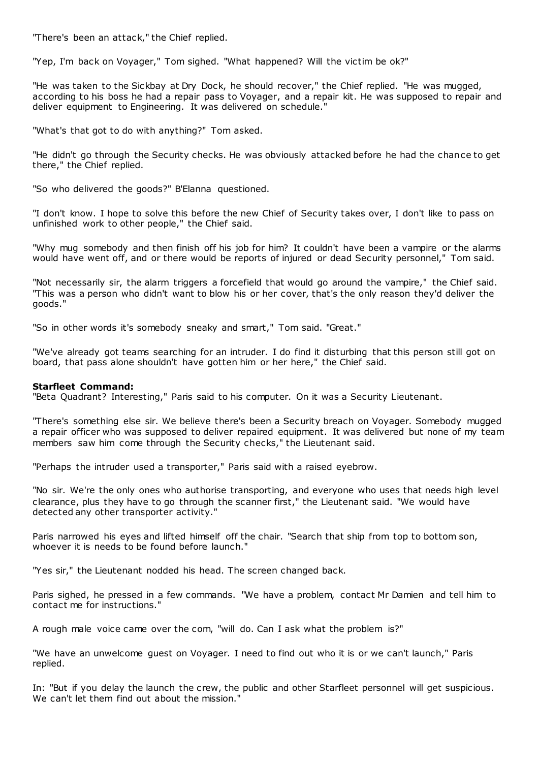"There's been an attack," the Chief replied.

"Yep, I'm back on Voyager," Tom sighed. "What happened? Will the victim be ok?"

"He was taken to the Sickbay at Dry Dock, he should recover," the Chief replied. "He was mugged, according to his boss he had a repair pass to Voyager, and a repair kit. He was supposed to repair and deliver equipment to Engineering. It was delivered on schedule."

"What's that got to do with anything?" Tom asked.

"He didn't go through the Security checks. He was obviously attacked before he had the chance to get there," the Chief replied.

"So who delivered the goods?" B'Elanna questioned.

"I don't know. I hope to solve this before the new Chief of Security takes over, I don't like to pass on unfinished work to other people," the Chief said.

"Why mug somebody and then finish off his job for him? It couldn't have been a vampire or the alarms would have went off, and or there would be reports of injured or dead Security personnel," Tom said.

"Not necessarily sir, the alarm triggers a forcefield that would go around the vampire," the Chief said. "This was a person who didn't want to blow his or her cover, that's the only reason they'd deliver the goods."

"So in other words it's somebody sneaky and smart," Tom said. "Great."

"We've already got teams searching for an intruder. I do find it disturbing that this person still got on board, that pass alone shouldn't have gotten him or her here," the Chief said.

**Starfleet Command:**

"Beta Quadrant? Interesting," Paris said to his computer. On it was a Security Lieutenant.

"There's something else sir. We believe there's been a Security breach on Voyager. Somebody mugged a repair officer who was supposed to deliver repaired equipment. It was delivered but none of my team members saw him come through the Security checks," the Lieutenant said.

"Perhaps the intruder used a transporter," Paris said with a raised eyebrow.

"No sir. We're the only ones who authorise transporting, and everyone who uses that needs high level clearance, plus they have to go through the scanner first," the Lieutenant said. "We would have detected any other transporter activity."

Paris narrowed his eyes and lifted himself off the chair. "Search that ship from top to bottom son, whoever it is needs to be found before launch."

"Yes sir," the Lieutenant nodded his head. The screen changed back.

Paris sighed, he pressed in a few commands. "We have a problem, contact Mr Damien and tell him to contact me for instructions."

A rough male voice came over the com, "will do. Can I ask what the problem is?"

"We have an unwelcome guest on Voyager. I need to find out who it is or we can't launch," Paris replied.

In: "But if you delay the launch the crew, the public and other Starfleet personnel will get suspicious. We can't let them find out about the mission."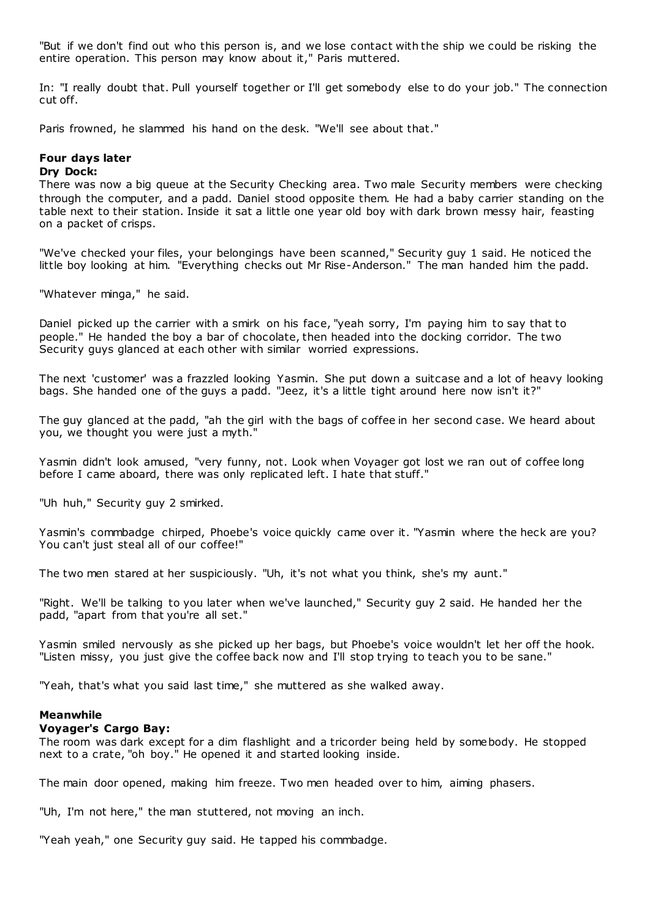"But if we don't find out who this person is, and we lose contact with the ship we could be risking the entire operation. This person may know about it," Paris muttered.

In: "I really doubt that. Pull yourself together or I'll get somebody else to do your job." The connection cut off.

Paris frowned, he slammed his hand on the desk. "We'll see about that."

**Four days later**
**Dry Dock:**
There was now a big queue at the Security Checking area. Two male Security members were checking through the computer, and a padd. Daniel stood opposite them. He had a baby carrier standing on the table next to their station. Inside it sat a little one year old boy with dark brown messy hair, feasting on a packet of crisps.

"We've checked your files, your belongings have been scanned," Security guy 1 said. He noticed the little boy looking at him. "Everything checks out Mr Rise-Anderson." The man handed him the padd.

"Whatever minga," he said.

Daniel picked up the carrier with a smirk on his face, "yeah sorry, I'm paying him to say that to people." He handed the boy a bar of chocolate, then headed into the docking corridor. The two Security guys glanced at each other with similar worried expressions.

The next 'customer' was a frazzled looking Yasmin. She put down a suitcase and a lot of heavy looking bags. She handed one of the guys a padd. "Jeez, it's a little tight around here now isn't it?"

The guy glanced at the padd, "ah the girl with the bags of coffee in her second case. We heard about you, we thought you were just a myth."

Yasmin didn't look amused, "very funny, not. Look when Voyager got lost we ran out of coffee long before I came aboard, there was only replicated left. I hate that stuff."

"Uh huh," Security guy 2 smirked.

Yasmin's commbadge chirped, Phoebe's voice quickly came over it. "Yasmin where the heck are you? You can't just steal all of our coffee!"

The two men stared at her suspiciously. "Uh, it's not what you think, she's my aunt."

"Right. We'll be talking to you later when we've launched," Security guy 2 said. He handed her the padd, "apart from that you're all set."

Yasmin smiled nervously as she picked up her bags, but Phoebe's voice wouldn't let her off the hook. "Listen missy, you just give the coffee back now and I'll stop trying to teach you to be sane."

"Yeah, that's what you said last time," she muttered as she walked away.

**Meanwhile**
**Voyager's Cargo Bay:**
The room was dark except for a dim flashlight and a tricorder being held by somebody. He stopped next to a crate, "oh boy." He opened it and started looking inside.

The main door opened, making him freeze. Two men headed over to him, aiming phasers.

"Uh, I'm not here," the man stuttered, not moving an inch.

"Yeah yeah," one Security guy said. He tapped his commbadge.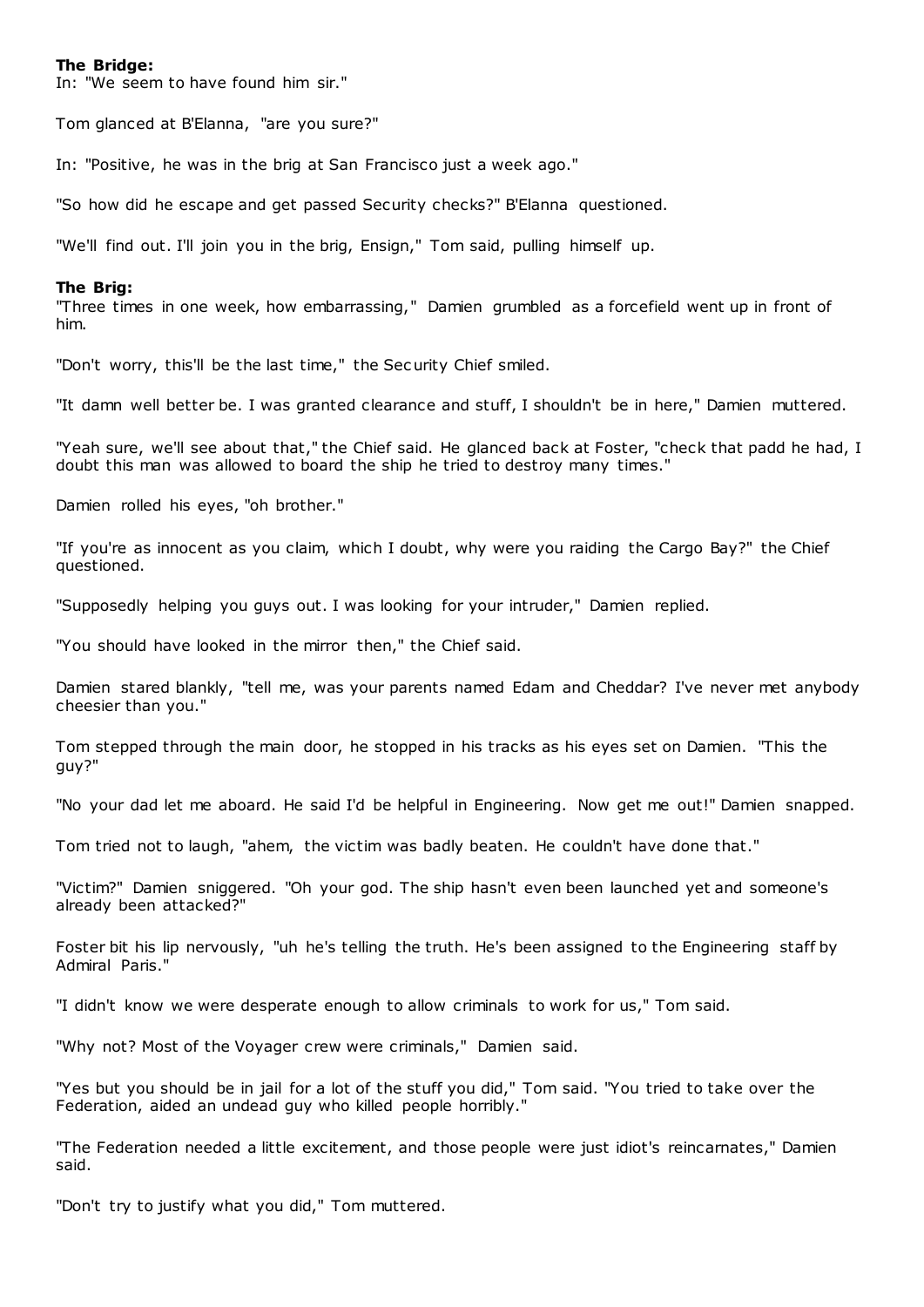**The Bridge:**

In: "We seem to have found him sir."

Tom glanced at B'Elanna, "are you sure?"

In: "Positive, he was in the brig at San Francisco just a week ago."

"So how did he escape and get passed Security checks?" B'Elanna questioned.

"We'll find out. I'll join you in the brig, Ensign," Tom said, pulling himself up.

**The Brig:**

"Three times in one week, how embarrassing," Damien grumbled as a forcefield went up in front of him.

"Don't worry, this'll be the last time," the Security Chief smiled.

"It damn well better be. I was granted clearance and stuff, I shouldn't be in here," Damien muttered.

"Yeah sure, we'll see about that," the Chief said. He glanced back at Foster, "check that padd he had, I doubt this man was allowed to board the ship he tried to destroy many times."

Damien rolled his eyes, "oh brother."

"If you're as innocent as you claim, which I doubt, why were you raiding the Cargo Bay?" the Chief questioned.

"Supposedly helping you guys out. I was looking for your intruder," Damien replied.

"You should have looked in the mirror then," the Chief said.

Damien stared blankly, "tell me, was your parents named Edam and Cheddar? I've never met anybody cheesier than you."

Tom stepped through the main door, he stopped in his tracks as his eyes set on Damien. "This the guy?"

"No your dad let me aboard. He said I'd be helpful in Engineering. Now get me out!" Damien snapped.

Tom tried not to laugh, "ahem, the victim was badly beaten. He couldn't have done that."

"Victim?" Damien sniggered. "Oh your god. The ship hasn't even been launched yet and someone's already been attacked?"

Foster bit his lip nervously, "uh he's telling the truth. He's been assigned to the Engineering staff by Admiral Paris."

"I didn't know we were desperate enough to allow criminals to work for us," Tom said.

"Why not? Most of the Voyager crew were criminals," Damien said.

"Yes but you should be in jail for a lot of the stuff you did," Tom said. "You tried to take over the Federation, aided an undead guy who killed people horribly."

"The Federation needed a little excitement, and those people were just idiot's reincarnates," Damien said.

"Don't try to justify what you did," Tom muttered.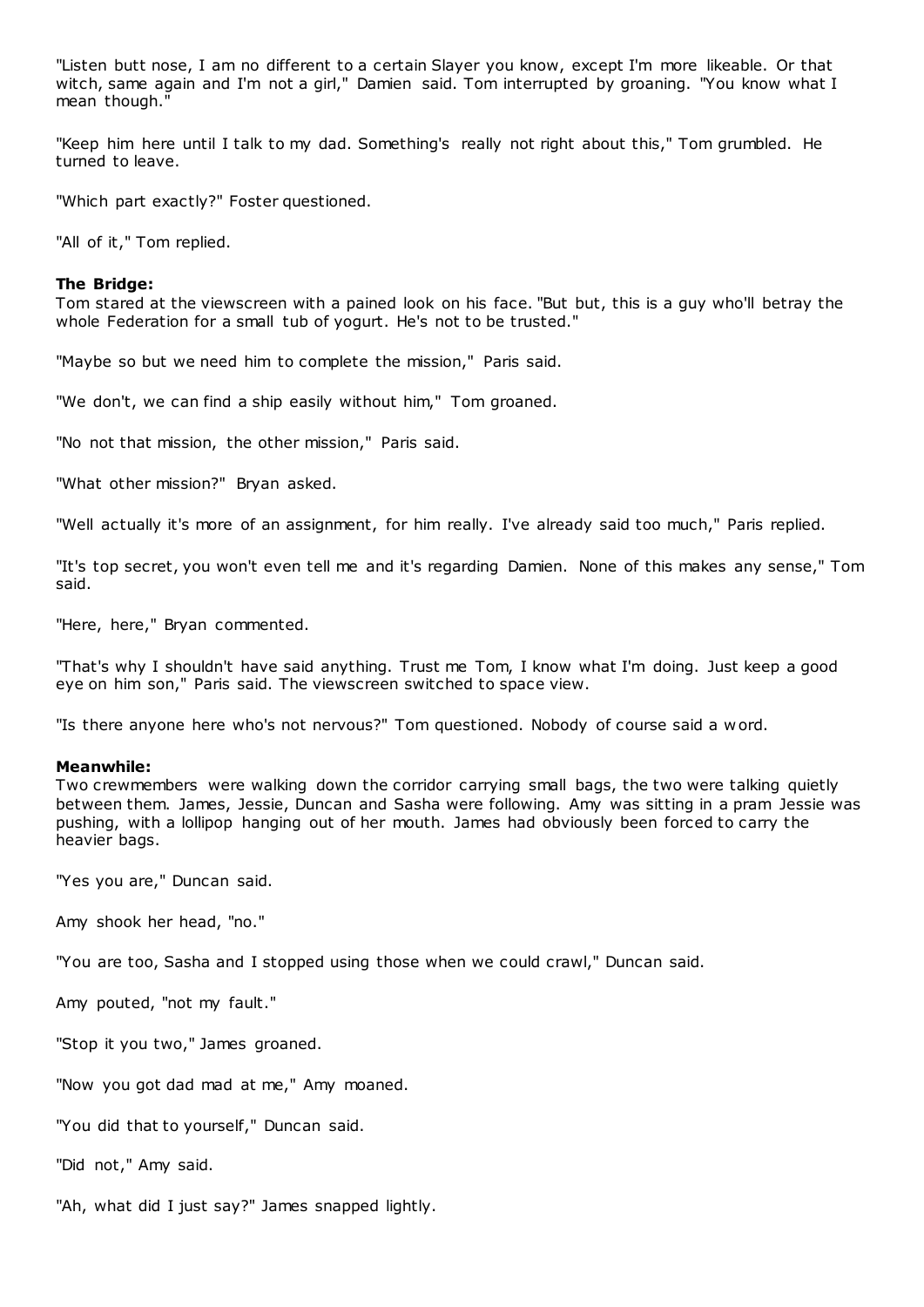"Listen butt nose, I am no different to a certain Slayer you know, except I'm more likeable. Or that witch, same again and I'm not a girl," Damien said. Tom interrupted by groaning. "You know what I mean though."

"Keep him here until I talk to my dad. Something's really not right about this," Tom grumbled. He turned to leave.

"Which part exactly?" Foster questioned.

"All of it," Tom replied.

**The Bridge:**
Tom stared at the viewscreen with a pained look on his face. "But but, this is a guy who'll betray the whole Federation for a small tub of yogurt. He's not to be trusted."

"Maybe so but we need him to complete the mission," Paris said.

"We don't, we can find a ship easily without him," Tom groaned.

"No not that mission, the other mission," Paris said.

"What other mission?" Bryan asked.

"Well actually it's more of an assignment, for him really. I've already said too much," Paris replied.

"It's top secret, you won't even tell me and it's regarding Damien. None of this makes any sense," Tom said.

"Here, here," Bryan commented.

"That's why I shouldn't have said anything. Trust me Tom, I know what I'm doing. Just keep a good eye on him son," Paris said. The viewscreen switched to space view.

"Is there anyone here who's not nervous?" Tom questioned. Nobody of course said a word.

**Meanwhile:**
Two crewmembers were walking down the corridor carrying small bags, the two were talking quietly between them. James, Jessie, Duncan and Sasha were following. Amy was sitting in a pram Jessie was pushing, with a lollipop hanging out of her mouth. James had obviously been forced to carry the heavier bags.

"Yes you are," Duncan said.

Amy shook her head, "no."

"You are too, Sasha and I stopped using those when we could crawl," Duncan said.

Amy pouted, "not my fault."

"Stop it you two," James groaned.

"Now you got dad mad at me," Amy moaned.

"You did that to yourself," Duncan said.

"Did not," Amy said.

"Ah, what did I just say?" James snapped lightly.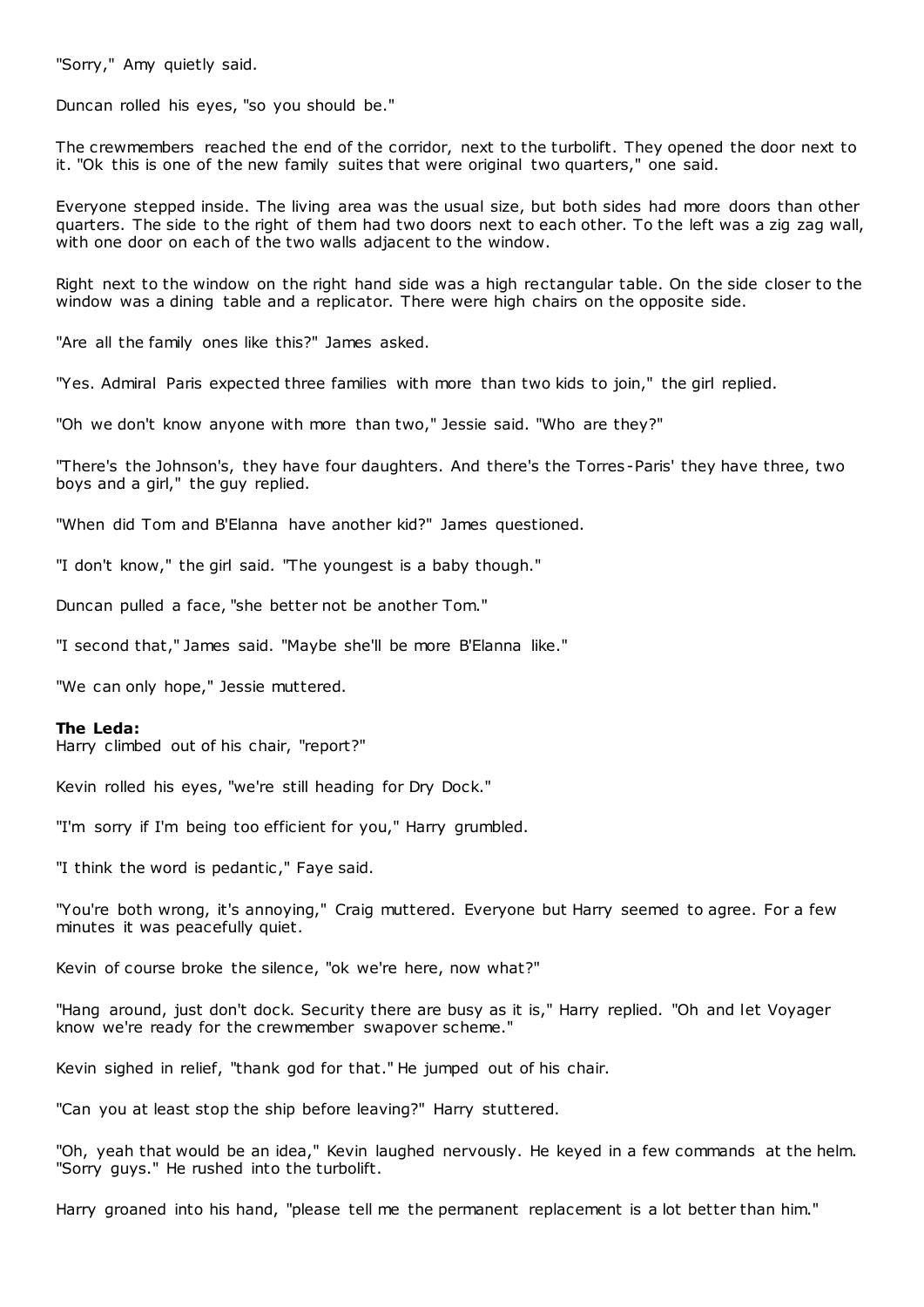"Sorry," Amy quietly said.

Duncan rolled his eyes, "so you should be."

The crewmembers reached the end of the corridor, next to the turbolift. They opened the door next to it. "Ok this is one of the new family suites that were original two quarters," one said.

Everyone stepped inside. The living area was the usual size, but both sides had more doors than other quarters. The side to the right of them had two doors next to each other. To the left was a zig zag wall, with one door on each of the two walls adjacent to the window.

Right next to the window on the right hand side was a high rectangular table. On the side closer to the window was a dining table and a replicator. There were high chairs on the opposite side.

"Are all the family ones like this?" James asked.

"Yes. Admiral Paris expected three families with more than two kids to join," the girl replied.

"Oh we don't know anyone with more than two," Jessie said. "Who are they?"

"There's the Johnson's, they have four daughters. And there's the Torres-Paris' they have three, two boys and a girl," the guy replied.

"When did Tom and B'Elanna have another kid?" James questioned.

"I don't know," the girl said. "The youngest is a baby though."

Duncan pulled a face, "she better not be another Tom."

"I second that," James said. "Maybe she'll be more B'Elanna like."

"We can only hope," Jessie muttered.

**The Leda:**
Harry climbed out of his chair, "report?"

Kevin rolled his eyes, "we're still heading for Dry Dock."

"I'm sorry if I'm being too efficient for you," Harry grumbled.

"I think the word is pedantic," Faye said.

"You're both wrong, it's annoying," Craig muttered. Everyone but Harry seemed to agree. For a few minutes it was peacefully quiet.

Kevin of course broke the silence, "ok we're here, now what?"

"Hang around, just don't dock. Security there are busy as it is," Harry replied. "Oh and let Voyager know we're ready for the crewmember swapover scheme."

Kevin sighed in relief, "thank god for that." He jumped out of his chair.

"Can you at least stop the ship before leaving?" Harry stuttered.

"Oh, yeah that would be an idea," Kevin laughed nervously. He keyed in a few commands at the helm. "Sorry guys." He rushed into the turbolift.

Harry groaned into his hand, "please tell me the permanent replacement is a lot better than him."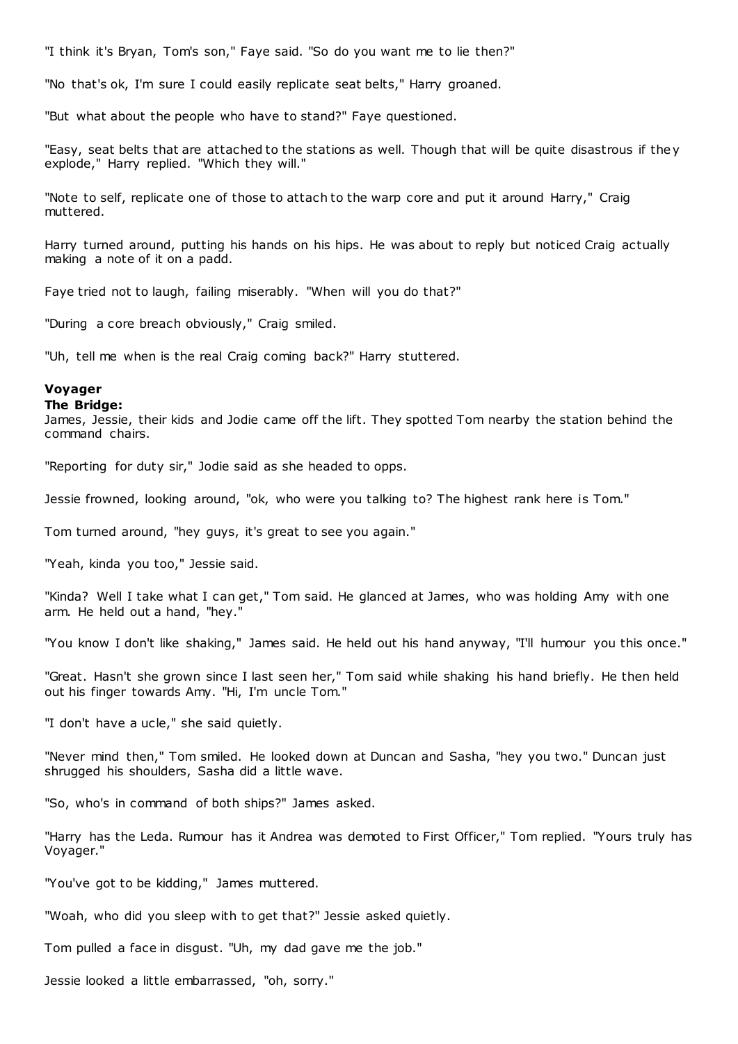"I think it's Bryan, Tom's son," Faye said. "So do you want me to lie then?"

"No that's ok, I'm sure I could easily replicate seat belts," Harry groaned.

"But what about the people who have to stand?" Faye questioned.

"Easy, seat belts that are attached to the stations as well. Though that will be quite disastrous if they explode," Harry replied. "Which they will."

"Note to self, replicate one of those to attach to the warp core and put it around Harry," Craig muttered.

Harry turned around, putting his hands on his hips. He was about to reply but noticed Craig actually making a note of it on a padd.

Faye tried not to laugh, failing miserably. "When will you do that?"

"During a core breach obviously," Craig smiled.

"Uh, tell me when is the real Craig coming back?" Harry stuttered.

**Voyager**
**The Bridge:**
James, Jessie, their kids and Jodie came off the lift. They spotted Tom nearby the station behind the command chairs.

"Reporting for duty sir," Jodie said as she headed to opps.

Jessie frowned, looking around, "ok, who were you talking to? The highest rank here is Tom."

Tom turned around, "hey guys, it's great to see you again."

"Yeah, kinda you too," Jessie said.

"Kinda? Well I take what I can get," Tom said. He glanced at James, who was holding Amy with one arm. He held out a hand, "hey."

"You know I don't like shaking," James said. He held out his hand anyway, "I'll humour you this once."

"Great. Hasn't she grown since I last seen her," Tom said while shaking his hand briefly. He then held out his finger towards Amy. "Hi, I'm uncle Tom."

"I don't have a ucle," she said quietly.

"Never mind then," Tom smiled. He looked down at Duncan and Sasha, "hey you two." Duncan just shrugged his shoulders, Sasha did a little wave.

"So, who's in command of both ships?" James asked.

"Harry has the Leda. Rumour has it Andrea was demoted to First Officer," Tom replied. "Yours truly has Voyager."

"You've got to be kidding," James muttered.

"Woah, who did you sleep with to get that?" Jessie asked quietly.

Tom pulled a face in disgust. "Uh, my dad gave me the job."

Jessie looked a little embarrassed, "oh, sorry."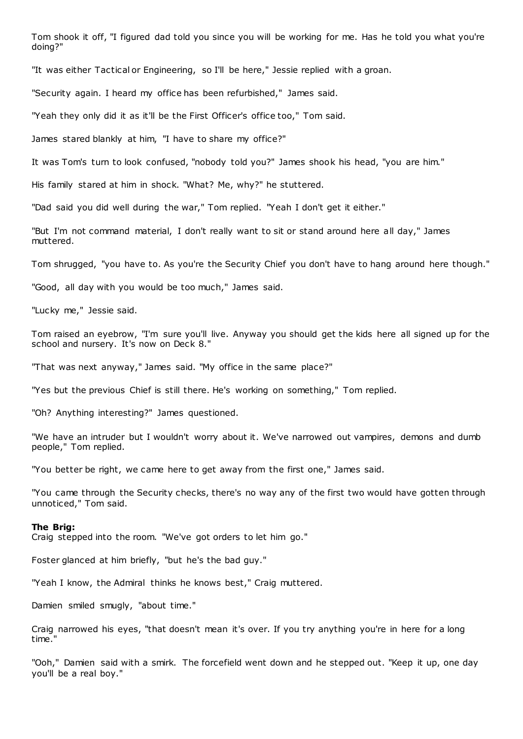Tom shook it off, "I figured dad told you since you will be working for me. Has he told you what you're doing?"

"It was either Tactical or Engineering, so I'll be here," Jessie replied with a groan.

"Security again. I heard my office has been refurbished," James said.

"Yeah they only did it as it'll be the First Officer's office too," Tom said.

James stared blankly at him, "I have to share my office?"

It was Tom's turn to look confused, "nobody told you?" James shook his head, "you are him."

His family stared at him in shock. "What? Me, why?" he stuttered.

"Dad said you did well during the war," Tom replied. "Yeah I don't get it either."

"But I'm not command material, I don't really want to sit or stand around here all day," James muttered.

Tom shrugged, "you have to. As you're the Security Chief you don't have to hang around here though."

"Good, all day with you would be too much," James said.

"Lucky me," Jessie said.

Tom raised an eyebrow, "I'm sure you'll live. Anyway you should get the kids here all signed up for the school and nursery. It's now on Deck 8."

"That was next anyway," James said. "My office in the same place?"

"Yes but the previous Chief is still there. He's working on something," Tom replied.

"Oh? Anything interesting?" James questioned.

"We have an intruder but I wouldn't worry about it. We've narrowed out vampires, demons and dumb people," Tom replied.

"You better be right, we came here to get away from the first one," James said.

"You came through the Security checks, there's no way any of the first two would have gotten through unnoticed," Tom said.

**The Brig:**
Craig stepped into the room. "We've got orders to let him go."

Foster glanced at him briefly, "but he's the bad guy."

"Yeah I know, the Admiral thinks he knows best," Craig muttered.

Damien smiled smugly, "about time."

Craig narrowed his eyes, "that doesn't mean it's over. If you try anything you're in here for a long time."

"Ooh," Damien said with a smirk. The forcefield went down and he stepped out. "Keep it up, one day you'll be a real boy."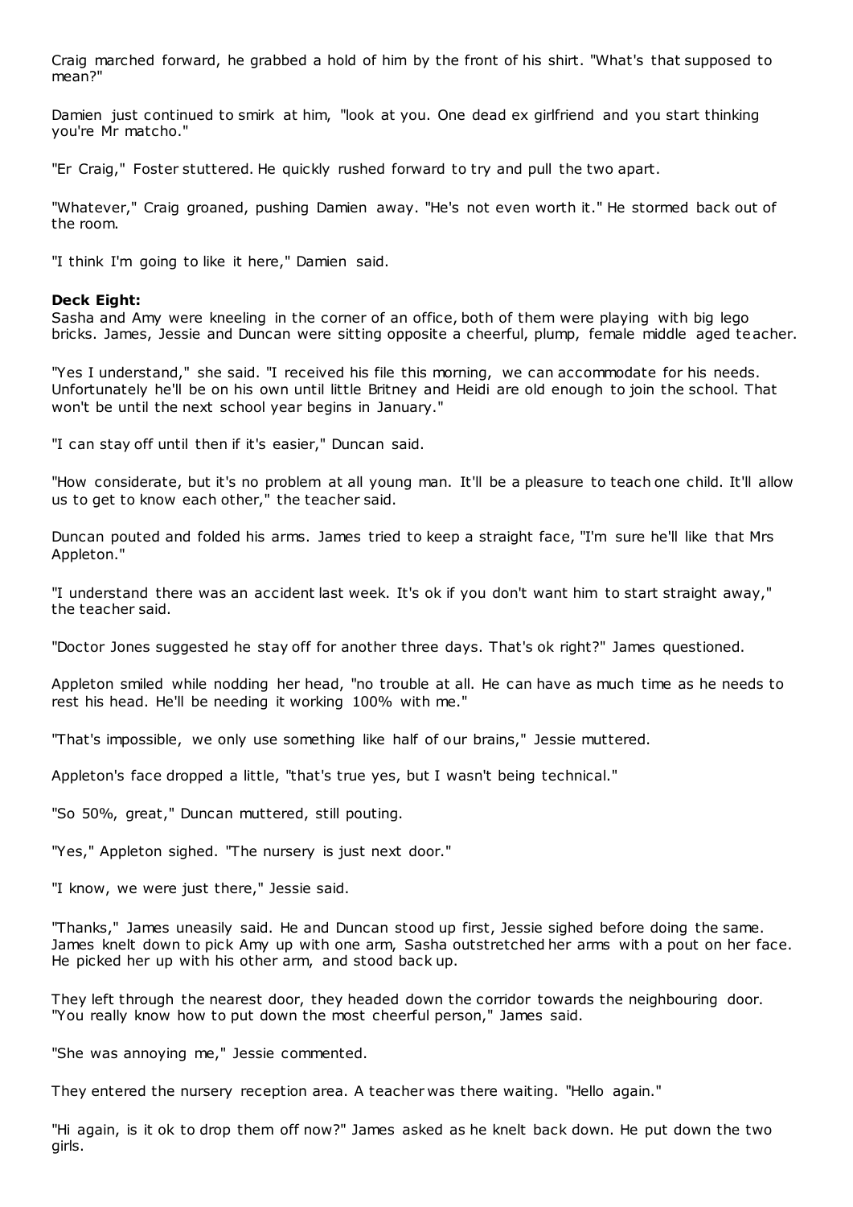Craig marched forward, he grabbed a hold of him by the front of his shirt. "What's that supposed to mean?"

Damien just continued to smirk at him, "look at you. One dead ex girlfriend and you start thinking you're Mr matcho."

"Er Craig," Foster stuttered. He quickly rushed forward to try and pull the two apart.

"Whatever," Craig groaned, pushing Damien away. "He's not even worth it." He stormed back out of the room.

"I think I'm going to like it here," Damien said.

**Deck Eight:**
Sasha and Amy were kneeling in the corner of an office, both of them were playing with big lego bricks. James, Jessie and Duncan were sitting opposite a cheerful, plump, female middle aged teacher.

"Yes I understand," she said. "I received his file this morning, we can accommodate for his needs. Unfortunately he'll be on his own until little Britney and Heidi are old enough to join the school. That won't be until the next school year begins in January."

"I can stay off until then if it's easier," Duncan said.

"How considerate, but it's no problem at all young man. It'll be a pleasure to teach one child. It'll allow us to get to know each other," the teacher said.

Duncan pouted and folded his arms. James tried to keep a straight face, "I'm sure he'll like that Mrs Appleton."

"I understand there was an accident last week. It's ok if you don't want him to start straight away," the teacher said.

"Doctor Jones suggested he stay off for another three days. That's ok right?" James questioned.

Appleton smiled while nodding her head, "no trouble at all. He can have as much time as he needs to rest his head. He'll be needing it working 100% with me."

"That's impossible, we only use something like half of our brains," Jessie muttered.

Appleton's face dropped a little, "that's true yes, but I wasn't being technical."

"So 50%, great," Duncan muttered, still pouting.

"Yes," Appleton sighed. "The nursery is just next door."

"I know, we were just there," Jessie said.

"Thanks," James uneasily said. He and Duncan stood up first, Jessie sighed before doing the same. James knelt down to pick Amy up with one arm, Sasha outstretched her arms with a pout on her face. He picked her up with his other arm, and stood back up.

They left through the nearest door, they headed down the corridor towards the neighbouring door. "You really know how to put down the most cheerful person," James said.

"She was annoying me," Jessie commented.

They entered the nursery reception area. A teacher was there waiting. "Hello again."

"Hi again, is it ok to drop them off now?" James asked as he knelt back down. He put down the two girls.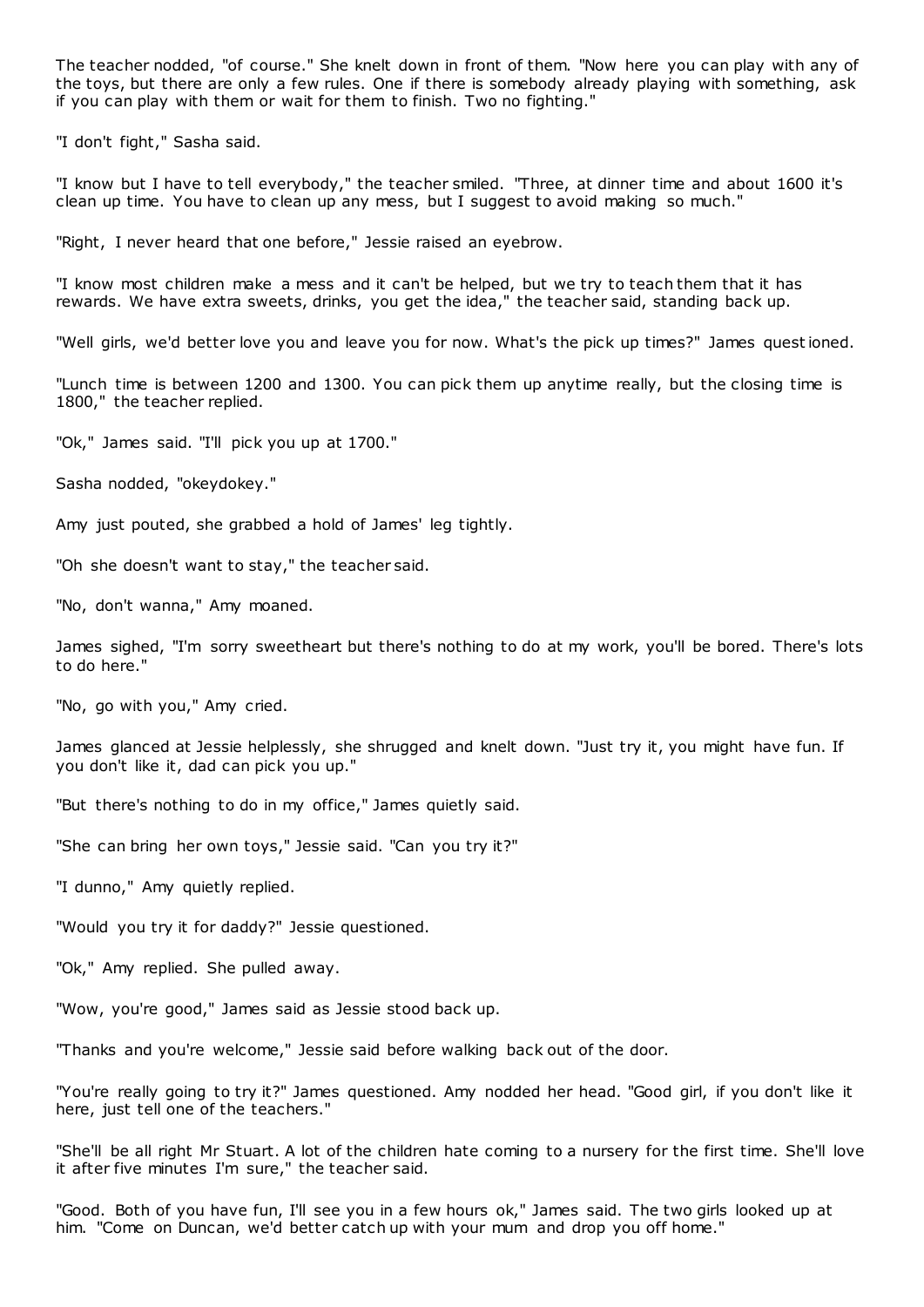The teacher nodded, "of course." She knelt down in front of them. "Now here you can play with any of the toys, but there are only a few rules. One if there is somebody already playing with something, ask if you can play with them or wait for them to finish. Two no fighting."

"I don't fight," Sasha said.

"I know but I have to tell everybody," the teacher smiled. "Three, at dinner time and about 1600 it's clean up time. You have to clean up any mess, but I suggest to avoid making so much."

"Right, I never heard that one before," Jessie raised an eyebrow.

"I know most children make a mess and it can't be helped, but we try to teach them that it has rewards. We have extra sweets, drinks, you get the idea," the teacher said, standing back up.

"Well girls, we'd better love you and leave you for now. What's the pick up times?" James questioned.

"Lunch time is between 1200 and 1300. You can pick them up anytime really, but the closing time is 1800," the teacher replied.

"Ok," James said. "I'll pick you up at 1700."

Sasha nodded, "okeydokey."

Amy just pouted, she grabbed a hold of James' leg tightly.

"Oh she doesn't want to stay," the teacher said.

"No, don't wanna," Amy moaned.

James sighed, "I'm sorry sweetheart but there's nothing to do at my work, you'll be bored. There's lots to do here."

"No, go with you," Amy cried.

James glanced at Jessie helplessly, she shrugged and knelt down. "Just try it, you might have fun. If you don't like it, dad can pick you up."

"But there's nothing to do in my office," James quietly said.

"She can bring her own toys," Jessie said. "Can you try it?"

"I dunno," Amy quietly replied.

"Would you try it for daddy?" Jessie questioned.

"Ok," Amy replied. She pulled away.

"Wow, you're good," James said as Jessie stood back up.

"Thanks and you're welcome," Jessie said before walking back out of the door.

"You're really going to try it?" James questioned. Amy nodded her head. "Good girl, if you don't like it here, just tell one of the teachers."

"She'll be all right Mr Stuart. A lot of the children hate coming to a nursery for the first time. She'll love it after five minutes I'm sure," the teacher said.

"Good. Both of you have fun, I'll see you in a few hours ok," James said. The two girls looked up at him. "Come on Duncan, we'd better catch up with your mum and drop you off home."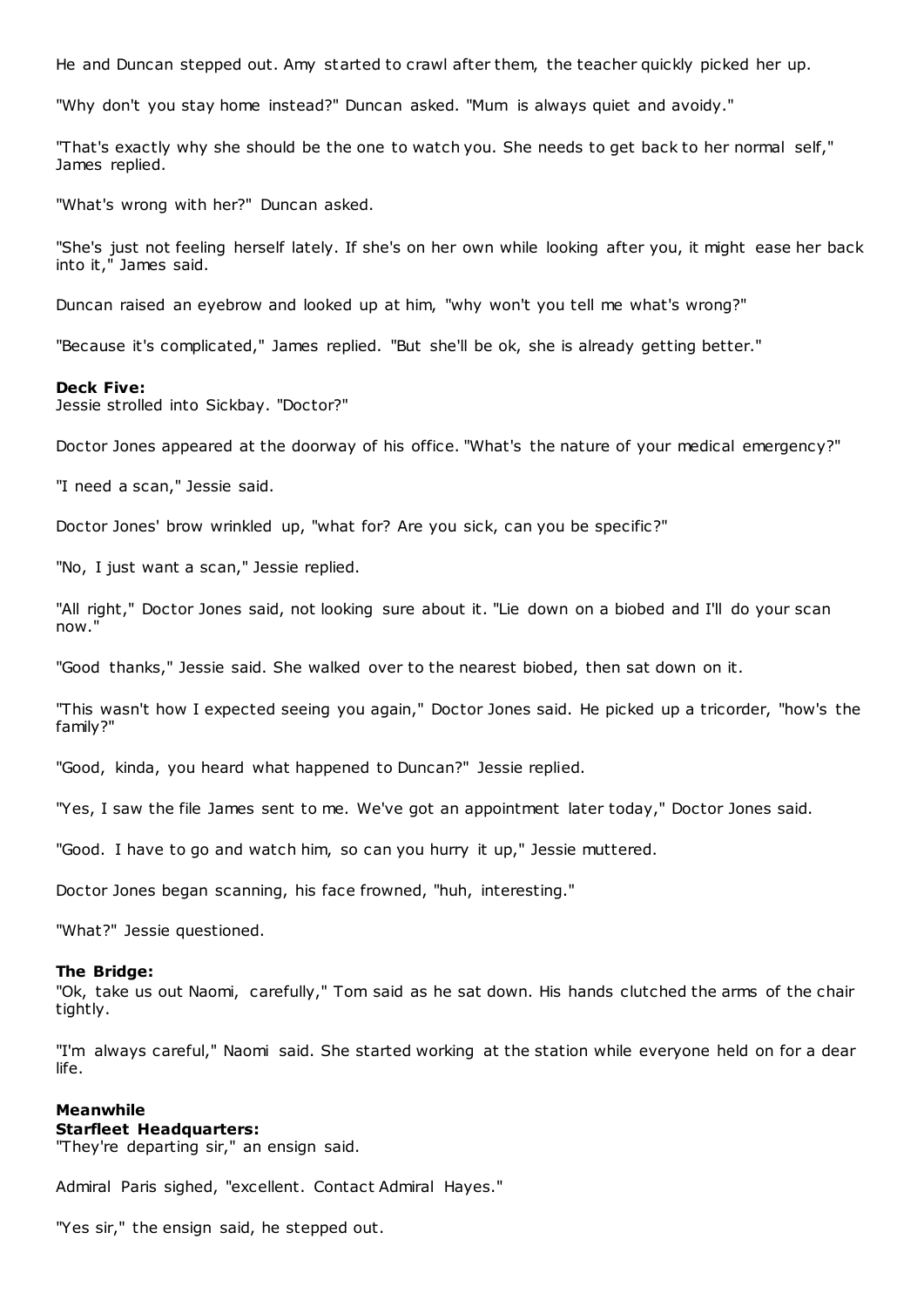He and Duncan stepped out. Amy started to crawl after them, the teacher quickly picked her up.

"Why don't you stay home instead?" Duncan asked. "Mum is always quiet and avoidy."

"That's exactly why she should be the one to watch you. She needs to get back to her normal self," James replied.

"What's wrong with her?" Duncan asked.

"She's just not feeling herself lately. If she's on her own while looking after you, it might ease her back into it," James said.

Duncan raised an eyebrow and looked up at him, "why won't you tell me what's wrong?"

"Because it's complicated," James replied. "But she'll be ok, she is already getting better."

**Deck Five:**
Jessie strolled into Sickbay. "Doctor?"

Doctor Jones appeared at the doorway of his office. "What's the nature of your medical emergency?"

"I need a scan," Jessie said.

Doctor Jones' brow wrinkled up, "what for? Are you sick, can you be specific?"

"No, I just want a scan," Jessie replied.

"All right," Doctor Jones said, not looking sure about it. "Lie down on a biobed and I'll do your scan now."

"Good thanks," Jessie said. She walked over to the nearest biobed, then sat down on it.

"This wasn't how I expected seeing you again," Doctor Jones said. He picked up a tricorder, "how's the family?"

"Good, kinda, you heard what happened to Duncan?" Jessie replied.

"Yes, I saw the file James sent to me. We've got an appointment later today," Doctor Jones said.

"Good. I have to go and watch him, so can you hurry it up," Jessie muttered.

Doctor Jones began scanning, his face frowned, "huh, interesting."

"What?" Jessie questioned.

**The Bridge:**
"Ok, take us out Naomi, carefully," Tom said as he sat down. His hands clutched the arms of the chair tightly.

"I'm always careful," Naomi said. She started working at the station while everyone held on for a dear life.

**Meanwhile**
**Starfleet Headquarters:**
"They're departing sir," an ensign said.

Admiral Paris sighed, "excellent. Contact Admiral Hayes."

"Yes sir," the ensign said, he stepped out.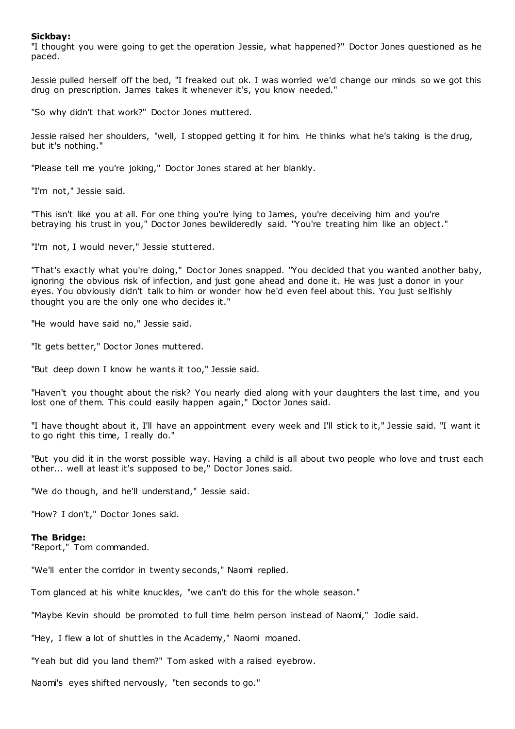**Sickbay:**

"I thought you were going to get the operation Jessie, what happened?" Doctor Jones questioned as he paced.

Jessie pulled herself off the bed, "I freaked out ok. I was worried we'd change our minds so we got this drug on prescription. James takes it whenever it's, you know needed."

"So why didn't that work?" Doctor Jones muttered.

Jessie raised her shoulders, "well, I stopped getting it for him. He thinks what he's taking is the drug, but it's nothing."

"Please tell me you're joking," Doctor Jones stared at her blankly.

"I'm not," Jessie said.

"This isn't like you at all. For one thing you're lying to James, you're deceiving him and you're betraying his trust in you," Doctor Jones bewilderedly said. "You're treating him like an object."

"I'm not, I would never," Jessie stuttered.

"That's exactly what you're doing," Doctor Jones snapped. "You decided that you wanted another baby, ignoring the obvious risk of infection, and just gone ahead and done it. He was just a donor in your eyes. You obviously didn't talk to him or wonder how he'd even feel about this. You just selfishly thought you are the only one who decides it."

"He would have said no," Jessie said.

"It gets better," Doctor Jones muttered.

"But deep down I know he wants it too," Jessie said.

"Haven't you thought about the risk? You nearly died along with your daughters the last time, and you lost one of them. This could easily happen again," Doctor Jones said.

"I have thought about it, I'll have an appointment every week and I'll stick to it," Jessie said. "I want it to go right this time, I really do."

"But you did it in the worst possible way. Having a child is all about two people who love and trust each other... well at least it's supposed to be," Doctor Jones said.

"We do though, and he'll understand," Jessie said.

"How? I don't," Doctor Jones said.

**The Bridge:**

"Report," Tom commanded.

"We'll enter the corridor in twenty seconds," Naomi replied.

Tom glanced at his white knuckles, "we can't do this for the whole season."

"Maybe Kevin should be promoted to full time helm person instead of Naomi," Jodie said.

"Hey, I flew a lot of shuttles in the Academy," Naomi moaned.

"Yeah but did you land them?" Tom asked with a raised eyebrow.

Naomi's eyes shifted nervously, "ten seconds to go."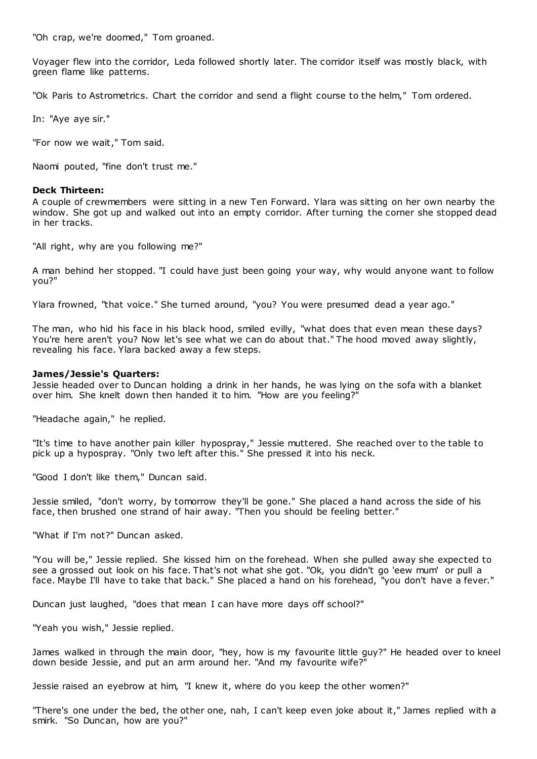"Oh crap, we're doomed," Tom groaned.

Voyager flew into the corridor, Leda followed shortly later. The corridor itself was mostly black, with green flame like patterns.

"Ok Paris to Astrometrics. Chart the corridor and send a flight course to the helm," Tom ordered.

In: "Aye aye sir."

"For now we wait," Tom said.

Naomi pouted, "fine don't trust me."

**Deck Thirteen:**
A couple of crewmembers were sitting in a new Ten Forward. Ylara was sitting on her own nearby the window. She got up and walked out into an empty corridor. After turning the corner she stopped dead in her tracks.

"All right, why are you following me?"

A man behind her stopped. "I could have just been going your way, why would anyone want to follow you?"

Ylara frowned, "that voice." She turned around, "you? You were presumed dead a year ago."

The man, who hid his face in his black hood, smiled evilly, "what does that even mean these days? You're here aren't you? Now let's see what we can do about that." The hood moved away slightly, revealing his face. Ylara backed away a few steps.

**James/Jessie's Quarters:**
Jessie headed over to Duncan holding a drink in her hands, he was lying on the sofa with a blanket over him. She knelt down then handed it to him. "How are you feeling?"

"Headache again," he replied.

"It's time to have another pain killer hypospray," Jessie muttered. She reached over to the table to pick up a hypospray. "Only two left after this." She pressed it into his neck.

"Good I don't like them," Duncan said.

Jessie smiled, "don't worry, by tomorrow they'll be gone." She placed a hand across the side of his face, then brushed one strand of hair away. "Then you should be feeling better."

"What if I'm not?" Duncan asked.

"You will be," Jessie replied. She kissed him on the forehead. When she pulled away she expected to see a grossed out look on his face. That's not what she got. "Ok, you didn't go 'eew mum' or pull a face. Maybe I'll have to take that back." She placed a hand on his forehead, "you don't have a fever."

Duncan just laughed, "does that mean I can have more days off school?"

"Yeah you wish," Jessie replied.

James walked in through the main door, "hey, how is my favourite little guy?" He headed over to kneel down beside Jessie, and put an arm around her. "And my favourite wife?"

Jessie raised an eyebrow at him, "I knew it, where do you keep the other women?"

"There's one under the bed, the other one, nah, I can't keep even joke about it," James replied with a smirk. "So Duncan, how are you?"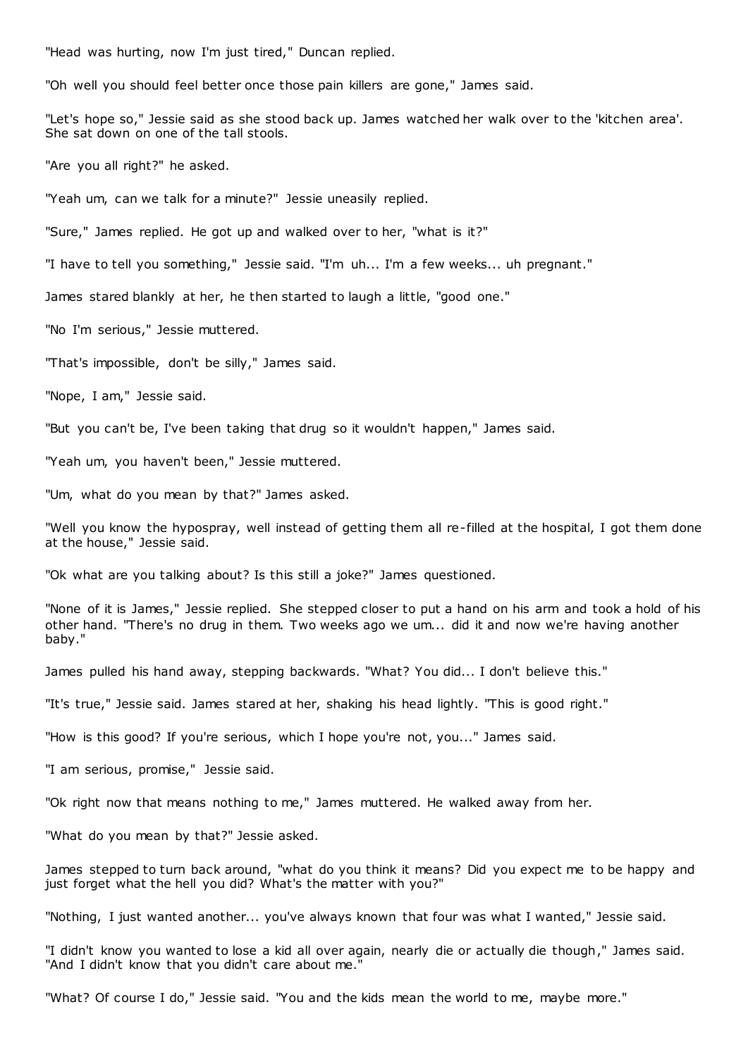"Head was hurting, now I'm just tired," Duncan replied.

"Oh well you should feel better once those pain killers are gone," James said.

"Let's hope so," Jessie said as she stood back up. James watched her walk over to the 'kitchen area'. She sat down on one of the tall stools.

"Are you all right?" he asked.

"Yeah um, can we talk for a minute?" Jessie uneasily replied.

"Sure," James replied. He got up and walked over to her, "what is it?"

"I have to tell you something," Jessie said. "I'm uh... I'm a few weeks... uh pregnant."

James stared blankly at her, he then started to laugh a little, "good one."

"No I'm serious," Jessie muttered.

"That's impossible, don't be silly," James said.

"Nope, I am," Jessie said.

"But you can't be, I've been taking that drug so it wouldn't happen," James said.

"Yeah um, you haven't been," Jessie muttered.

"Um, what do you mean by that?" James asked.

"Well you know the hypospray, well instead of getting them all re-filled at the hospital, I got them done at the house," Jessie said.

"Ok what are you talking about? Is this still a joke?" James questioned.

"None of it is James," Jessie replied. She stepped closer to put a hand on his arm and took a hold of his other hand. "There's no drug in them. Two weeks ago we um... did it and now we're having another baby."

James pulled his hand away, stepping backwards. "What? You did... I don't believe this."

"It's true," Jessie said. James stared at her, shaking his head lightly. "This is good right."

"How is this good? If you're serious, which I hope you're not, you..." James said.

"I am serious, promise," Jessie said.

"Ok right now that means nothing to me," James muttered. He walked away from her.

"What do you mean by that?" Jessie asked.

James stepped to turn back around, "what do you think it means? Did you expect me to be happy and just forget what the hell you did? What's the matter with you?"

"Nothing, I just wanted another... you've always known that four was what I wanted," Jessie said.

"I didn't know you wanted to lose a kid all over again, nearly die or actually die though," James said. "And I didn't know that you didn't care about me."

"What? Of course I do," Jessie said. "You and the kids mean the world to me, maybe more."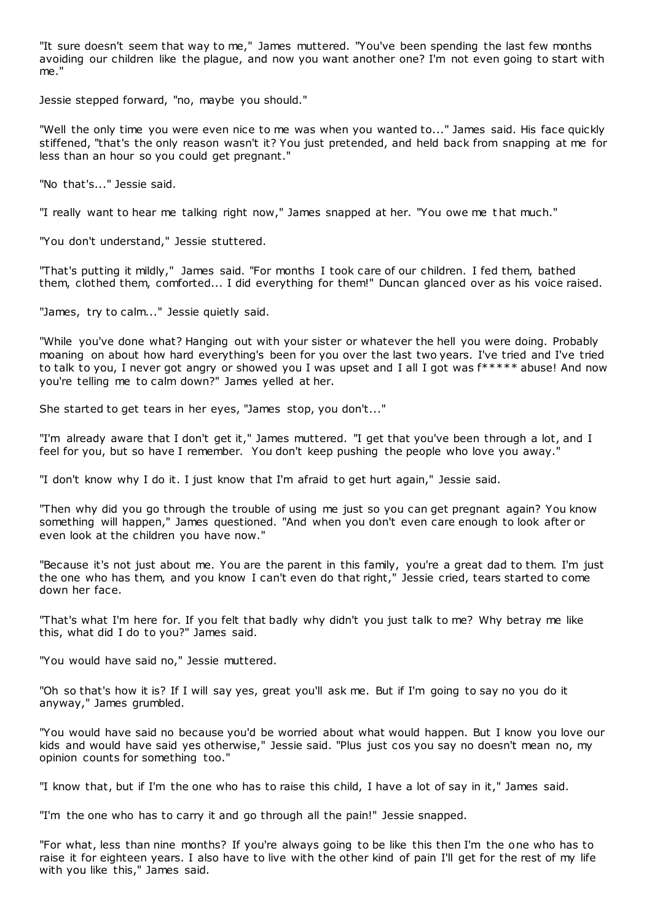"It sure doesn't seem that way to me," James muttered. "You've been spending the last few months avoiding our children like the plague, and now you want another one? I'm not even going to start with me."

Jessie stepped forward, "no, maybe you should."

"Well the only time you were even nice to me was when you wanted to..." James said. His face quickly stiffened, "that's the only reason wasn't it? You just pretended, and held back from snapping at me for less than an hour so you could get pregnant."

"No that's..." Jessie said.

"I really want to hear me talking right now," James snapped at her. "You owe me that much."

"You don't understand," Jessie stuttered.

"That's putting it mildly," James said. "For months I took care of our children. I fed them, bathed them, clothed them, comforted... I did everything for them!" Duncan glanced over as his voice raised.

"James, try to calm..." Jessie quietly said.

"While you've done what? Hanging out with your sister or whatever the hell you were doing. Probably moaning on about how hard everything's been for you over the last two years. I've tried and I've tried to talk to you, I never got angry or showed you I was upset and I all I got was f***** abuse! And now you're telling me to calm down?" James yelled at her.

She started to get tears in her eyes, "James stop, you don't..."

"I'm already aware that I don't get it," James muttered. "I get that you've been through a lot, and I feel for you, but so have I remember. You don't keep pushing the people who love you away."

"I don't know why I do it. I just know that I'm afraid to get hurt again," Jessie said.

"Then why did you go through the trouble of using me just so you can get pregnant again? You know something will happen," James questioned. "And when you don't even care enough to look after or even look at the children you have now."

"Because it's not just about me. You are the parent in this family, you're a great dad to them. I'm just the one who has them, and you know I can't even do that right," Jessie cried, tears started to come down her face.

"That's what I'm here for. If you felt that badly why didn't you just talk to me? Why betray me like this, what did I do to you?" James said.

"You would have said no," Jessie muttered.

"Oh so that's how it is? If I will say yes, great you'll ask me. But if I'm going to say no you do it anyway," James grumbled.

"You would have said no because you'd be worried about what would happen. But I know you love our kids and would have said yes otherwise," Jessie said. "Plus just cos you say no doesn't mean no, my opinion counts for something too."

"I know that, but if I'm the one who has to raise this child, I have a lot of say in it," James said.

"I'm the one who has to carry it and go through all the pain!" Jessie snapped.

"For what, less than nine months? If you're always going to be like this then I'm the one who has to raise it for eighteen years. I also have to live with the other kind of pain I'll get for the rest of my life with you like this," James said.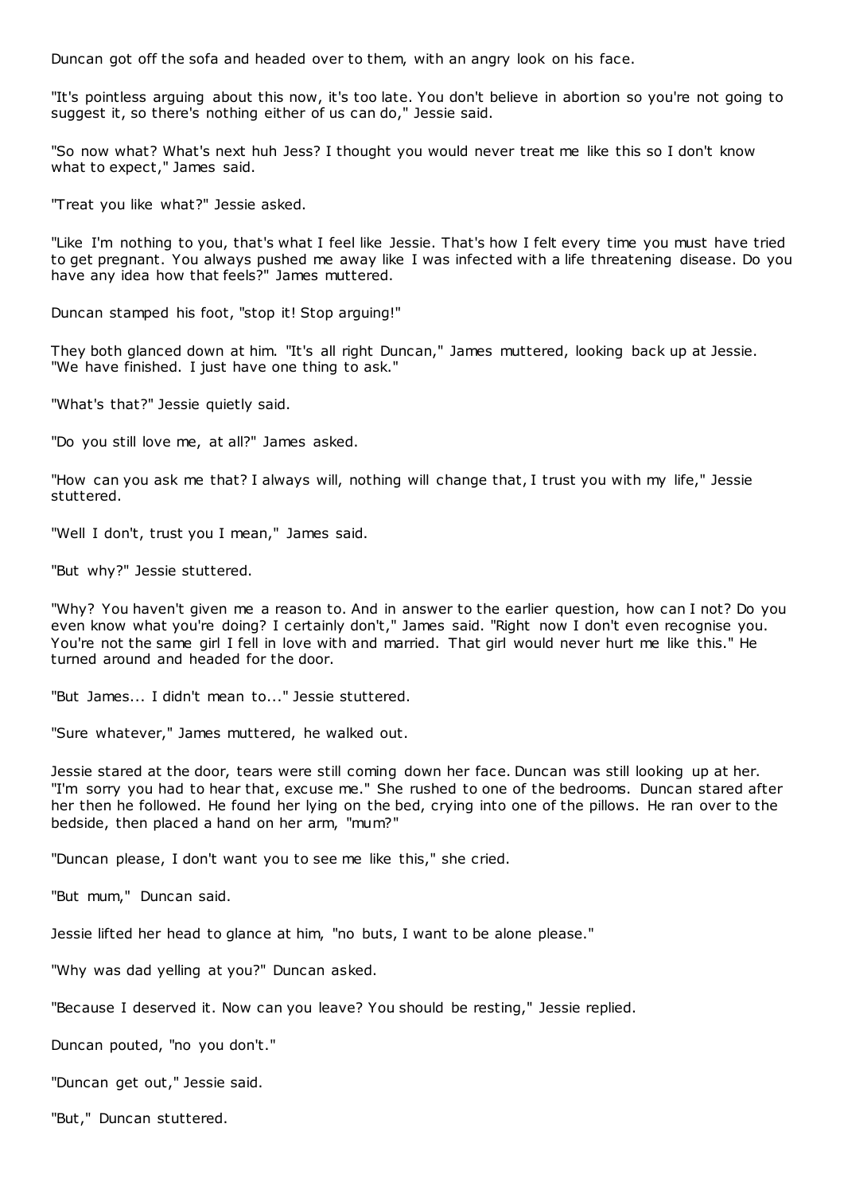Duncan got off the sofa and headed over to them, with an angry look on his face.

"It's pointless arguing about this now, it's too late. You don't believe in abortion so you're not going to suggest it, so there's nothing either of us can do," Jessie said.

"So now what? What's next huh Jess? I thought you would never treat me like this so I don't know what to expect," James said.

"Treat you like what?" Jessie asked.

"Like I'm nothing to you, that's what I feel like Jessie. That's how I felt every time you must have tried to get pregnant. You always pushed me away like I was infected with a life threatening disease. Do you have any idea how that feels?" James muttered.

Duncan stamped his foot, "stop it! Stop arguing!"

They both glanced down at him. "It's all right Duncan," James muttered, looking back up at Jessie. "We have finished. I just have one thing to ask."

"What's that?" Jessie quietly said.

"Do you still love me, at all?" James asked.

"How can you ask me that? I always will, nothing will change that, I trust you with my life," Jessie stuttered.

"Well I don't, trust you I mean," James said.

"But why?" Jessie stuttered.

"Why? You haven't given me a reason to. And in answer to the earlier question, how can I not? Do you even know what you're doing? I certainly don't," James said. "Right now I don't even recognise you. You're not the same girl I fell in love with and married. That girl would never hurt me like this." He turned around and headed for the door.

"But James... I didn't mean to..." Jessie stuttered.

"Sure whatever," James muttered, he walked out.

Jessie stared at the door, tears were still coming down her face. Duncan was still looking up at her. "I'm sorry you had to hear that, excuse me." She rushed to one of the bedrooms. Duncan stared after her then he followed. He found her lying on the bed, crying into one of the pillows. He ran over to the bedside, then placed a hand on her arm, "mum?"

"Duncan please, I don't want you to see me like this," she cried.

"But mum," Duncan said.

Jessie lifted her head to glance at him, "no buts, I want to be alone please."

"Why was dad yelling at you?" Duncan asked.

"Because I deserved it. Now can you leave? You should be resting," Jessie replied.

Duncan pouted, "no you don't."

"Duncan get out," Jessie said.

"But," Duncan stuttered.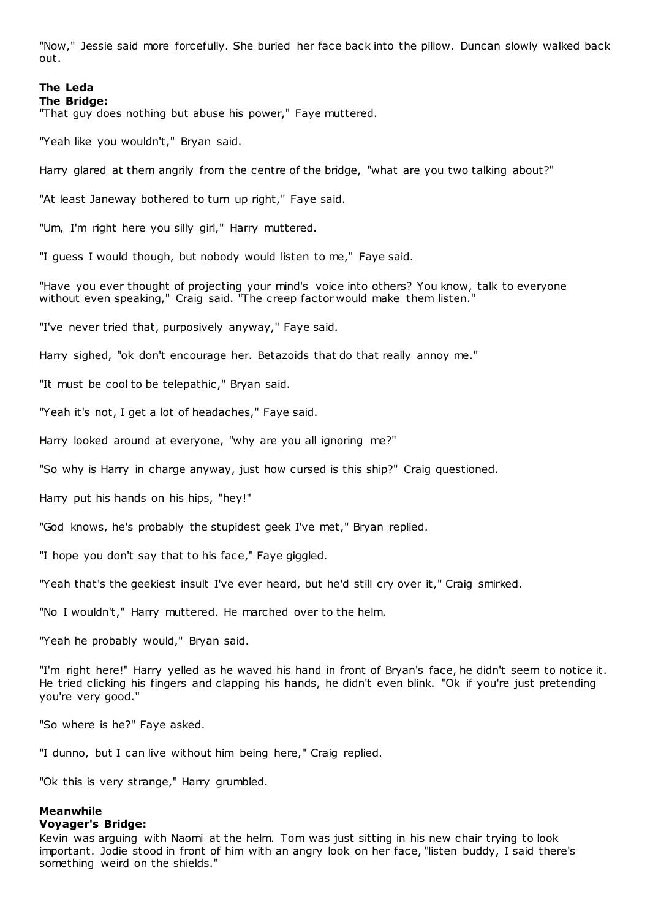"Now," Jessie said more forcefully. She buried her face back into the pillow. Duncan slowly walked back out.

**The Leda**
**The Bridge:**

"That guy does nothing but abuse his power," Faye muttered.

"Yeah like you wouldn't," Bryan said.

Harry glared at them angrily from the centre of the bridge, "what are you two talking about?"

"At least Janeway bothered to turn up right," Faye said.

"Um, I'm right here you silly girl," Harry muttered.

"I guess I would though, but nobody would listen to me," Faye said.

"Have you ever thought of projecting your mind's voice into others? You know, talk to everyone without even speaking," Craig said. "The creep factor would make them listen."

"I've never tried that, purposively anyway," Faye said.

Harry sighed, "ok don't encourage her. Betazoids that do that really annoy me."

"It must be cool to be telepathic," Bryan said.

"Yeah it's not, I get a lot of headaches," Faye said.

Harry looked around at everyone, "why are you all ignoring me?"

"So why is Harry in charge anyway, just how cursed is this ship?" Craig questioned.

Harry put his hands on his hips, "hey!"

"God knows, he's probably the stupidest geek I've met," Bryan replied.

"I hope you don't say that to his face," Faye giggled.

"Yeah that's the geekiest insult I've ever heard, but he'd still cry over it," Craig smirked.

"No I wouldn't," Harry muttered. He marched over to the helm.

"Yeah he probably would," Bryan said.

"I'm right here!" Harry yelled as he waved his hand in front of Bryan's face, he didn't seem to notice it. He tried clicking his fingers and clapping his hands, he didn't even blink. "Ok if you're just pretending you're very good."

"So where is he?" Faye asked.

"I dunno, but I can live without him being here," Craig replied.

"Ok this is very strange," Harry grumbled.

**Meanwhile**
**Voyager's Bridge:**

Kevin was arguing with Naomi at the helm. Tom was just sitting in his new chair trying to look important. Jodie stood in front of him with an angry look on her face, "listen buddy, I said there's something weird on the shields."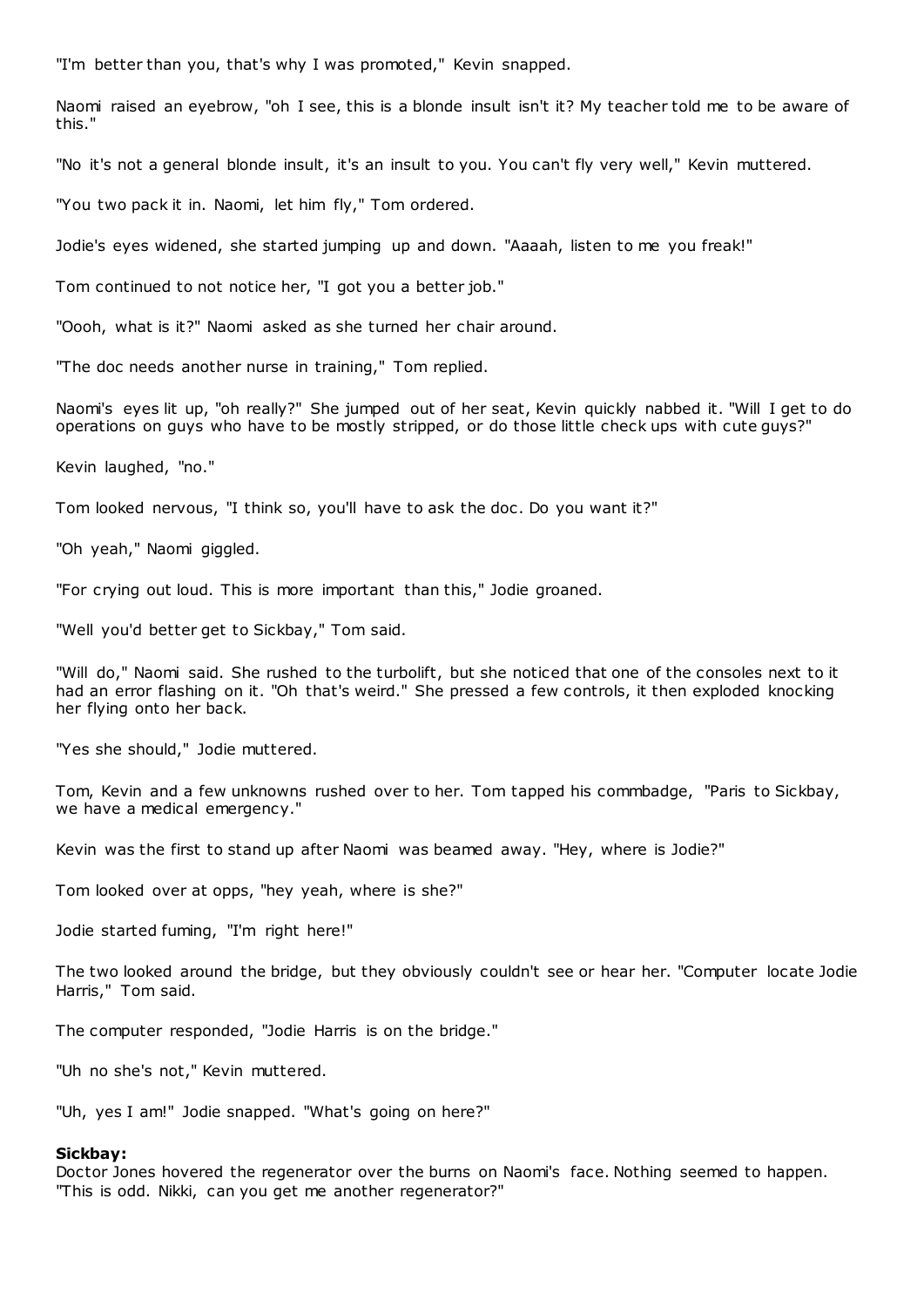"I'm better than you, that's why I was promoted," Kevin snapped.

Naomi raised an eyebrow, "oh I see, this is a blonde insult isn't it? My teacher told me to be aware of this."

"No it's not a general blonde insult, it's an insult to you. You can't fly very well," Kevin muttered.

"You two pack it in. Naomi, let him fly," Tom ordered.

Jodie's eyes widened, she started jumping up and down. "Aaaah, listen to me you freak!"

Tom continued to not notice her, "I got you a better job."

"Oooh, what is it?" Naomi asked as she turned her chair around.

"The doc needs another nurse in training," Tom replied.

Naomi's eyes lit up, "oh really?" She jumped out of her seat, Kevin quickly nabbed it. "Will I get to do operations on guys who have to be mostly stripped, or do those little check ups with cute guys?"

Kevin laughed, "no."

Tom looked nervous, "I think so, you'll have to ask the doc. Do you want it?"

"Oh yeah," Naomi giggled.

"For crying out loud. This is more important than this," Jodie groaned.

"Well you'd better get to Sickbay," Tom said.

"Will do," Naomi said. She rushed to the turbolift, but she noticed that one of the consoles next to it had an error flashing on it. "Oh that's weird." She pressed a few controls, it then exploded knocking her flying onto her back.

"Yes she should," Jodie muttered.

Tom, Kevin and a few unknowns rushed over to her. Tom tapped his commbadge, "Paris to Sickbay, we have a medical emergency."

Kevin was the first to stand up after Naomi was beamed away. "Hey, where is Jodie?"

Tom looked over at opps, "hey yeah, where is she?"

Jodie started fuming, "I'm right here!"

The two looked around the bridge, but they obviously couldn't see or hear her. "Computer locate Jodie Harris," Tom said.

The computer responded, "Jodie Harris is on the bridge."

"Uh no she's not," Kevin muttered.

"Uh, yes I am!" Jodie snapped. "What's going on here?"

**Sickbay:**
Doctor Jones hovered the regenerator over the burns on Naomi's face. Nothing seemed to happen. "This is odd. Nikki, can you get me another regenerator?"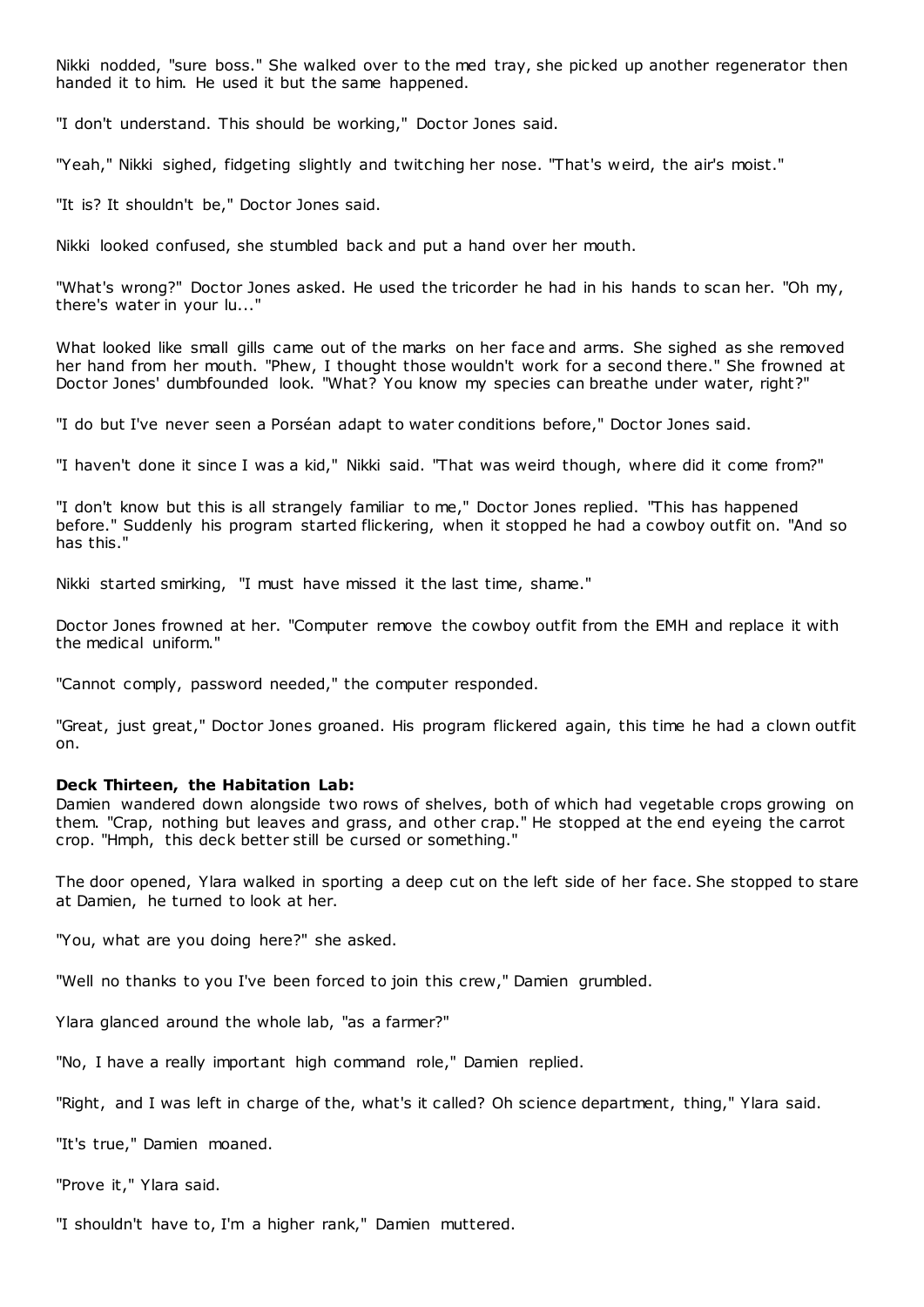Nikki nodded, "sure boss." She walked over to the med tray, she picked up another regenerator then handed it to him. He used it but the same happened.

"I don't understand. This should be working," Doctor Jones said.

"Yeah," Nikki sighed, fidgeting slightly and twitching her nose. "That's weird, the air's moist."

"It is? It shouldn't be," Doctor Jones said.

Nikki looked confused, she stumbled back and put a hand over her mouth.

"What's wrong?" Doctor Jones asked. He used the tricorder he had in his hands to scan her. "Oh my, there's water in your lu..."

What looked like small gills came out of the marks on her face and arms. She sighed as she removed her hand from her mouth. "Phew, I thought those wouldn't work for a second there." She frowned at Doctor Jones' dumbfounded look. "What? You know my species can breathe under water, right?"

"I do but I've never seen a Porséan adapt to water conditions before," Doctor Jones said.

"I haven't done it since I was a kid," Nikki said. "That was weird though, where did it come from?"

"I don't know but this is all strangely familiar to me," Doctor Jones replied. "This has happened before." Suddenly his program started flickering, when it stopped he had a cowboy outfit on. "And so has this."

Nikki started smirking, "I must have missed it the last time, shame."

Doctor Jones frowned at her. "Computer remove the cowboy outfit from the EMH and replace it with the medical uniform."

"Cannot comply, password needed," the computer responded.

"Great, just great," Doctor Jones groaned. His program flickered again, this time he had a clown outfit on.

**Deck Thirteen, the Habitation Lab:**
Damien wandered down alongside two rows of shelves, both of which had vegetable crops growing on them. "Crap, nothing but leaves and grass, and other crap." He stopped at the end eyeing the carrot crop. "Hmph, this deck better still be cursed or something."

The door opened, Ylara walked in sporting a deep cut on the left side of her face. She stopped to stare at Damien, he turned to look at her.

"You, what are you doing here?" she asked.

"Well no thanks to you I've been forced to join this crew," Damien grumbled.

Ylara glanced around the whole lab, "as a farmer?"

"No, I have a really important high command role," Damien replied.

"Right, and I was left in charge of the, what's it called? Oh science department, thing," Ylara said.

"It's true," Damien moaned.

"Prove it," Ylara said.

"I shouldn't have to, I'm a higher rank," Damien muttered.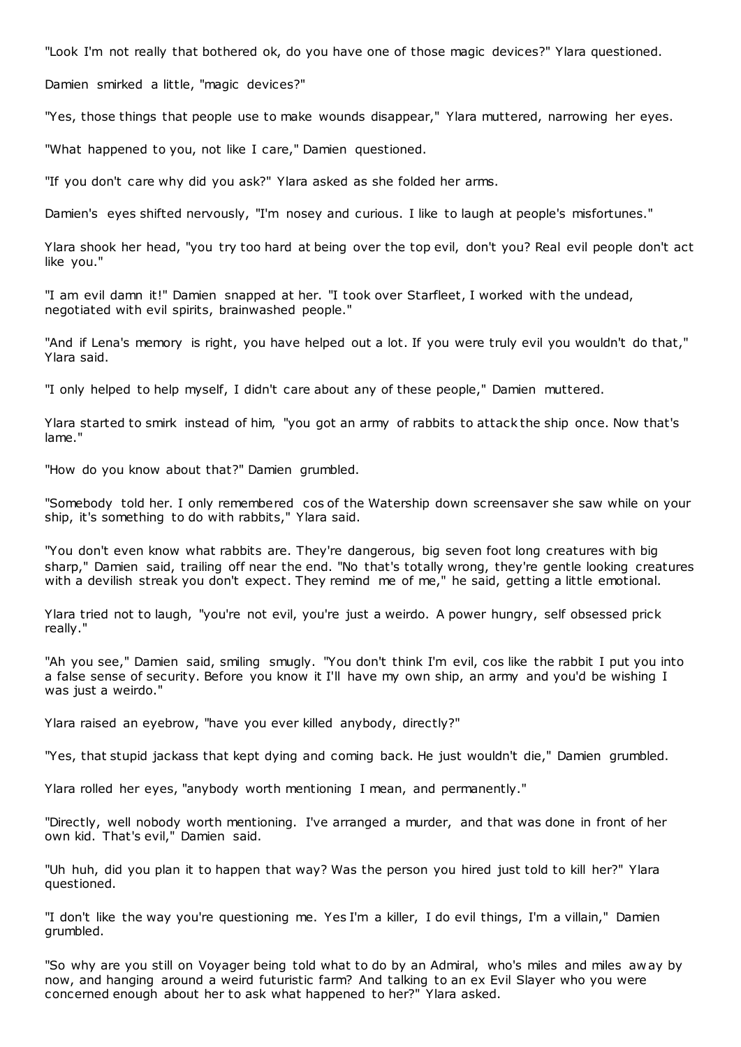"Look I'm not really that bothered ok, do you have one of those magic devices?" Ylara questioned.

Damien smirked a little, "magic devices?"

"Yes, those things that people use to make wounds disappear," Ylara muttered, narrowing her eyes.

"What happened to you, not like I care," Damien questioned.

"If you don't care why did you ask?" Ylara asked as she folded her arms.

Damien's eyes shifted nervously, "I'm nosey and curious. I like to laugh at people's misfortunes."

Ylara shook her head, "you try too hard at being over the top evil, don't you? Real evil people don't act like you."

"I am evil damn it!" Damien snapped at her. "I took over Starfleet, I worked with the undead, negotiated with evil spirits, brainwashed people."

"And if Lena's memory is right, you have helped out a lot. If you were truly evil you wouldn't do that," Ylara said.

"I only helped to help myself, I didn't care about any of these people," Damien muttered.

Ylara started to smirk instead of him, "you got an army of rabbits to attack the ship once. Now that's lame."

"How do you know about that?" Damien grumbled.

"Somebody told her. I only remembered cos of the Watership down screensaver she saw while on your ship, it's something to do with rabbits," Ylara said.

"You don't even know what rabbits are. They're dangerous, big seven foot long creatures with big sharp," Damien said, trailing off near the end. "No that's totally wrong, they're gentle looking creatures with a devilish streak you don't expect. They remind me of me," he said, getting a little emotional.

Ylara tried not to laugh, "you're not evil, you're just a weirdo. A power hungry, self obsessed prick really."

"Ah you see," Damien said, smiling smugly. "You don't think I'm evil, cos like the rabbit I put you into a false sense of security. Before you know it I'll have my own ship, an army and you'd be wishing I was just a weirdo."

Ylara raised an eyebrow, "have you ever killed anybody, directly?"

"Yes, that stupid jackass that kept dying and coming back. He just wouldn't die," Damien grumbled.

Ylara rolled her eyes, "anybody worth mentioning I mean, and permanently."

"Directly, well nobody worth mentioning. I've arranged a murder, and that was done in front of her own kid. That's evil," Damien said.

"Uh huh, did you plan it to happen that way? Was the person you hired just told to kill her?" Ylara questioned.

"I don't like the way you're questioning me. Yes I'm a killer, I do evil things, I'm a villain," Damien grumbled.

"So why are you still on Voyager being told what to do by an Admiral, who's miles and miles away by now, and hanging around a weird futuristic farm? And talking to an ex Evil Slayer who you were concerned enough about her to ask what happened to her?" Ylara asked.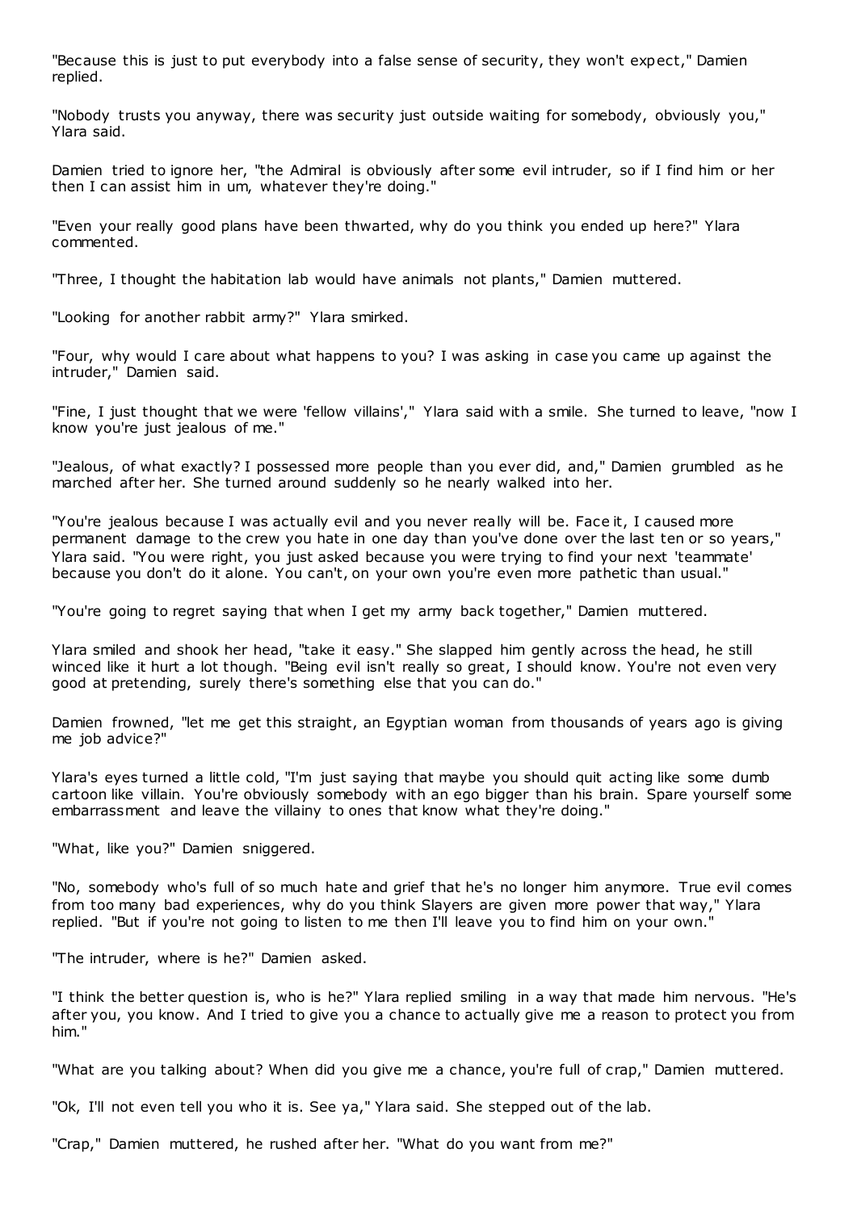"Because this is just to put everybody into a false sense of security, they won't expect," Damien replied.

"Nobody trusts you anyway, there was security just outside waiting for somebody, obviously you," Ylara said.

Damien tried to ignore her, "the Admiral is obviously after some evil intruder, so if I find him or her then I can assist him in um, whatever they're doing."

"Even your really good plans have been thwarted, why do you think you ended up here?" Ylara commented.

"Three, I thought the habitation lab would have animals not plants," Damien muttered.

"Looking for another rabbit army?" Ylara smirked.

"Four, why would I care about what happens to you? I was asking in case you came up against the intruder," Damien said.

"Fine, I just thought that we were 'fellow villains'," Ylara said with a smile. She turned to leave, "now I know you're just jealous of me."

"Jealous, of what exactly? I possessed more people than you ever did, and," Damien grumbled as he marched after her. She turned around suddenly so he nearly walked into her.

"You're jealous because I was actually evil and you never really will be. Face it, I caused more permanent damage to the crew you hate in one day than you've done over the last ten or so years," Ylara said. "You were right, you just asked because you were trying to find your next 'teammate' because you don't do it alone. You can't, on your own you're even more pathetic than usual."

"You're going to regret saying that when I get my army back together," Damien muttered.

Ylara smiled and shook her head, "take it easy." She slapped him gently across the head, he still winced like it hurt a lot though. "Being evil isn't really so great, I should know. You're not even very good at pretending, surely there's something else that you can do."

Damien frowned, "let me get this straight, an Egyptian woman from thousands of years ago is giving me job advice?"

Ylara's eyes turned a little cold, "I'm just saying that maybe you should quit acting like some dumb cartoon like villain. You're obviously somebody with an ego bigger than his brain. Spare yourself some embarrassment and leave the villainy to ones that know what they're doing."

"What, like you?" Damien sniggered.

"No, somebody who's full of so much hate and grief that he's no longer him anymore. True evil comes from too many bad experiences, why do you think Slayers are given more power that way," Ylara replied. "But if you're not going to listen to me then I'll leave you to find him on your own."

"The intruder, where is he?" Damien asked.

"I think the better question is, who is he?" Ylara replied smiling in a way that made him nervous. "He's after you, you know. And I tried to give you a chance to actually give me a reason to protect you from him."

"What are you talking about? When did you give me a chance, you're full of crap," Damien muttered.

"Ok, I'll not even tell you who it is. See ya," Ylara said. She stepped out of the lab.

"Crap," Damien muttered, he rushed after her. "What do you want from me?"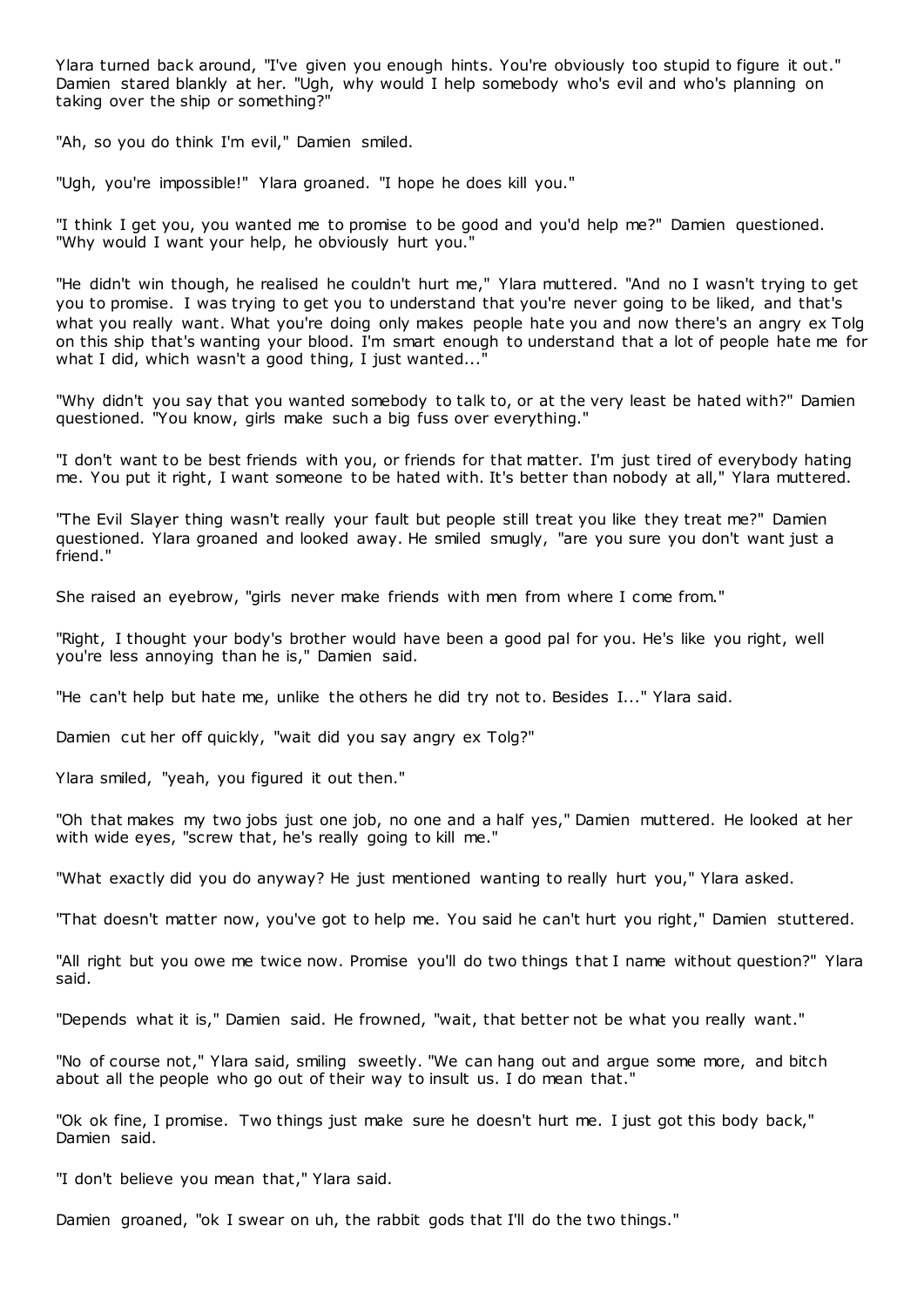Ylara turned back around, "I've given you enough hints. You're obviously too stupid to figure it out." Damien stared blankly at her. "Ugh, why would I help somebody who's evil and who's planning on taking over the ship or something?"

"Ah, so you do think I'm evil," Damien smiled.

"Ugh, you're impossible!" Ylara groaned. "I hope he does kill you."

"I think I get you, you wanted me to promise to be good and you'd help me?" Damien questioned. "Why would I want your help, he obviously hurt you."

"He didn't win though, he realised he couldn't hurt me," Ylara muttered. "And no I wasn't trying to get you to promise. I was trying to get you to understand that you're never going to be liked, and that's what you really want. What you're doing only makes people hate you and now there's an angry ex Tolg on this ship that's wanting your blood. I'm smart enough to understand that a lot of people hate me for what I did, which wasn't a good thing, I just wanted..."

"Why didn't you say that you wanted somebody to talk to, or at the very least be hated with?" Damien questioned. "You know, girls make such a big fuss over everything."

"I don't want to be best friends with you, or friends for that matter. I'm just tired of everybody hating me. You put it right, I want someone to be hated with. It's better than nobody at all," Ylara muttered.

"The Evil Slayer thing wasn't really your fault but people still treat you like they treat me?" Damien questioned. Ylara groaned and looked away. He smiled smugly, "are you sure you don't want just a friend."

She raised an eyebrow, "girls never make friends with men from where I come from."

"Right, I thought your body's brother would have been a good pal for you. He's like you right, well you're less annoying than he is," Damien said.

"He can't help but hate me, unlike the others he did try not to. Besides I..." Ylara said.

Damien cut her off quickly, "wait did you say angry ex Tolg?"

Ylara smiled, "yeah, you figured it out then."

"Oh that makes my two jobs just one job, no one and a half yes," Damien muttered. He looked at her with wide eyes, "screw that, he's really going to kill me."

"What exactly did you do anyway? He just mentioned wanting to really hurt you," Ylara asked.

"That doesn't matter now, you've got to help me. You said he can't hurt you right," Damien stuttered.

"All right but you owe me twice now. Promise you'll do two things that I name without question?" Ylara said.

"Depends what it is," Damien said. He frowned, "wait, that better not be what you really want."

"No of course not," Ylara said, smiling sweetly. "We can hang out and argue some more, and bitch about all the people who go out of their way to insult us. I do mean that."

"Ok ok fine, I promise. Two things just make sure he doesn't hurt me. I just got this body back," Damien said.

"I don't believe you mean that," Ylara said.

Damien groaned, "ok I swear on uh, the rabbit gods that I'll do the two things."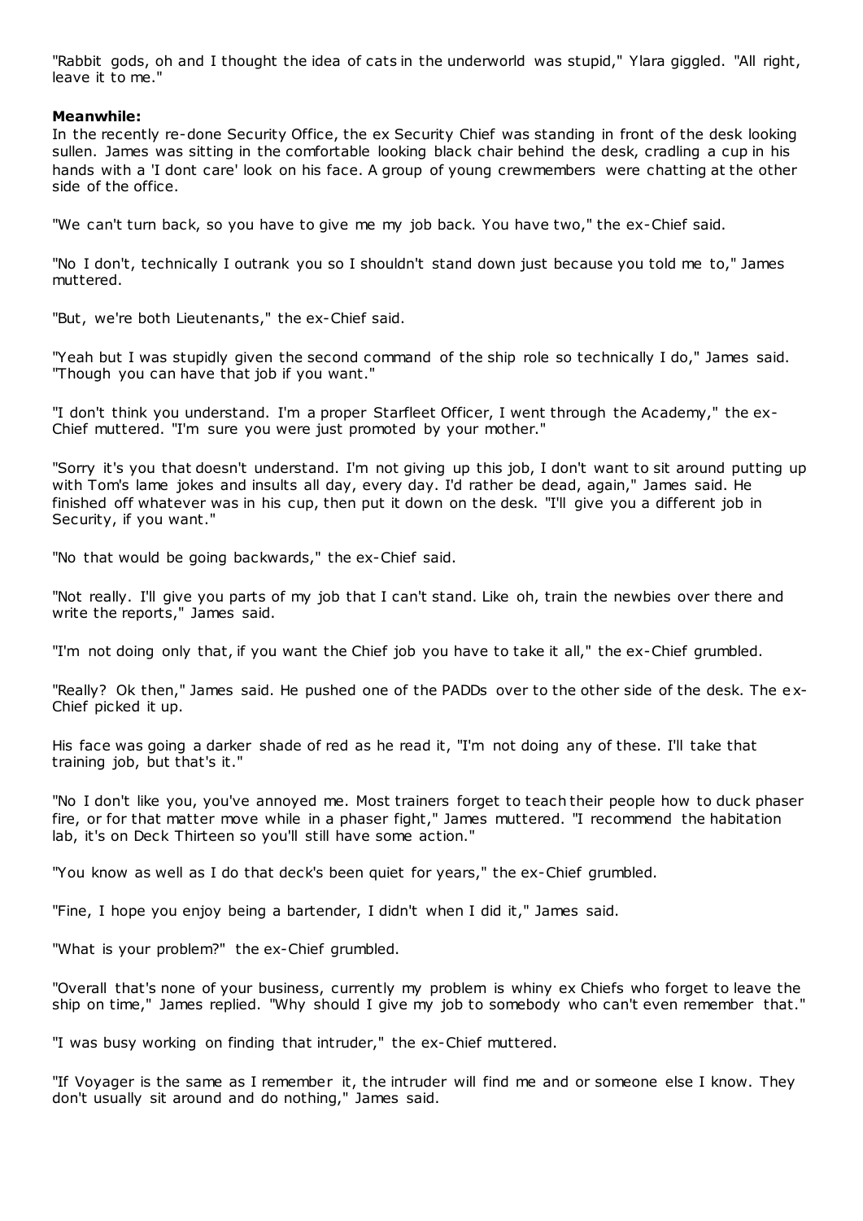"Rabbit gods, oh and I thought the idea of cats in the underworld was stupid," Ylara giggled. "All right, leave it to me."

**Meanwhile:**

In the recently re-done Security Office, the ex Security Chief was standing in front of the desk looking sullen. James was sitting in the comfortable looking black chair behind the desk, cradling a cup in his hands with a 'I dont care' look on his face. A group of young crewmembers were chatting at the other side of the office.

"We can't turn back, so you have to give me my job back. You have two," the ex-Chief said.

"No I don't, technically I outrank you so I shouldn't stand down just because you told me to," James muttered.

"But, we're both Lieutenants," the ex-Chief said.

"Yeah but I was stupidly given the second command of the ship role so technically I do," James said. "Though you can have that job if you want."

"I don't think you understand. I'm a proper Starfleet Officer, I went through the Academy," the ex-Chief muttered. "I'm sure you were just promoted by your mother."

"Sorry it's you that doesn't understand. I'm not giving up this job, I don't want to sit around putting up with Tom's lame jokes and insults all day, every day. I'd rather be dead, again," James said. He finished off whatever was in his cup, then put it down on the desk. "I'll give you a different job in Security, if you want."

"No that would be going backwards," the ex-Chief said.

"Not really. I'll give you parts of my job that I can't stand. Like oh, train the newbies over there and write the reports," James said.

"I'm not doing only that, if you want the Chief job you have to take it all," the ex-Chief grumbled.

"Really? Ok then," James said. He pushed one of the PADDs over to the other side of the desk. The ex-Chief picked it up.

His face was going a darker shade of red as he read it, "I'm not doing any of these. I'll take that training job, but that's it."

"No I don't like you, you've annoyed me. Most trainers forget to teach their people how to duck phaser fire, or for that matter move while in a phaser fight," James muttered. "I recommend the habitation lab, it's on Deck Thirteen so you'll still have some action."

"You know as well as I do that deck's been quiet for years," the ex-Chief grumbled.

"Fine, I hope you enjoy being a bartender, I didn't when I did it," James said.

"What is your problem?" the ex-Chief grumbled.

"Overall that's none of your business, currently my problem is whiny ex Chiefs who forget to leave the ship on time," James replied. "Why should I give my job to somebody who can't even remember that."

"I was busy working on finding that intruder," the ex-Chief muttered.

"If Voyager is the same as I remember it, the intruder will find me and or someone else I know. They don't usually sit around and do nothing," James said.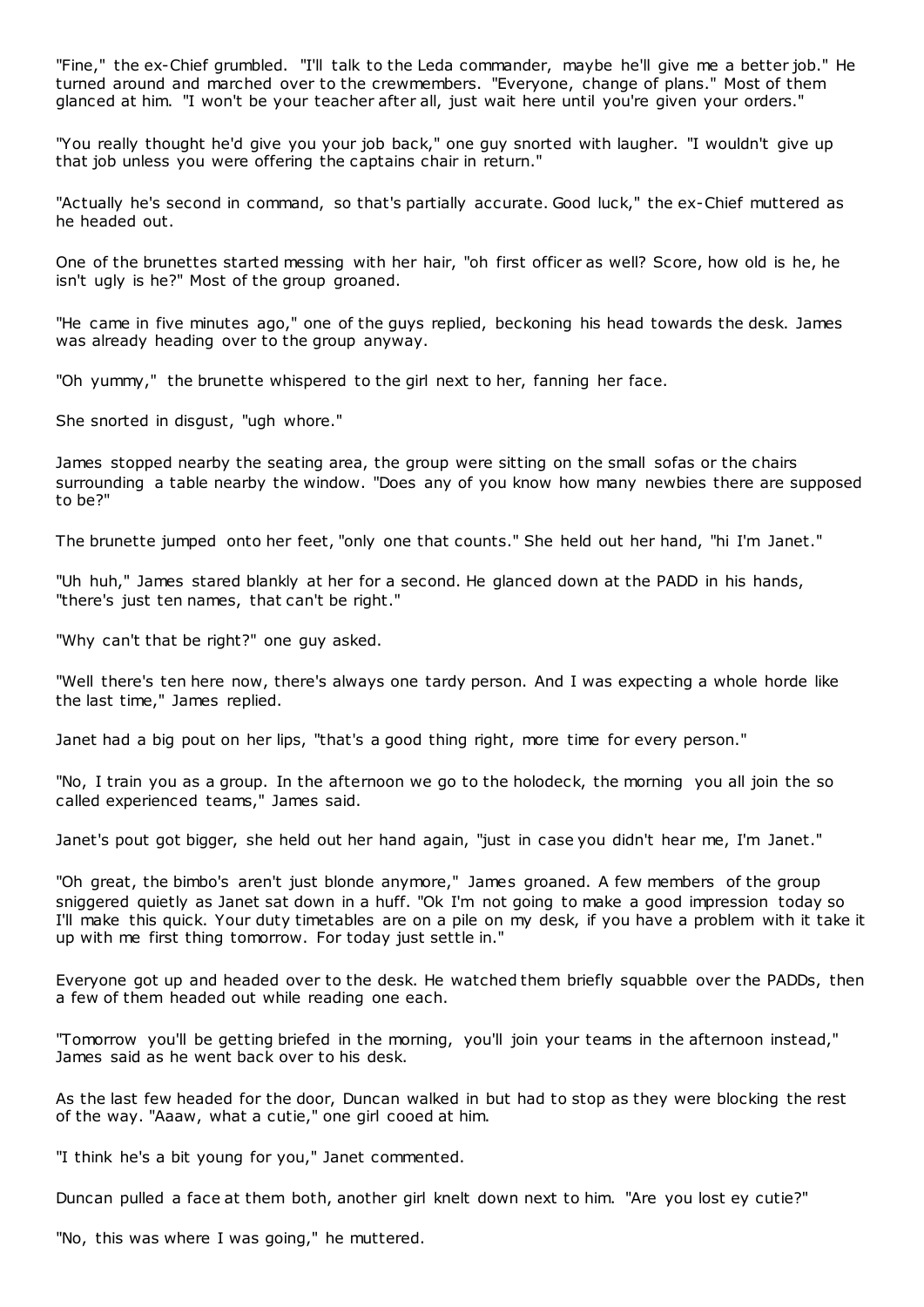"Fine," the ex-Chief grumbled. "I'll talk to the Leda commander, maybe he'll give me a better job." He turned around and marched over to the crewmembers. "Everyone, change of plans." Most of them glanced at him. "I won't be your teacher after all, just wait here until you're given your orders."

"You really thought he'd give you your job back," one guy snorted with laughter. "I wouldn't give up that job unless you were offering the captains chair in return."

"Actually he's second in command, so that's partially accurate. Good luck," the ex-Chief muttered as he headed out.

One of the brunettes started messing with her hair, "oh first officer as well? Score, how old is he, he isn't ugly is he?" Most of the group groaned.

"He came in five minutes ago," one of the guys replied, beckoning his head towards the desk. James was already heading over to the group anyway.

"Oh yummy," the brunette whispered to the girl next to her, fanning her face.

She snorted in disgust, "ugh whore."

James stopped nearby the seating area, the group were sitting on the small sofas or the chairs surrounding a table nearby the window. "Does any of you know how many newbies there are supposed to be?"

The brunette jumped onto her feet, "only one that counts." She held out her hand, "hi I'm Janet."

"Uh huh," James stared blankly at her for a second. He glanced down at the PADD in his hands, "there's just ten names, that can't be right."

"Why can't that be right?" one guy asked.

"Well there's ten here now, there's always one tardy person. And I was expecting a whole horde like the last time," James replied.

Janet had a big pout on her lips, "that's a good thing right, more time for every person."

"No, I train you as a group. In the afternoon we go to the holodeck, the morning you all join the so called experienced teams," James said.

Janet's pout got bigger, she held out her hand again, "just in case you didn't hear me, I'm Janet."

"Oh great, the bimbo's aren't just blonde anymore," James groaned. A few members of the group sniggered quietly as Janet sat down in a huff. "Ok I'm not going to make a good impression today so I'll make this quick. Your duty timetables are on a pile on my desk, if you have a problem with it take it up with me first thing tomorrow. For today just settle in."

Everyone got up and headed over to the desk. He watched them briefly squabble over the PADDs, then a few of them headed out while reading one each.

"Tomorrow you'll be getting briefed in the morning, you'll join your teams in the afternoon instead," James said as he went back over to his desk.

As the last few headed for the door, Duncan walked in but had to stop as they were blocking the rest of the way. "Aaaw, what a cutie," one girl cooed at him.

"I think he's a bit young for you," Janet commented.

Duncan pulled a face at them both, another girl knelt down next to him. "Are you lost ey cutie?"

"No, this was where I was going," he muttered.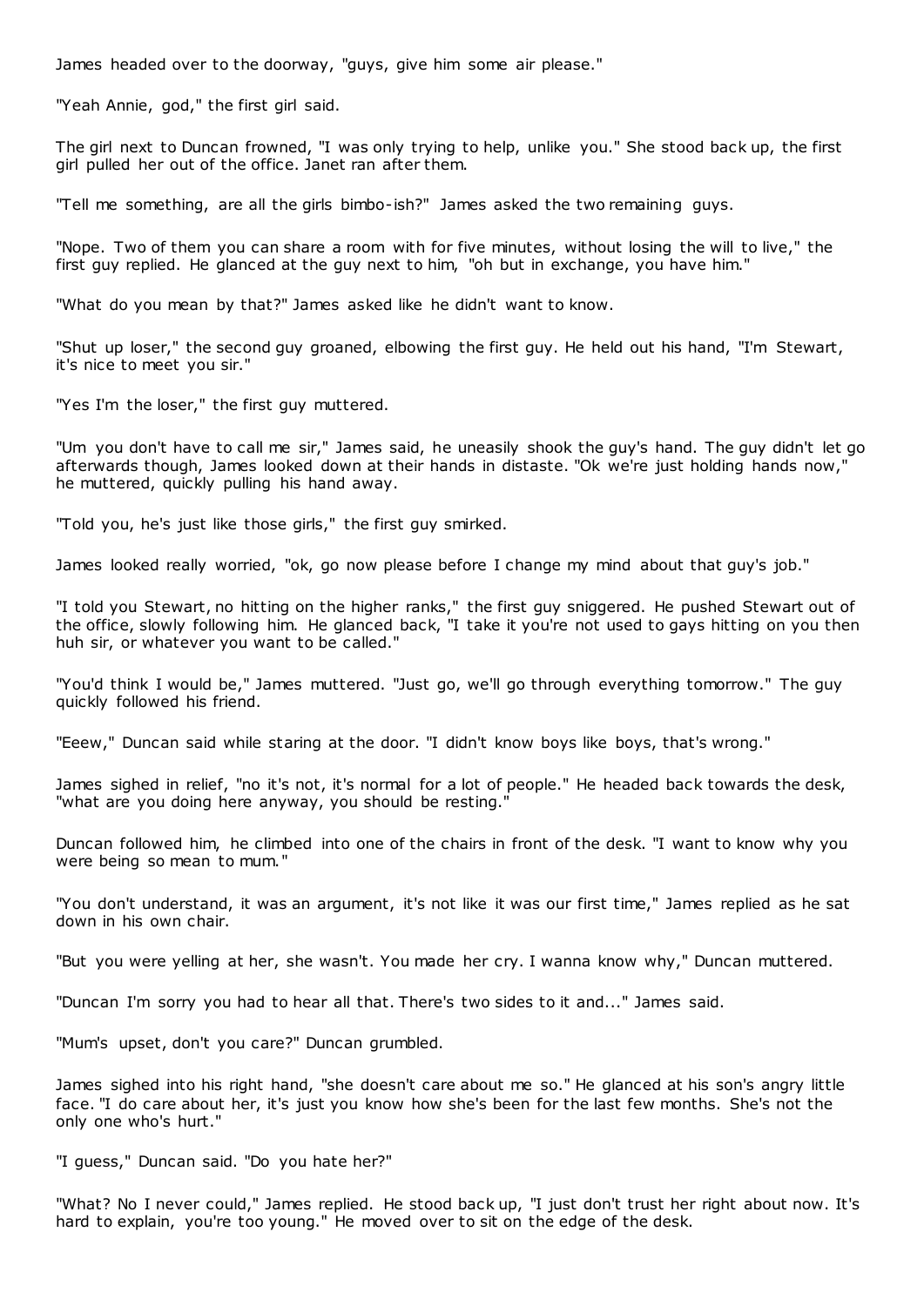James headed over to the doorway, "guys, give him some air please."

"Yeah Annie, god," the first girl said.

The girl next to Duncan frowned, "I was only trying to help, unlike you." She stood back up, the first girl pulled her out of the office. Janet ran after them.

"Tell me something, are all the girls bimbo-ish?" James asked the two remaining guys.

"Nope. Two of them you can share a room with for five minutes, without losing the will to live," the first guy replied. He glanced at the guy next to him, "oh but in exchange, you have him."

"What do you mean by that?" James asked like he didn't want to know.

"Shut up loser," the second guy groaned, elbowing the first guy. He held out his hand, "I'm Stewart, it's nice to meet you sir."

"Yes I'm the loser," the first guy muttered.

"Um you don't have to call me sir," James said, he uneasily shook the guy's hand. The guy didn't let go afterwards though, James looked down at their hands in distaste. "Ok we're just holding hands now," he muttered, quickly pulling his hand away.

"Told you, he's just like those girls," the first guy smirked.

James looked really worried, "ok, go now please before I change my mind about that guy's job."

"I told you Stewart, no hitting on the higher ranks," the first guy sniggered. He pushed Stewart out of the office, slowly following him. He glanced back, "I take it you're not used to gays hitting on you then huh sir, or whatever you want to be called."

"You'd think I would be," James muttered. "Just go, we'll go through everything tomorrow." The guy quickly followed his friend.

"Eeew," Duncan said while staring at the door. "I didn't know boys like boys, that's wrong."

James sighed in relief, "no it's not, it's normal for a lot of people." He headed back towards the desk, "what are you doing here anyway, you should be resting."

Duncan followed him, he climbed into one of the chairs in front of the desk. "I want to know why you were being so mean to mum."

"You don't understand, it was an argument, it's not like it was our first time," James replied as he sat down in his own chair.

"But you were yelling at her, she wasn't. You made her cry. I wanna know why," Duncan muttered.

"Duncan I'm sorry you had to hear all that. There's two sides to it and..." James said.

"Mum's upset, don't you care?" Duncan grumbled.

James sighed into his right hand, "she doesn't care about me so." He glanced at his son's angry little face. "I do care about her, it's just you know how she's been for the last few months. She's not the only one who's hurt."

"I guess," Duncan said. "Do you hate her?"

"What? No I never could," James replied. He stood back up, "I just don't trust her right about now. It's hard to explain, you're too young." He moved over to sit on the edge of the desk.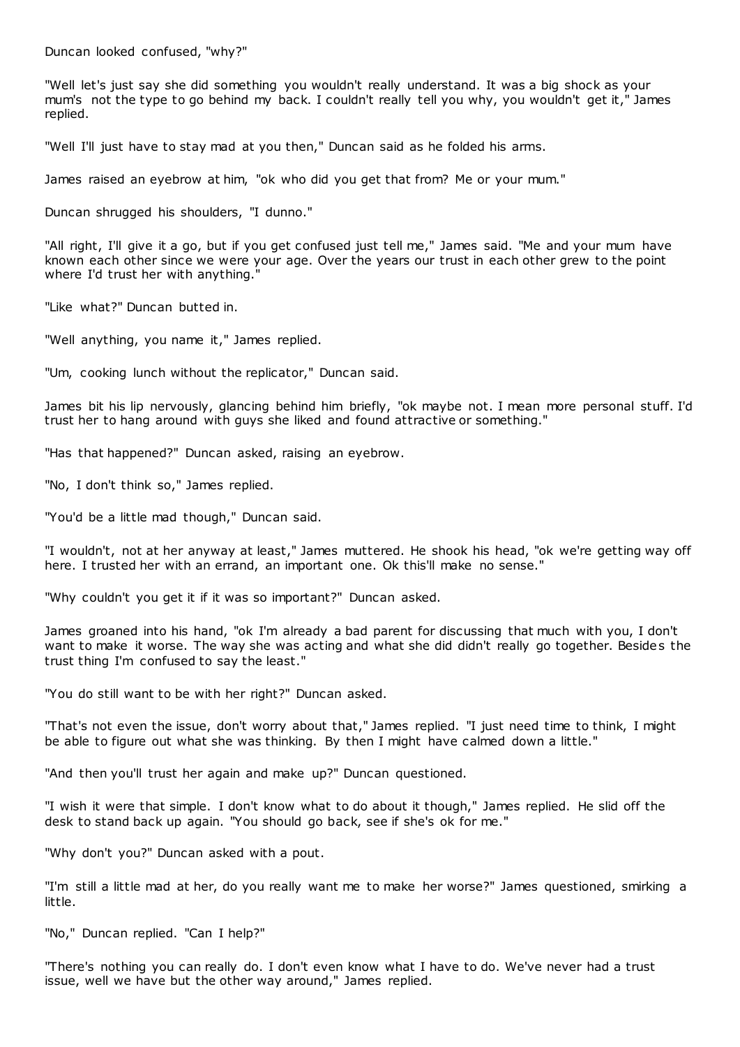Duncan looked confused, "why?"

"Well let's just say she did something you wouldn't really understand. It was a big shock as your mum's not the type to go behind my back. I couldn't really tell you why, you wouldn't get it," James replied.

"Well I'll just have to stay mad at you then," Duncan said as he folded his arms.

James raised an eyebrow at him, "ok who did you get that from? Me or your mum."

Duncan shrugged his shoulders, "I dunno."

"All right, I'll give it a go, but if you get confused just tell me," James said. "Me and your mum have known each other since we were your age. Over the years our trust in each other grew to the point where I'd trust her with anything."

"Like what?" Duncan butted in.

"Well anything, you name it," James replied.

"Um, cooking lunch without the replicator," Duncan said.

James bit his lip nervously, glancing behind him briefly, "ok maybe not. I mean more personal stuff. I'd trust her to hang around with guys she liked and found attractive or something."

"Has that happened?" Duncan asked, raising an eyebrow.

"No, I don't think so," James replied.

"You'd be a little mad though," Duncan said.

"I wouldn't, not at her anyway at least," James muttered. He shook his head, "ok we're getting way off here. I trusted her with an errand, an important one. Ok this'll make no sense."

"Why couldn't you get it if it was so important?" Duncan asked.

James groaned into his hand, "ok I'm already a bad parent for discussing that much with you, I don't want to make it worse. The way she was acting and what she did didn't really go together. Besides the trust thing I'm confused to say the least."

"You do still want to be with her right?" Duncan asked.

"That's not even the issue, don't worry about that," James replied. "I just need time to think, I might be able to figure out what she was thinking. By then I might have calmed down a little."

"And then you'll trust her again and make up?" Duncan questioned.

"I wish it were that simple. I don't know what to do about it though," James replied. He slid off the desk to stand back up again. "You should go back, see if she's ok for me."

"Why don't you?" Duncan asked with a pout.

"I'm still a little mad at her, do you really want me to make her worse?" James questioned, smirking a little.

"No," Duncan replied. "Can I help?"

"There's nothing you can really do. I don't even know what I have to do. We've never had a trust issue, well we have but the other way around," James replied.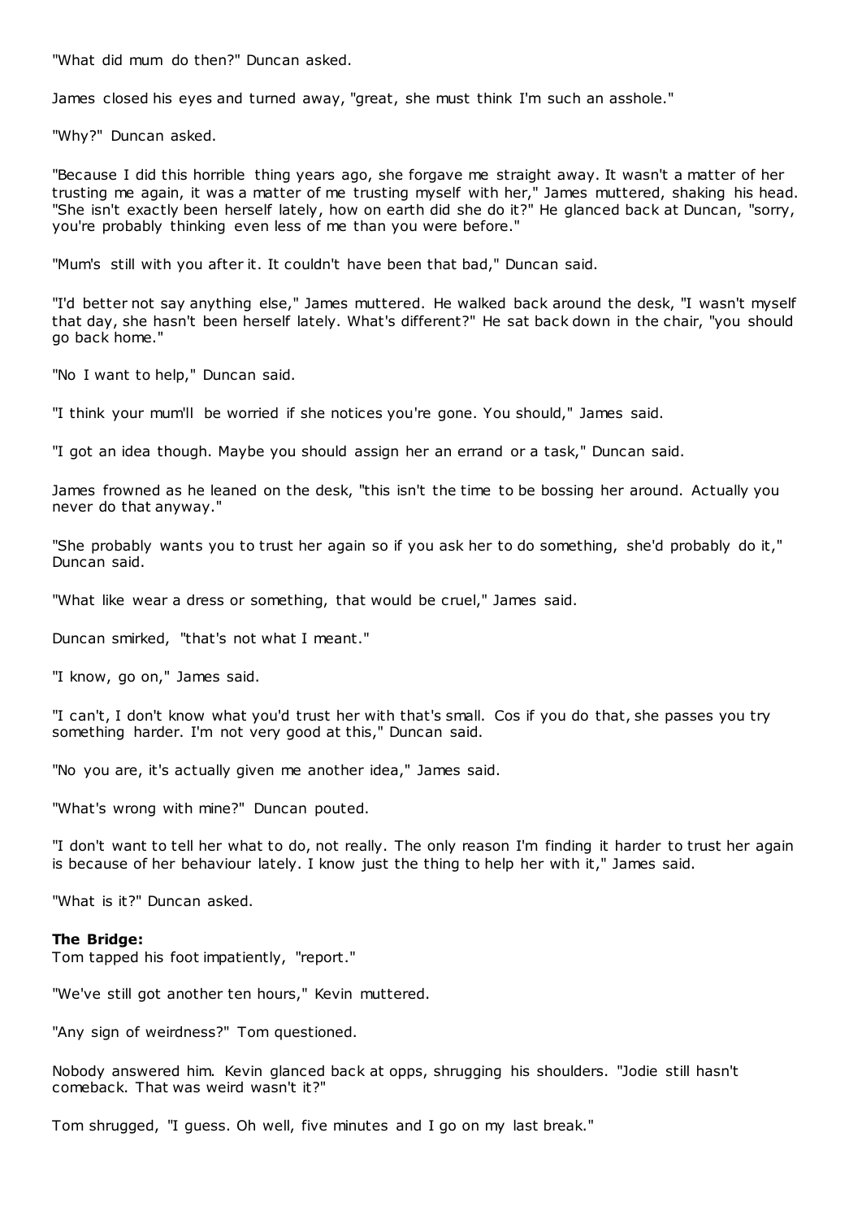"What did mum do then?" Duncan asked.

James closed his eyes and turned away, "great, she must think I'm such an asshole."

"Why?" Duncan asked.

"Because I did this horrible thing years ago, she forgave me straight away. It wasn't a matter of her trusting me again, it was a matter of me trusting myself with her," James muttered, shaking his head. "She isn't exactly been herself lately, how on earth did she do it?" He glanced back at Duncan, "sorry, you're probably thinking even less of me than you were before."

"Mum's still with you after it. It couldn't have been that bad," Duncan said.

"I'd better not say anything else," James muttered. He walked back around the desk, "I wasn't myself that day, she hasn't been herself lately. What's different?" He sat back down in the chair, "you should go back home."

"No I want to help," Duncan said.

"I think your mum'll be worried if she notices you're gone. You should," James said.

"I got an idea though. Maybe you should assign her an errand or a task," Duncan said.

James frowned as he leaned on the desk, "this isn't the time to be bossing her around. Actually you never do that anyway."

"She probably wants you to trust her again so if you ask her to do something, she'd probably do it," Duncan said.

"What like wear a dress or something, that would be cruel," James said.

Duncan smirked, "that's not what I meant."

"I know, go on," James said.

"I can't, I don't know what you'd trust her with that's small. Cos if you do that, she passes you try something harder. I'm not very good at this," Duncan said.

"No you are, it's actually given me another idea," James said.

"What's wrong with mine?" Duncan pouted.

"I don't want to tell her what to do, not really. The only reason I'm finding it harder to trust her again is because of her behaviour lately. I know just the thing to help her with it," James said.

"What is it?" Duncan asked.

**The Bridge:**
Tom tapped his foot impatiently, "report."

"We've still got another ten hours," Kevin muttered.

"Any sign of weirdness?" Tom questioned.

Nobody answered him. Kevin glanced back at opps, shrugging his shoulders. "Jodie still hasn't comeback. That was weird wasn't it?"

Tom shrugged, "I guess. Oh well, five minutes and I go on my last break."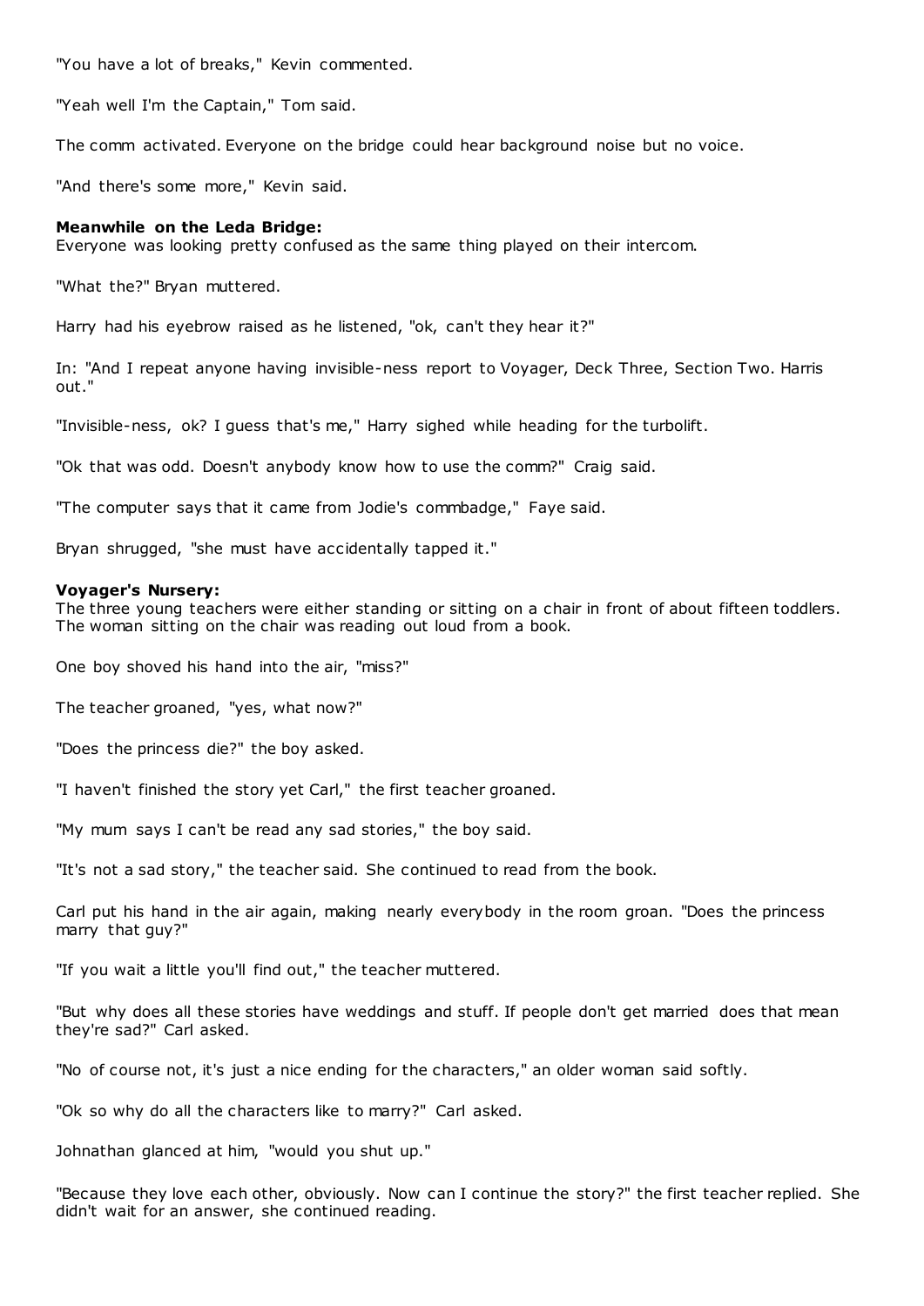"You have a lot of breaks," Kevin commented.

"Yeah well I'm the Captain," Tom said.

The comm activated. Everyone on the bridge could hear background noise but no voice.

"And there's some more," Kevin said.

**Meanwhile on the Leda Bridge:**
Everyone was looking pretty confused as the same thing played on their intercom.

"What the?" Bryan muttered.

Harry had his eyebrow raised as he listened, "ok, can't they hear it?"

In: "And I repeat anyone having invisible-ness report to Voyager, Deck Three, Section Two. Harris out."

"Invisible-ness, ok? I guess that's me," Harry sighed while heading for the turbolift.

"Ok that was odd. Doesn't anybody know how to use the comm?" Craig said.

"The computer says that it came from Jodie's commbadge," Faye said.

Bryan shrugged, "she must have accidentally tapped it."

**Voyager's Nursery:**
The three young teachers were either standing or sitting on a chair in front of about fifteen toddlers. The woman sitting on the chair was reading out loud from a book.

One boy shoved his hand into the air, "miss?"

The teacher groaned, "yes, what now?"

"Does the princess die?" the boy asked.

"I haven't finished the story yet Carl," the first teacher groaned.

"My mum says I can't be read any sad stories," the boy said.

"It's not a sad story," the teacher said. She continued to read from the book.

Carl put his hand in the air again, making nearly everybody in the room groan. "Does the princess marry that guy?"

"If you wait a little you'll find out," the teacher muttered.

"But why does all these stories have weddings and stuff. If people don't get married does that mean they're sad?" Carl asked.

"No of course not, it's just a nice ending for the characters," an older woman said softly.

"Ok so why do all the characters like to marry?" Carl asked.

Johnathan glanced at him, "would you shut up."

"Because they love each other, obviously. Now can I continue the story?" the first teacher replied. She didn't wait for an answer, she continued reading.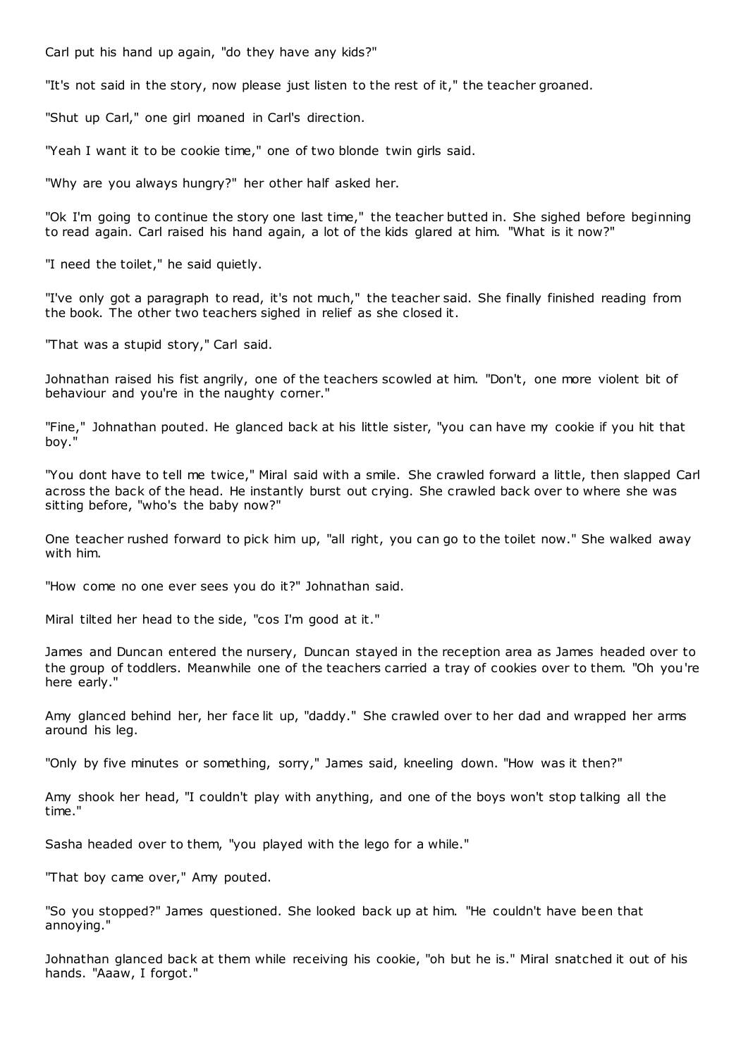Carl put his hand up again, "do they have any kids?"

"It's not said in the story, now please just listen to the rest of it," the teacher groaned.

"Shut up Carl," one girl moaned in Carl's direction.

"Yeah I want it to be cookie time," one of two blonde twin girls said.

"Why are you always hungry?" her other half asked her.

"Ok I'm going to continue the story one last time," the teacher butted in. She sighed before beginning to read again. Carl raised his hand again, a lot of the kids glared at him. "What is it now?"

"I need the toilet," he said quietly.

"I've only got a paragraph to read, it's not much," the teacher said. She finally finished reading from the book. The other two teachers sighed in relief as she closed it.

"That was a stupid story," Carl said.

Johnathan raised his fist angrily, one of the teachers scowled at him. "Don't, one more violent bit of behaviour and you're in the naughty corner."

"Fine," Johnathan pouted. He glanced back at his little sister, "you can have my cookie if you hit that boy."

"You dont have to tell me twice," Miral said with a smile. She crawled forward a little, then slapped Carl across the back of the head. He instantly burst out crying. She crawled back over to where she was sitting before, "who's the baby now?"

One teacher rushed forward to pick him up, "all right, you can go to the toilet now." She walked away with him.

"How come no one ever sees you do it?" Johnathan said.

Miral tilted her head to the side, "cos I'm good at it."

James and Duncan entered the nursery, Duncan stayed in the reception area as James headed over to the group of toddlers. Meanwhile one of the teachers carried a tray of cookies over to them. "Oh you're here early."

Amy glanced behind her, her face lit up, "daddy." She crawled over to her dad and wrapped her arms around his leg.

"Only by five minutes or something, sorry," James said, kneeling down. "How was it then?"

Amy shook her head, "I couldn't play with anything, and one of the boys won't stop talking all the time."

Sasha headed over to them, "you played with the lego for a while."

"That boy came over," Amy pouted.

"So you stopped?" James questioned. She looked back up at him. "He couldn't have been that annoying."

Johnathan glanced back at them while receiving his cookie, "oh but he is." Miral snatched it out of his hands. "Aaaw, I forgot."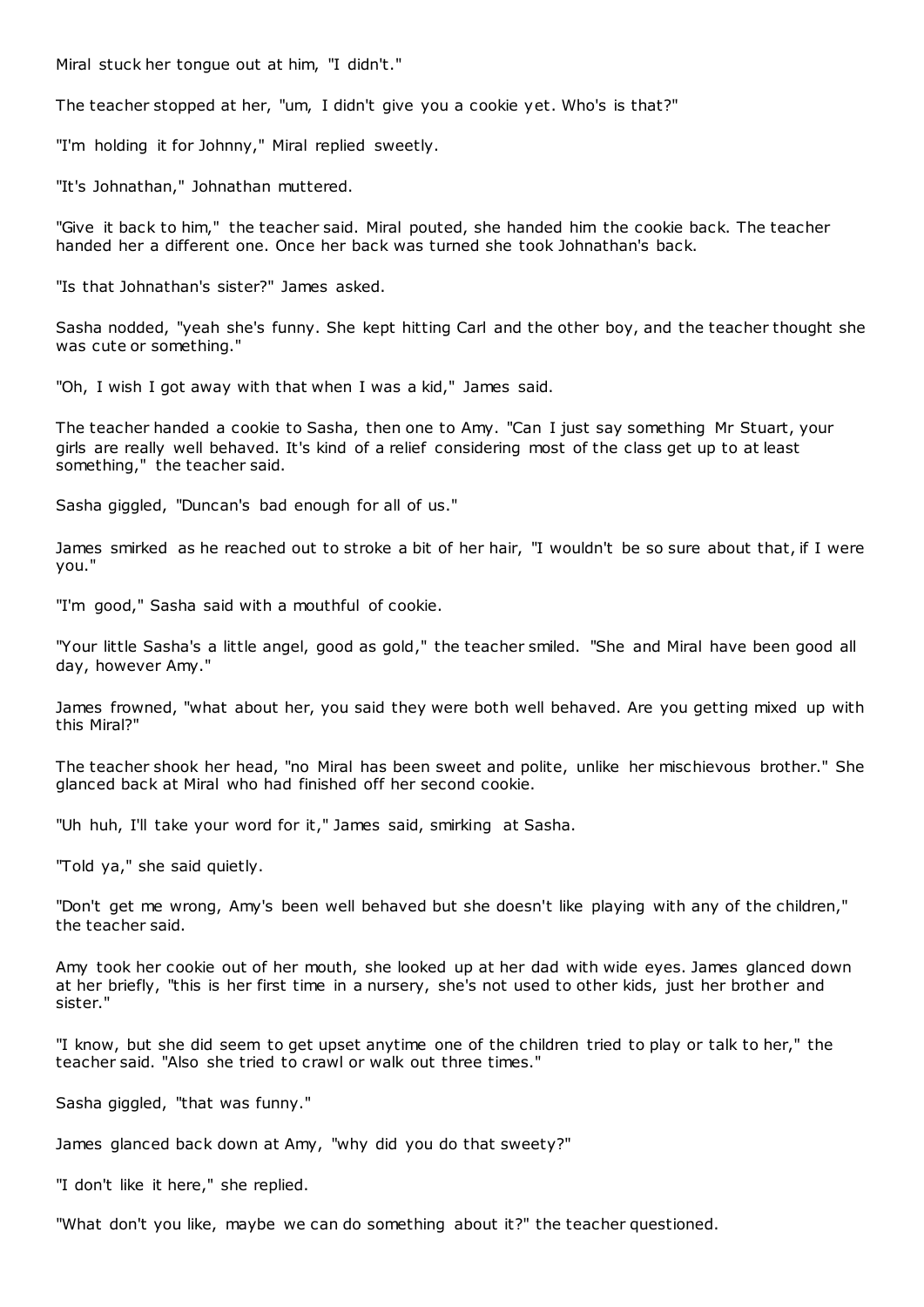Miral stuck her tongue out at him, "I didn't."

The teacher stopped at her, "um, I didn't give you a cookie yet. Who's is that?"

"I'm holding it for Johnny," Miral replied sweetly.

"It's Johnathan," Johnathan muttered.

"Give it back to him," the teacher said. Miral pouted, she handed him the cookie back. The teacher handed her a different one. Once her back was turned she took Johnathan's back.

"Is that Johnathan's sister?" James asked.

Sasha nodded, "yeah she's funny. She kept hitting Carl and the other boy, and the teacher thought she was cute or something."

"Oh, I wish I got away with that when I was a kid," James said.

The teacher handed a cookie to Sasha, then one to Amy. "Can I just say something Mr Stuart, your girls are really well behaved. It's kind of a relief considering most of the class get up to at least something," the teacher said.

Sasha giggled, "Duncan's bad enough for all of us."

James smirked as he reached out to stroke a bit of her hair, "I wouldn't be so sure about that, if I were you."

"I'm good," Sasha said with a mouthful of cookie.

"Your little Sasha's a little angel, good as gold," the teacher smiled. "She and Miral have been good all day, however Amy."

James frowned, "what about her, you said they were both well behaved. Are you getting mixed up with this Miral?"

The teacher shook her head, "no Miral has been sweet and polite, unlike her mischievous brother." She glanced back at Miral who had finished off her second cookie.

"Uh huh, I'll take your word for it," James said, smirking at Sasha.

"Told ya," she said quietly.

"Don't get me wrong, Amy's been well behaved but she doesn't like playing with any of the children," the teacher said.

Amy took her cookie out of her mouth, she looked up at her dad with wide eyes. James glanced down at her briefly, "this is her first time in a nursery, she's not used to other kids, just her brother and sister."

"I know, but she did seem to get upset anytime one of the children tried to play or talk to her," the teacher said. "Also she tried to crawl or walk out three times."

Sasha giggled, "that was funny."

James glanced back down at Amy, "why did you do that sweety?"

"I don't like it here," she replied.

"What don't you like, maybe we can do something about it?" the teacher questioned.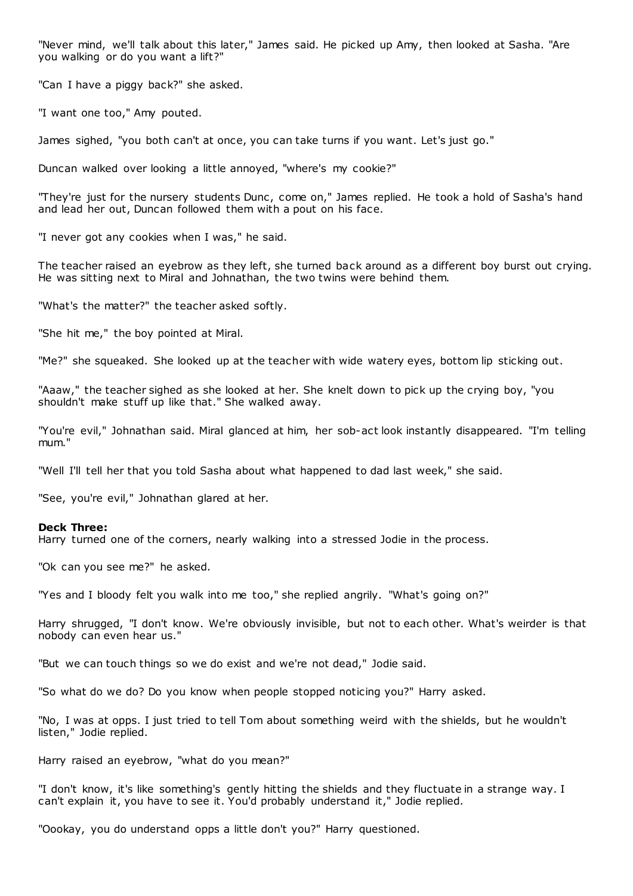"Never mind, we'll talk about this later," James said. He picked up Amy, then looked at Sasha. "Are you walking or do you want a lift?"

"Can I have a piggy back?" she asked.

"I want one too," Amy pouted.

James sighed, "you both can't at once, you can take turns if you want. Let's just go."

Duncan walked over looking a little annoyed, "where's my cookie?"

"They're just for the nursery students Dunc, come on," James replied. He took a hold of Sasha's hand and lead her out, Duncan followed them with a pout on his face.

"I never got any cookies when I was," he said.

The teacher raised an eyebrow as they left, she turned back around as a different boy burst out crying. He was sitting next to Miral and Johnathan, the two twins were behind them.

"What's the matter?" the teacher asked softly.

"She hit me," the boy pointed at Miral.

"Me?" she squeaked. She looked up at the teacher with wide watery eyes, bottom lip sticking out.

"Aaaw," the teacher sighed as she looked at her. She knelt down to pick up the crying boy, "you shouldn't make stuff up like that." She walked away.

"You're evil," Johnathan said. Miral glanced at him, her sob-act look instantly disappeared. "I'm telling mum."

"Well I'll tell her that you told Sasha about what happened to dad last week," she said.

"See, you're evil," Johnathan glared at her.

**Deck Three:**
Harry turned one of the corners, nearly walking into a stressed Jodie in the process.

"Ok can you see me?" he asked.

"Yes and I bloody felt you walk into me too," she replied angrily. "What's going on?"

Harry shrugged, "I don't know. We're obviously invisible, but not to each other. What's weirder is that nobody can even hear us."

"But we can touch things so we do exist and we're not dead," Jodie said.

"So what do we do? Do you know when people stopped noticing you?" Harry asked.

"No, I was at opps. I just tried to tell Tom about something weird with the shields, but he wouldn't listen," Jodie replied.

Harry raised an eyebrow, "what do you mean?"

"I don't know, it's like something's gently hitting the shields and they fluctuate in a strange way. I can't explain it, you have to see it. You'd probably understand it," Jodie replied.

"Oookay, you do understand opps a little don't you?" Harry questioned.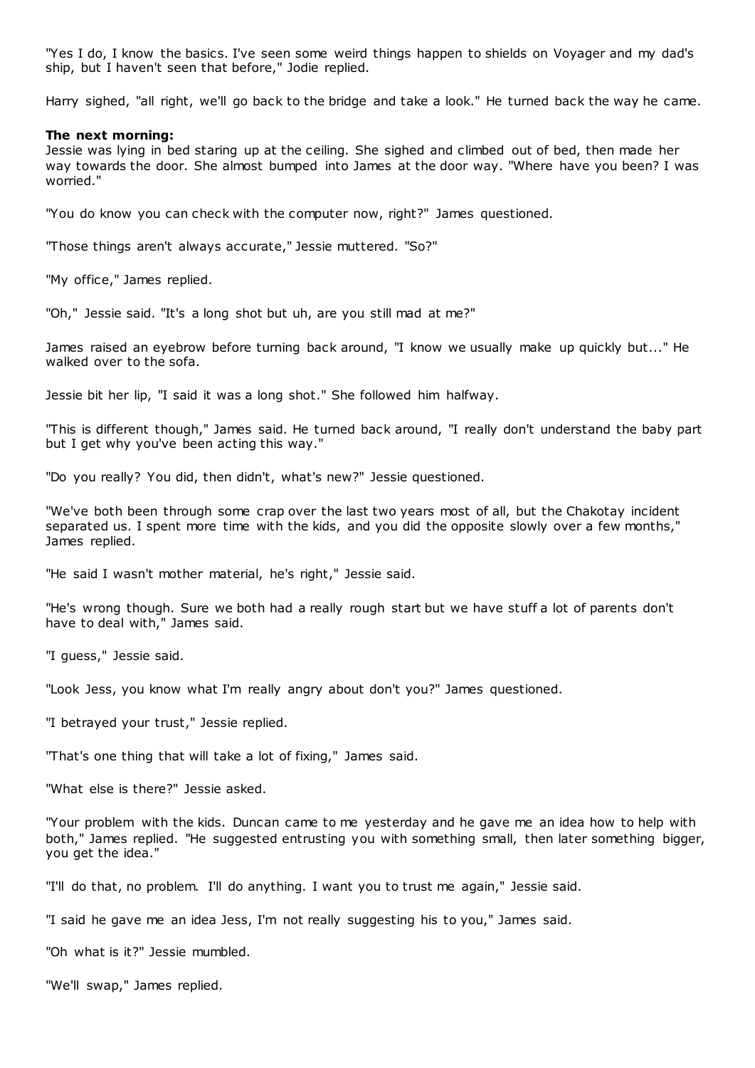"Yes I do, I know the basics. I've seen some weird things happen to shields on Voyager and my dad's ship, but I haven't seen that before," Jodie replied.

Harry sighed, "all right, we'll go back to the bridge and take a look." He turned back the way he came.

**The next morning:**
Jessie was lying in bed staring up at the ceiling. She sighed and climbed out of bed, then made her way towards the door. She almost bumped into James at the door way. "Where have you been? I was worried."

"You do know you can check with the computer now, right?" James questioned.

"Those things aren't always accurate," Jessie muttered. "So?"

"My office," James replied.

"Oh," Jessie said. "It's a long shot but uh, are you still mad at me?"

James raised an eyebrow before turning back around, "I know we usually make up quickly but..." He walked over to the sofa.

Jessie bit her lip, "I said it was a long shot." She followed him halfway.

"This is different though," James said. He turned back around, "I really don't understand the baby part but I get why you've been acting this way."

"Do you really? You did, then didn't, what's new?" Jessie questioned.

"We've both been through some crap over the last two years most of all, but the Chakotay incident separated us. I spent more time with the kids, and you did the opposite slowly over a few months," James replied.

"He said I wasn't mother material, he's right," Jessie said.

"He's wrong though. Sure we both had a really rough start but we have stuff a lot of parents don't have to deal with," James said.

"I guess," Jessie said.

"Look Jess, you know what I'm really angry about don't you?" James questioned.

"I betrayed your trust," Jessie replied.

"That's one thing that will take a lot of fixing," James said.

"What else is there?" Jessie asked.

"Your problem with the kids. Duncan came to me yesterday and he gave me an idea how to help with both," James replied. "He suggested entrusting you with something small, then later something bigger, you get the idea."

"I'll do that, no problem. I'll do anything. I want you to trust me again," Jessie said.

"I said he gave me an idea Jess, I'm not really suggesting his to you," James said.

"Oh what is it?" Jessie mumbled.

"We'll swap," James replied.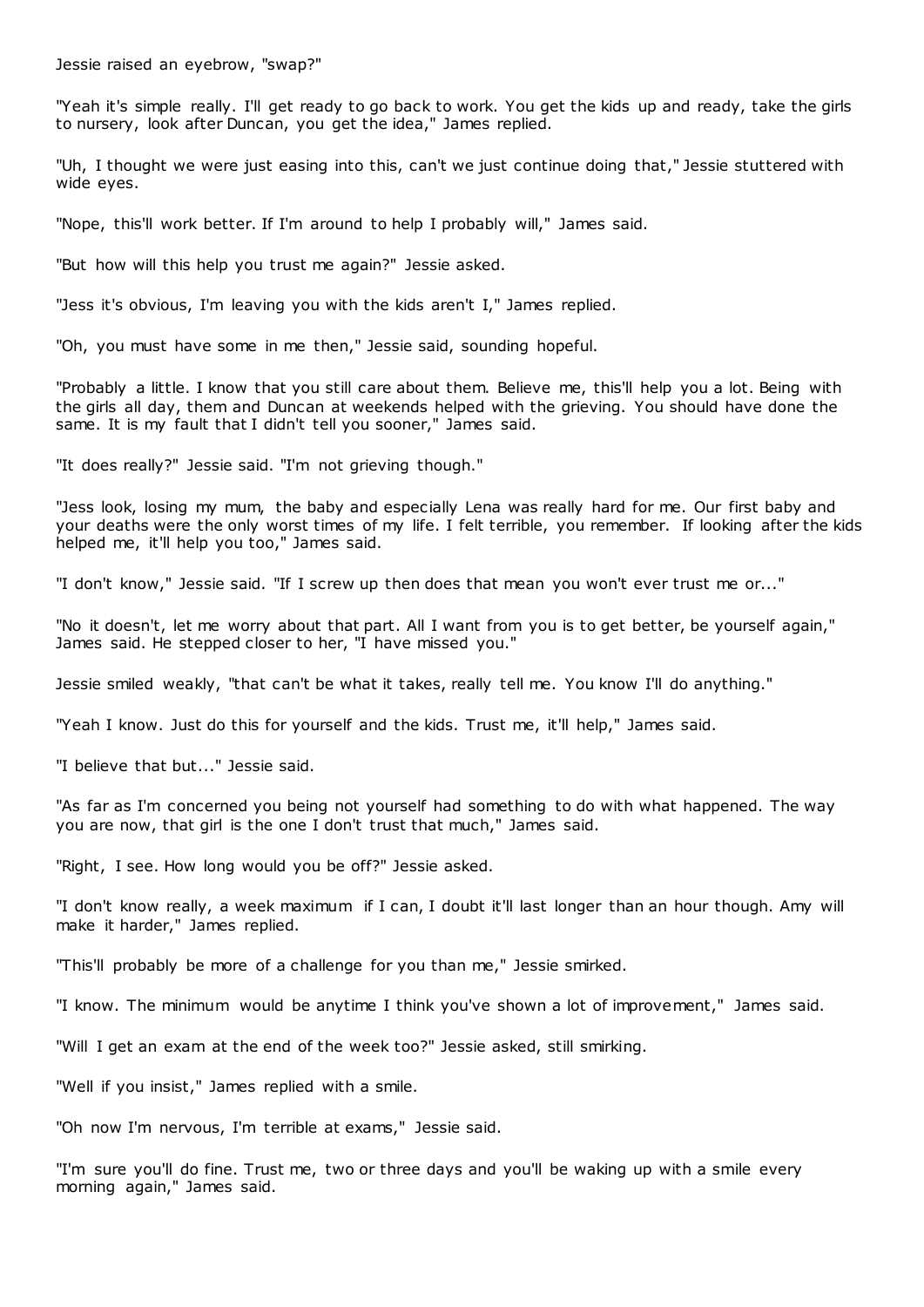Jessie raised an eyebrow, "swap?"

"Yeah it's simple really. I'll get ready to go back to work. You get the kids up and ready, take the girls to nursery, look after Duncan, you get the idea," James replied.

"Uh, I thought we were just easing into this, can't we just continue doing that," Jessie stuttered with wide eyes.

"Nope, this'll work better. If I'm around to help I probably will," James said.

"But how will this help you trust me again?" Jessie asked.

"Jess it's obvious, I'm leaving you with the kids aren't I," James replied.

"Oh, you must have some in me then," Jessie said, sounding hopeful.

"Probably a little. I know that you still care about them. Believe me, this'll help you a lot. Being with the girls all day, them and Duncan at weekends helped with the grieving. You should have done the same. It is my fault that I didn't tell you sooner," James said.

"It does really?" Jessie said. "I'm not grieving though."

"Jess look, losing my mum, the baby and especially Lena was really hard for me. Our first baby and your deaths were the only worst times of my life. I felt terrible, you remember. If looking after the kids helped me, it'll help you too," James said.

"I don't know," Jessie said. "If I screw up then does that mean you won't ever trust me or..."

"No it doesn't, let me worry about that part. All I want from you is to get better, be yourself again," James said. He stepped closer to her, "I have missed you."

Jessie smiled weakly, "that can't be what it takes, really tell me. You know I'll do anything."

"Yeah I know. Just do this for yourself and the kids. Trust me, it'll help," James said.

"I believe that but..." Jessie said.

"As far as I'm concerned you being not yourself had something to do with what happened. The way you are now, that girl is the one I don't trust that much," James said.

"Right, I see. How long would you be off?" Jessie asked.

"I don't know really, a week maximum if I can, I doubt it'll last longer than an hour though. Amy will make it harder," James replied.

"This'll probably be more of a challenge for you than me," Jessie smirked.

"I know. The minimum would be anytime I think you've shown a lot of improvement," James said.

"Will I get an exam at the end of the week too?" Jessie asked, still smirking.

"Well if you insist," James replied with a smile.

"Oh now I'm nervous, I'm terrible at exams," Jessie said.

"I'm sure you'll do fine. Trust me, two or three days and you'll be waking up with a smile every morning again," James said.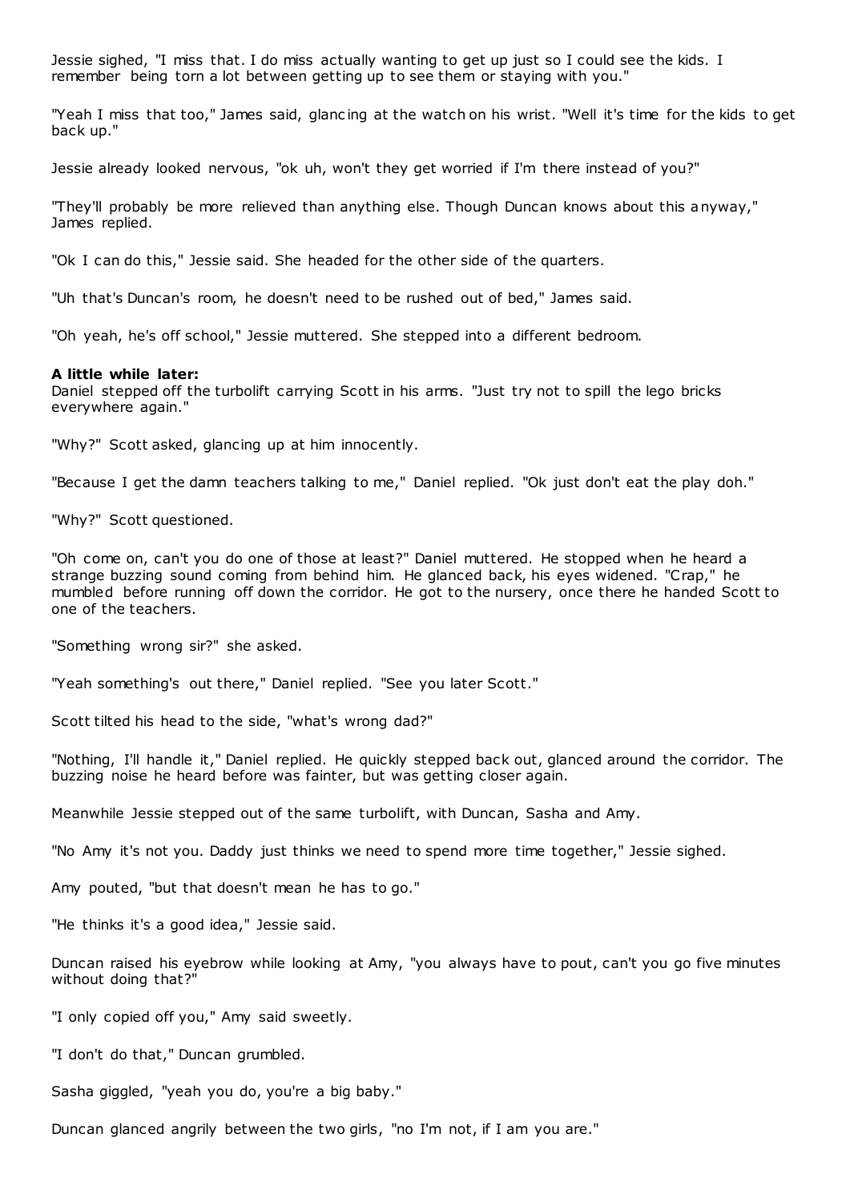Jessie sighed, "I miss that. I do miss actually wanting to get up just so I could see the kids. I remember being torn a lot between getting up to see them or staying with you."

"Yeah I miss that too," James said, glancing at the watch on his wrist. "Well it's time for the kids to get back up."

Jessie already looked nervous, "ok uh, won't they get worried if I'm there instead of you?"

"They'll probably be more relieved than anything else. Though Duncan knows about this anyway," James replied.

"Ok I can do this," Jessie said. She headed for the other side of the quarters.

"Uh that's Duncan's room, he doesn't need to be rushed out of bed," James said.

"Oh yeah, he's off school," Jessie muttered. She stepped into a different bedroom.

**A little while later:**
Daniel stepped off the turbolift carrying Scott in his arms. "Just try not to spill the lego bricks everywhere again."

"Why?" Scott asked, glancing up at him innocently.

"Because I get the damn teachers talking to me," Daniel replied. "Ok just don't eat the play doh."

"Why?" Scott questioned.

"Oh come on, can't you do one of those at least?" Daniel muttered. He stopped when he heard a strange buzzing sound coming from behind him. He glanced back, his eyes widened. "Crap," he mumbled before running off down the corridor. He got to the nursery, once there he handed Scott to one of the teachers.

"Something wrong sir?" she asked.

"Yeah something's out there," Daniel replied. "See you later Scott."

Scott tilted his head to the side, "what's wrong dad?"

"Nothing, I'll handle it," Daniel replied. He quickly stepped back out, glanced around the corridor. The buzzing noise he heard before was fainter, but was getting closer again.

Meanwhile Jessie stepped out of the same turbolift, with Duncan, Sasha and Amy.

"No Amy it's not you. Daddy just thinks we need to spend more time together," Jessie sighed.

Amy pouted, "but that doesn't mean he has to go."

"He thinks it's a good idea," Jessie said.

Duncan raised his eyebrow while looking at Amy, "you always have to pout, can't you go five minutes without doing that?"

"I only copied off you," Amy said sweetly.

"I don't do that," Duncan grumbled.

Sasha giggled, "yeah you do, you're a big baby."

Duncan glanced angrily between the two girls, "no I'm not, if I am you are."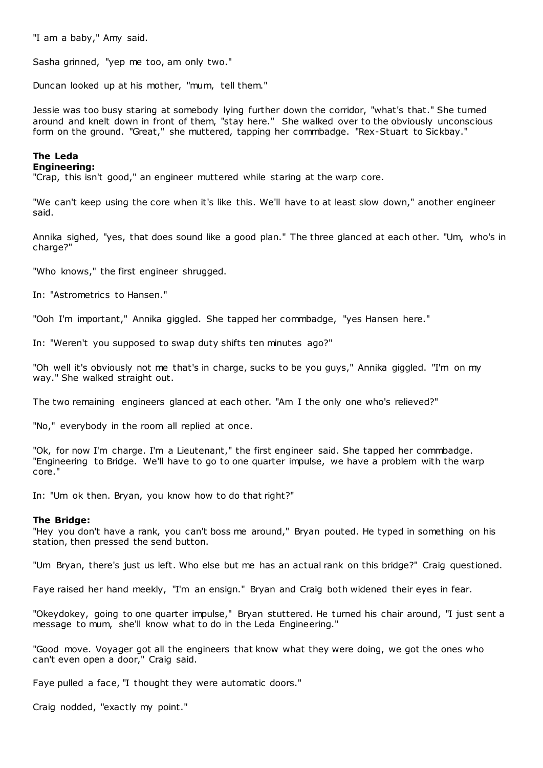"I am a baby," Amy said.

Sasha grinned, "yep me too, am only two."

Duncan looked up at his mother, "mum, tell them."

Jessie was too busy staring at somebody lying further down the corridor, "what's that." She turned around and knelt down in front of them, "stay here." She walked over to the obviously unconscious form on the ground. "Great," she muttered, tapping her commbadge. "Rex-Stuart to Sickbay."

**The Leda**
**Engineering:**
"Crap, this isn't good," an engineer muttered while staring at the warp core.

"We can't keep using the core when it's like this. We'll have to at least slow down," another engineer said.

Annika sighed, "yes, that does sound like a good plan." The three glanced at each other. "Um, who's in charge?"

"Who knows," the first engineer shrugged.

In: "Astrometrics to Hansen."

"Ooh I'm important," Annika giggled. She tapped her commbadge, "yes Hansen here."

In: "Weren't you supposed to swap duty shifts ten minutes ago?"

"Oh well it's obviously not me that's in charge, sucks to be you guys," Annika giggled. "I'm on my way." She walked straight out.

The two remaining engineers glanced at each other. "Am I the only one who's relieved?"

"No," everybody in the room all replied at once.

"Ok, for now I'm charge. I'm a Lieutenant," the first engineer said. She tapped her commbadge. "Engineering to Bridge. We'll have to go to one quarter impulse, we have a problem with the warp core."

In: "Um ok then. Bryan, you know how to do that right?"

**The Bridge:**
"Hey you don't have a rank, you can't boss me around," Bryan pouted. He typed in something on his station, then pressed the send button.

"Um Bryan, there's just us left. Who else but me has an actual rank on this bridge?" Craig questioned.

Faye raised her hand meekly, "I'm an ensign." Bryan and Craig both widened their eyes in fear.

"Okeydokey, going to one quarter impulse," Bryan stuttered. He turned his chair around, "I just sent a message to mum, she'll know what to do in the Leda Engineering."

"Good move. Voyager got all the engineers that know what they were doing, we got the ones who can't even open a door," Craig said.

Faye pulled a face, "I thought they were automatic doors."

Craig nodded, "exactly my point."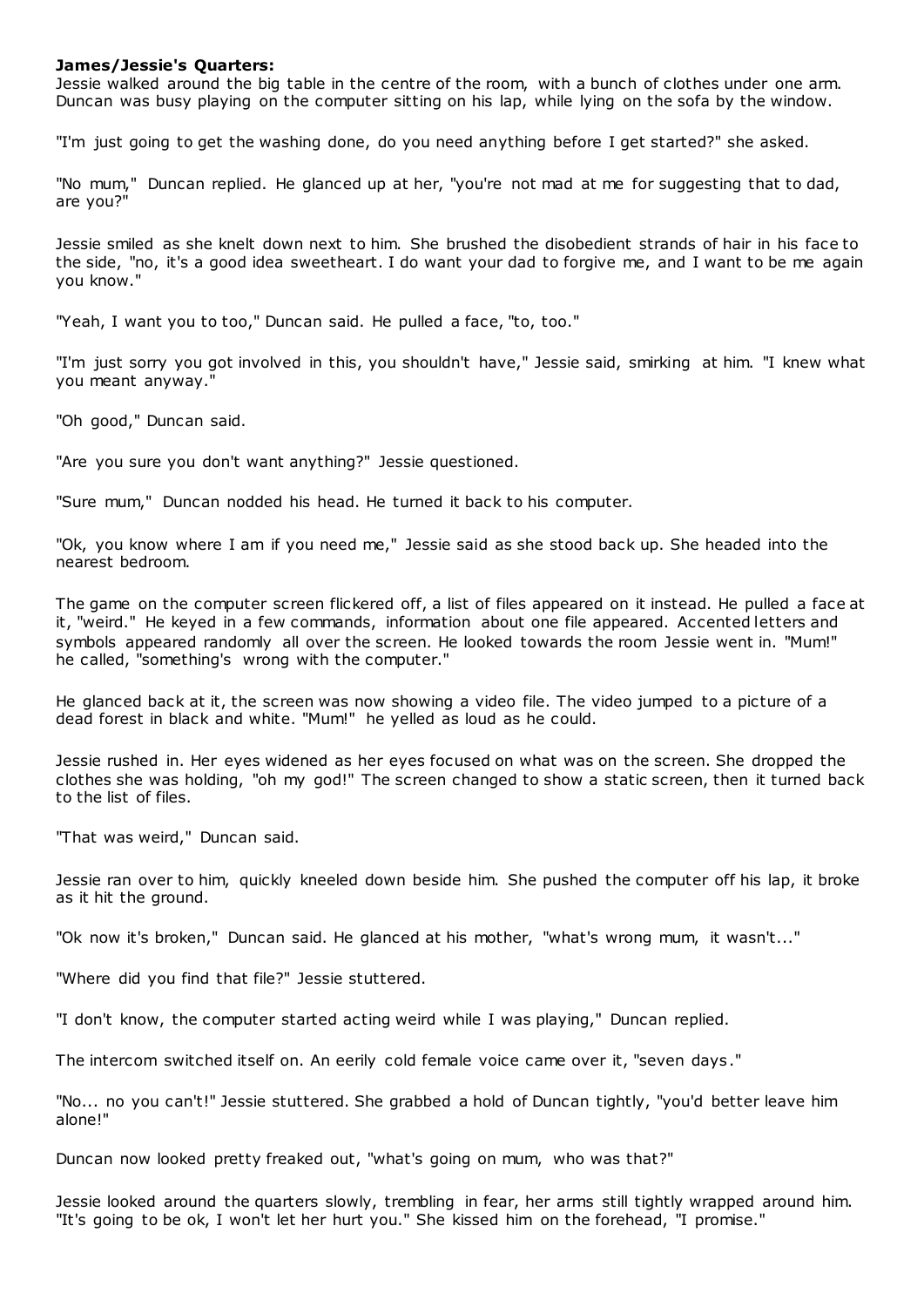**James/Jessie's Quarters:**

Jessie walked around the big table in the centre of the room, with a bunch of clothes under one arm. Duncan was busy playing on the computer sitting on his lap, while lying on the sofa by the window.

"I'm just going to get the washing done, do you need anything before I get started?" she asked.

"No mum," Duncan replied. He glanced up at her, "you're not mad at me for suggesting that to dad, are you?"

Jessie smiled as she knelt down next to him. She brushed the disobedient strands of hair in his face to the side, "no, it's a good idea sweetheart. I do want your dad to forgive me, and I want to be me again you know."

"Yeah, I want you to too," Duncan said. He pulled a face, "to, too."

"I'm just sorry you got involved in this, you shouldn't have," Jessie said, smirking at him. "I knew what you meant anyway."

"Oh good," Duncan said.

"Are you sure you don't want anything?" Jessie questioned.

"Sure mum," Duncan nodded his head. He turned it back to his computer.

"Ok, you know where I am if you need me," Jessie said as she stood back up. She headed into the nearest bedroom.

The game on the computer screen flickered off, a list of files appeared on it instead. He pulled a face at it, "weird." He keyed in a few commands, information about one file appeared. Accented letters and symbols appeared randomly all over the screen. He looked towards the room Jessie went in. "Mum!" he called, "something's wrong with the computer."

He glanced back at it, the screen was now showing a video file. The video jumped to a picture of a dead forest in black and white. "Mum!" he yelled as loud as he could.

Jessie rushed in. Her eyes widened as her eyes focused on what was on the screen. She dropped the clothes she was holding, "oh my god!" The screen changed to show a static screen, then it turned back to the list of files.

"That was weird," Duncan said.

Jessie ran over to him, quickly kneeled down beside him. She pushed the computer off his lap, it broke as it hit the ground.

"Ok now it's broken," Duncan said. He glanced at his mother, "what's wrong mum, it wasn't..."

"Where did you find that file?" Jessie stuttered.

"I don't know, the computer started acting weird while I was playing," Duncan replied.

The intercom switched itself on. An eerily cold female voice came over it, "seven days."

"No... no you can't!" Jessie stuttered. She grabbed a hold of Duncan tightly, "you'd better leave him alone!"

Duncan now looked pretty freaked out, "what's going on mum, who was that?"

Jessie looked around the quarters slowly, trembling in fear, her arms still tightly wrapped around him. "It's going to be ok, I won't let her hurt you." She kissed him on the forehead, "I promise."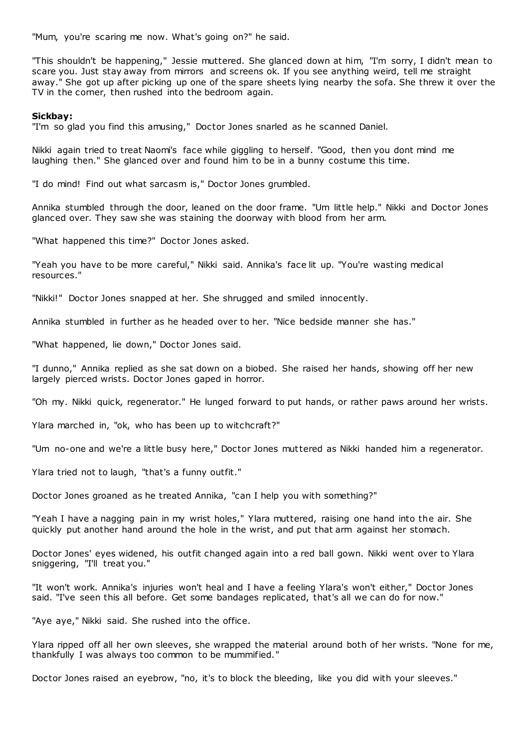"Mum, you're scaring me now. What's going on?" he said.

"This shouldn't be happening," Jessie muttered. She glanced down at him, "I'm sorry, I didn't mean to scare you. Just stay away from mirrors and screens ok. If you see anything weird, tell me straight away." She got up after picking up one of the spare sheets lying nearby the sofa. She threw it over the TV in the corner, then rushed into the bedroom again.

**Sickbay:**

"I'm so glad you find this amusing," Doctor Jones snarled as he scanned Daniel.

Nikki again tried to treat Naomi's face while giggling to herself. "Good, then you dont mind me laughing then." She glanced over and found him to be in a bunny costume this time.

"I do mind! Find out what sarcasm is," Doctor Jones grumbled.

Annika stumbled through the door, leaned on the door frame. "Um little help." Nikki and Doctor Jones glanced over. They saw she was staining the doorway with blood from her arm.

"What happened this time?" Doctor Jones asked.

"Yeah you have to be more careful," Nikki said. Annika's face lit up. "You're wasting medical resources."

"Nikki!" Doctor Jones snapped at her. She shrugged and smiled innocently.

Annika stumbled in further as he headed over to her. "Nice bedside manner she has."

"What happened, lie down," Doctor Jones said.

"I dunno," Annika replied as she sat down on a biobed. She raised her hands, showing off her new largely pierced wrists. Doctor Jones gaped in horror.

"Oh my. Nikki quick, regenerator." He lunged forward to put hands, or rather paws around her wrists.

Ylara marched in, "ok, who has been up to witchcraft?"

"Um no-one and we're a little busy here," Doctor Jones muttered as Nikki handed him a regenerator.

Ylara tried not to laugh, "that's a funny outfit."

Doctor Jones groaned as he treated Annika, "can I help you with something?"

"Yeah I have a nagging pain in my wrist holes," Ylara muttered, raising one hand into the air. She quickly put another hand around the hole in the wrist, and put that arm against her stomach.

Doctor Jones' eyes widened, his outfit changed again into a red ball gown. Nikki went over to Ylara sniggering, "I'll treat you."

"It won't work. Annika's injuries won't heal and I have a feeling Ylara's won't either," Doctor Jones said. "I've seen this all before. Get some bandages replicated, that's all we can do for now."

"Aye aye," Nikki said. She rushed into the office.

Ylara ripped off all her own sleeves, she wrapped the material around both of her wrists. "None for me, thankfully I was always too common to be mummified."

Doctor Jones raised an eyebrow, "no, it's to block the bleeding, like you did with your sleeves."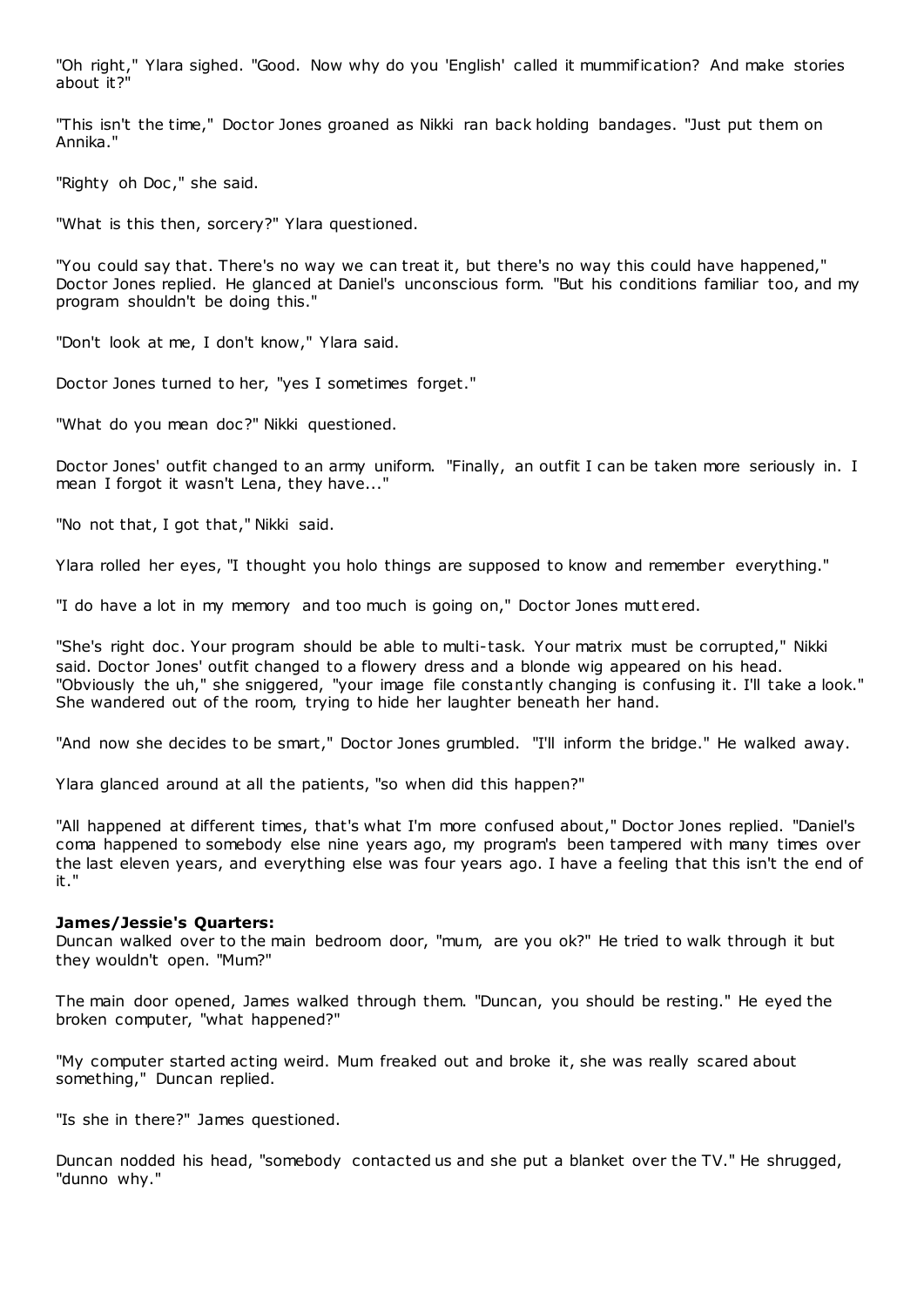"Oh right," Ylara sighed. "Good. Now why do you 'English' called it mummification? And make stories about it?"

"This isn't the time," Doctor Jones groaned as Nikki ran back holding bandages. "Just put them on Annika."

"Righty oh Doc," she said.

"What is this then, sorcery?" Ylara questioned.

"You could say that. There's no way we can treat it, but there's no way this could have happened," Doctor Jones replied. He glanced at Daniel's unconscious form. "But his conditions familiar too, and my program shouldn't be doing this."

"Don't look at me, I don't know," Ylara said.

Doctor Jones turned to her, "yes I sometimes forget."

"What do you mean doc?" Nikki questioned.

Doctor Jones' outfit changed to an army uniform. "Finally, an outfit I can be taken more seriously in. I mean I forgot it wasn't Lena, they have..."

"No not that, I got that," Nikki said.

Ylara rolled her eyes, "I thought you holo things are supposed to know and remember everything."

"I do have a lot in my memory and too much is going on," Doctor Jones muttered.

"She's right doc. Your program should be able to multi-task. Your matrix must be corrupted," Nikki said. Doctor Jones' outfit changed to a flowery dress and a blonde wig appeared on his head. "Obviously the uh," she sniggered, "your image file constantly changing is confusing it. I'll take a look." She wandered out of the room, trying to hide her laughter beneath her hand.

"And now she decides to be smart," Doctor Jones grumbled. "I'll inform the bridge." He walked away.

Ylara glanced around at all the patients, "so when did this happen?"

"All happened at different times, that's what I'm more confused about," Doctor Jones replied. "Daniel's coma happened to somebody else nine years ago, my program's been tampered with many times over the last eleven years, and everything else was four years ago. I have a feeling that this isn't the end of it."

**James/Jessie's Quarters:**
Duncan walked over to the main bedroom door, "mum, are you ok?" He tried to walk through it but they wouldn't open. "Mum?"

The main door opened, James walked through them. "Duncan, you should be resting." He eyed the broken computer, "what happened?"

"My computer started acting weird. Mum freaked out and broke it, she was really scared about something," Duncan replied.

"Is she in there?" James questioned.

Duncan nodded his head, "somebody contacted us and she put a blanket over the TV." He shrugged, "dunno why."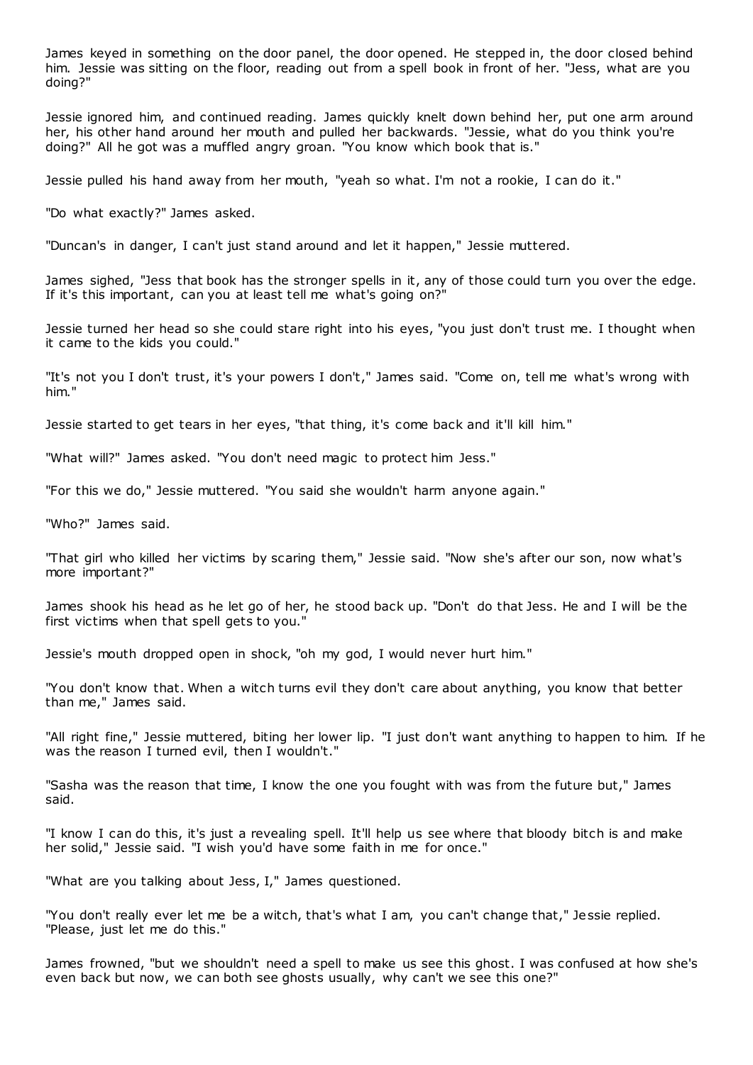James keyed in something on the door panel, the door opened. He stepped in, the door closed behind him. Jessie was sitting on the floor, reading out from a spell book in front of her. "Jess, what are you doing?"

Jessie ignored him, and continued reading. James quickly knelt down behind her, put one arm around her, his other hand around her mouth and pulled her backwards. "Jessie, what do you think you're doing?" All he got was a muffled angry groan. "You know which book that is."

Jessie pulled his hand away from her mouth, "yeah so what. I'm not a rookie, I can do it."

"Do what exactly?" James asked.

"Duncan's in danger, I can't just stand around and let it happen," Jessie muttered.

James sighed, "Jess that book has the stronger spells in it, any of those could turn you over the edge. If it's this important, can you at least tell me what's going on?"

Jessie turned her head so she could stare right into his eyes, "you just don't trust me. I thought when it came to the kids you could."

"It's not you I don't trust, it's your powers I don't," James said. "Come on, tell me what's wrong with him."

Jessie started to get tears in her eyes, "that thing, it's come back and it'll kill him."

"What will?" James asked. "You don't need magic to protect him Jess."

"For this we do," Jessie muttered. "You said she wouldn't harm anyone again."

"Who?" James said.

"That girl who killed her victims by scaring them," Jessie said. "Now she's after our son, now what's more important?"

James shook his head as he let go of her, he stood back up. "Don't do that Jess. He and I will be the first victims when that spell gets to you."

Jessie's mouth dropped open in shock, "oh my god, I would never hurt him."

"You don't know that. When a witch turns evil they don't care about anything, you know that better than me," James said.

"All right fine," Jessie muttered, biting her lower lip. "I just don't want anything to happen to him. If he was the reason I turned evil, then I wouldn't."

"Sasha was the reason that time, I know the one you fought with was from the future but," James said.

"I know I can do this, it's just a revealing spell. It'll help us see where that bloody bitch is and make her solid," Jessie said. "I wish you'd have some faith in me for once."

"What are you talking about Jess, I," James questioned.

"You don't really ever let me be a witch, that's what I am, you can't change that," Jessie replied. "Please, just let me do this."

James frowned, "but we shouldn't need a spell to make us see this ghost. I was confused at how she's even back but now, we can both see ghosts usually, why can't we see this one?"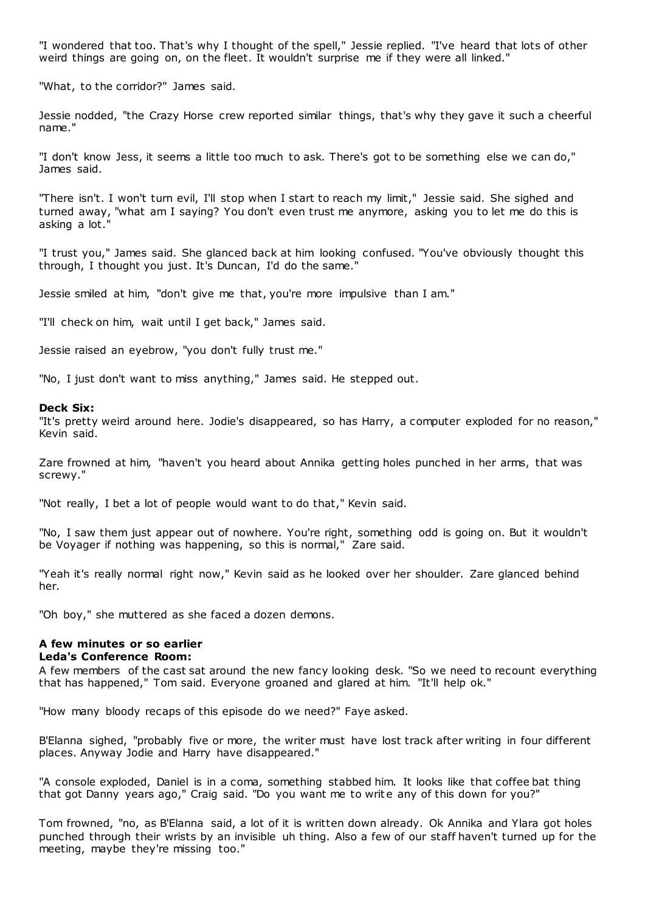"I wondered that too. That's why I thought of the spell," Jessie replied. "I've heard that lots of other weird things are going on, on the fleet. It wouldn't surprise me if they were all linked."

"What, to the corridor?" James said.

Jessie nodded, "the Crazy Horse crew reported similar things, that's why they gave it such a cheerful name."

"I don't know Jess, it seems a little too much to ask. There's got to be something else we can do," James said.

"There isn't. I won't turn evil, I'll stop when I start to reach my limit," Jessie said. She sighed and turned away, "what am I saying? You don't even trust me anymore, asking you to let me do this is asking a lot."

"I trust you," James said. She glanced back at him looking confused. "You've obviously thought this through, I thought you just. It's Duncan, I'd do the same."

Jessie smiled at him, "don't give me that, you're more impulsive than I am."

"I'll check on him, wait until I get back," James said.

Jessie raised an eyebrow, "you don't fully trust me."

"No, I just don't want to miss anything," James said. He stepped out.

**Deck Six:**
"It's pretty weird around here. Jodie's disappeared, so has Harry, a computer exploded for no reason," Kevin said.

Zare frowned at him, "haven't you heard about Annika getting holes punched in her arms, that was screwy."

"Not really, I bet a lot of people would want to do that," Kevin said.

"No, I saw them just appear out of nowhere. You're right, something odd is going on. But it wouldn't be Voyager if nothing was happening, so this is normal," Zare said.

"Yeah it's really normal right now," Kevin said as he looked over her shoulder. Zare glanced behind her.

"Oh boy," she muttered as she faced a dozen demons.

**A few minutes or so earlier**
**Leda's Conference Room:**
A few members of the cast sat around the new fancy looking desk. "So we need to recount everything that has happened," Tom said. Everyone groaned and glared at him. "It'll help ok."

"How many bloody recaps of this episode do we need?" Faye asked.

B'Elanna sighed, "probably five or more, the writer must have lost track after writing in four different places. Anyway Jodie and Harry have disappeared."

"A console exploded, Daniel is in a coma, something stabbed him. It looks like that coffee bat thing that got Danny years ago," Craig said. "Do you want me to write any of this down for you?"

Tom frowned, "no, as B'Elanna said, a lot of it is written down already. Ok Annika and Ylara got holes punched through their wrists by an invisible uh thing. Also a few of our staff haven't turned up for the meeting, maybe they're missing too."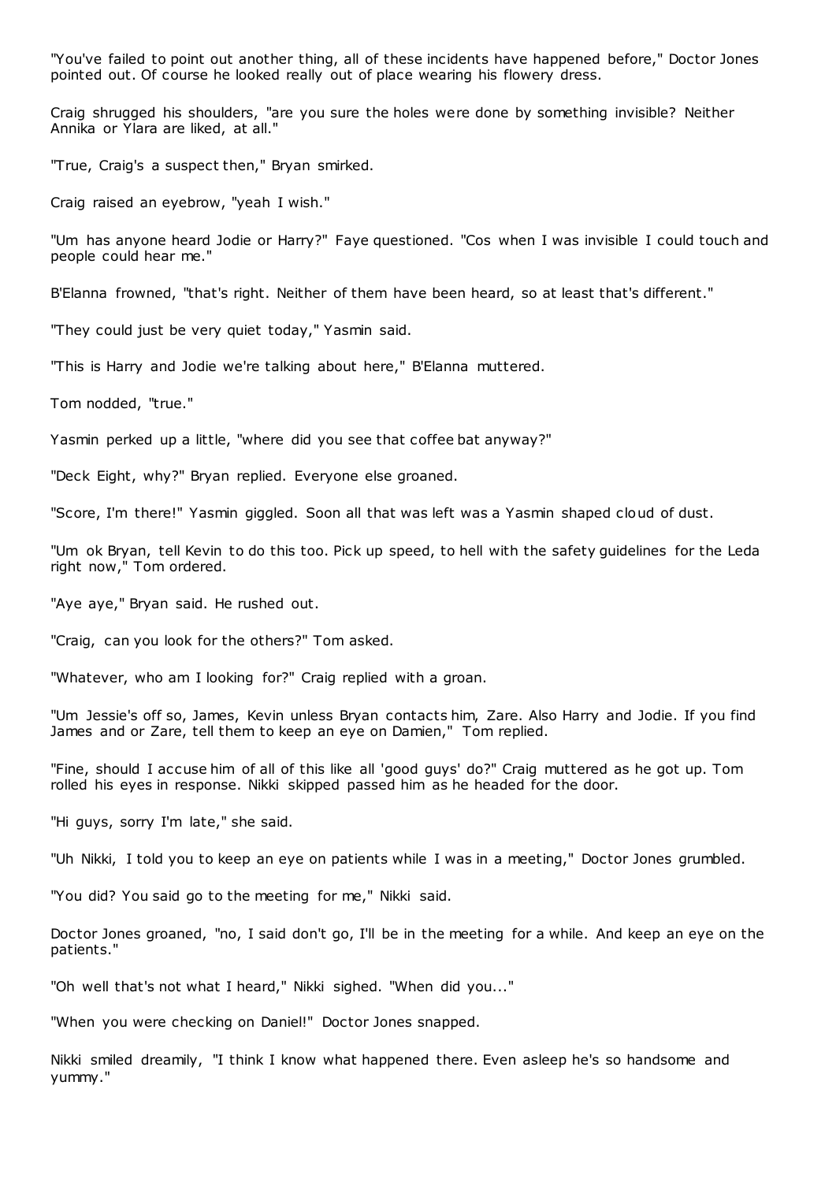"You've failed to point out another thing, all of these incidents have happened before," Doctor Jones pointed out. Of course he looked really out of place wearing his flowery dress.

Craig shrugged his shoulders, "are you sure the holes were done by something invisible? Neither Annika or Ylara are liked, at all."

"True, Craig's a suspect then," Bryan smirked.

Craig raised an eyebrow, "yeah I wish."

"Um has anyone heard Jodie or Harry?" Faye questioned. "Cos when I was invisible I could touch and people could hear me."

B'Elanna frowned, "that's right. Neither of them have been heard, so at least that's different."

"They could just be very quiet today," Yasmin said.

"This is Harry and Jodie we're talking about here," B'Elanna muttered.

Tom nodded, "true."

Yasmin perked up a little, "where did you see that coffee bat anyway?"

"Deck Eight, why?" Bryan replied. Everyone else groaned.

"Score, I'm there!" Yasmin giggled. Soon all that was left was a Yasmin shaped cloud of dust.

"Um ok Bryan, tell Kevin to do this too. Pick up speed, to hell with the safety guidelines for the Leda right now," Tom ordered.

"Aye aye," Bryan said. He rushed out.

"Craig, can you look for the others?" Tom asked.

"Whatever, who am I looking for?" Craig replied with a groan.

"Um Jessie's off so, James, Kevin unless Bryan contacts him, Zare. Also Harry and Jodie. If you find James and or Zare, tell them to keep an eye on Damien," Tom replied.

"Fine, should I accuse him of all of this like all 'good guys' do?" Craig muttered as he got up. Tom rolled his eyes in response. Nikki skipped passed him as he headed for the door.

"Hi guys, sorry I'm late," she said.

"Uh Nikki, I told you to keep an eye on patients while I was in a meeting," Doctor Jones grumbled.

"You did? You said go to the meeting for me," Nikki said.

Doctor Jones groaned, "no, I said don't go, I'll be in the meeting for a while. And keep an eye on the patients."

"Oh well that's not what I heard," Nikki sighed. "When did you..."

"When you were checking on Daniel!" Doctor Jones snapped.

Nikki smiled dreamily, "I think I know what happened there. Even asleep he's so handsome and yummy."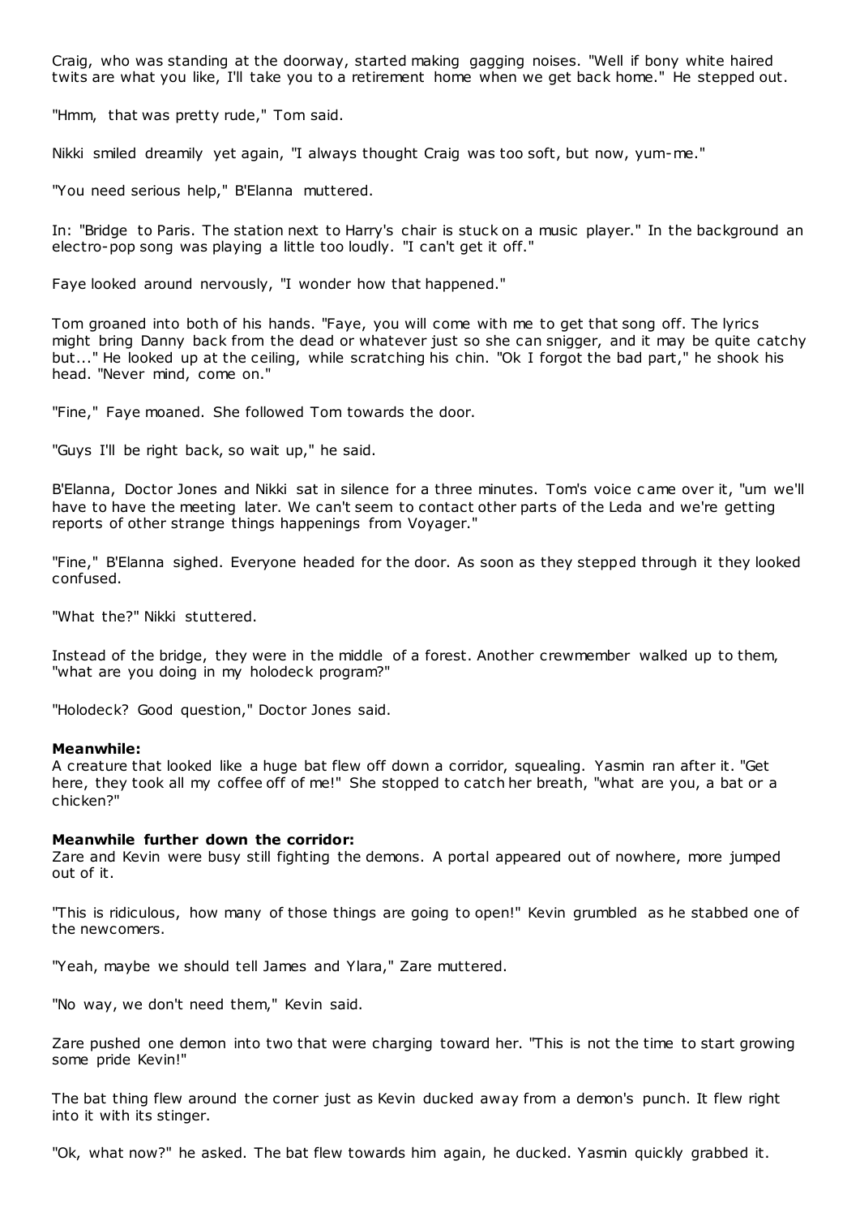Craig, who was standing at the doorway, started making gagging noises. "Well if bony white haired twits are what you like, I'll take you to a retirement home when we get back home." He stepped out.

"Hmm, that was pretty rude," Tom said.

Nikki smiled dreamily yet again, "I always thought Craig was too soft, but now, yum-me."

"You need serious help," B'Elanna muttered.

In: "Bridge to Paris. The station next to Harry's chair is stuck on a music player." In the background an electro-pop song was playing a little too loudly. "I can't get it off."

Faye looked around nervously, "I wonder how that happened."

Tom groaned into both of his hands. "Faye, you will come with me to get that song off. The lyrics might bring Danny back from the dead or whatever just so she can snigger, and it may be quite catchy but..." He looked up at the ceiling, while scratching his chin. "Ok I forgot the bad part," he shook his head. "Never mind, come on."

"Fine," Faye moaned. She followed Tom towards the door.

"Guys I'll be right back, so wait up," he said.

B'Elanna, Doctor Jones and Nikki sat in silence for a three minutes. Tom's voice came over it, "um we'll have to have the meeting later. We can't seem to contact other parts of the Leda and we're getting reports of other strange things happenings from Voyager."

"Fine," B'Elanna sighed. Everyone headed for the door. As soon as they stepped through it they looked confused.

"What the?" Nikki stuttered.

Instead of the bridge, they were in the middle of a forest. Another crewmember walked up to them, "what are you doing in my holodeck program?"

"Holodeck? Good question," Doctor Jones said.

**Meanwhile:**
A creature that looked like a huge bat flew off down a corridor, squealing. Yasmin ran after it. "Get here, they took all my coffee off of me!" She stopped to catch her breath, "what are you, a bat or a chicken?"

**Meanwhile further down the corridor:**
Zare and Kevin were busy still fighting the demons. A portal appeared out of nowhere, more jumped out of it.

"This is ridiculous, how many of those things are going to open!" Kevin grumbled as he stabbed one of the newcomers.

"Yeah, maybe we should tell James and Ylara," Zare muttered.

"No way, we don't need them," Kevin said.

Zare pushed one demon into two that were charging toward her. "This is not the time to start growing some pride Kevin!"

The bat thing flew around the corner just as Kevin ducked away from a demon's punch. It flew right into it with its stinger.

"Ok, what now?" he asked. The bat flew towards him again, he ducked. Yasmin quickly grabbed it.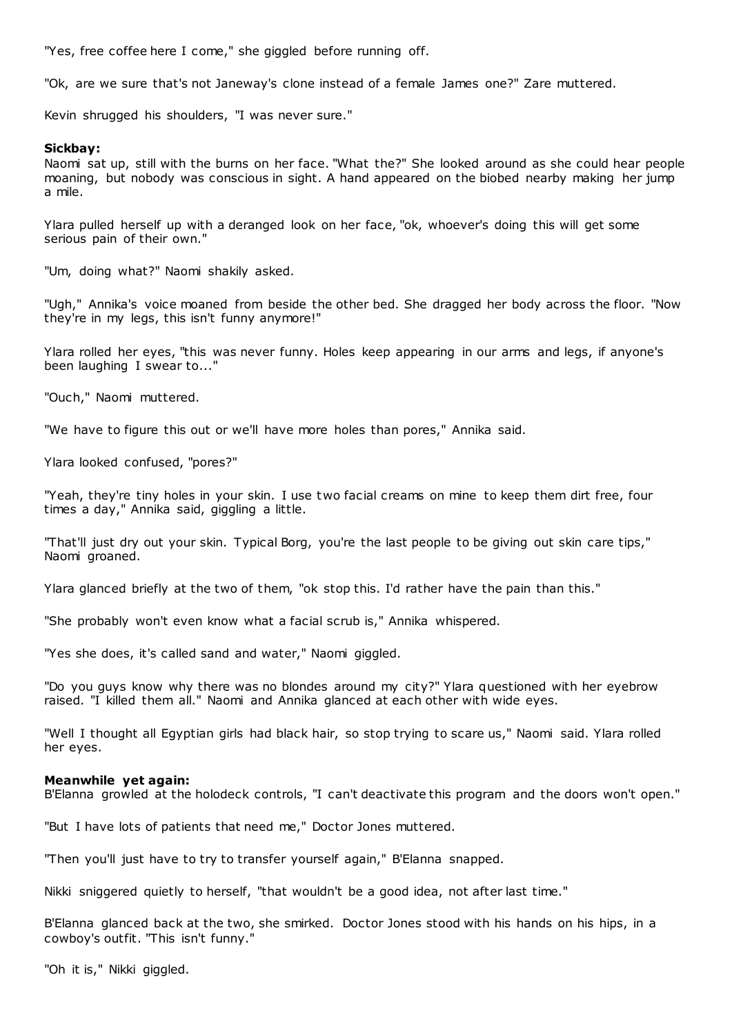"Yes, free coffee here I come," she giggled before running off.

"Ok, are we sure that's not Janeway's clone instead of a female James one?" Zare muttered.

Kevin shrugged his shoulders, "I was never sure."

**Sickbay:**
Naomi sat up, still with the burns on her face. "What the?" She looked around as she could hear people moaning, but nobody was conscious in sight. A hand appeared on the biobed nearby making her jump a mile.

Ylara pulled herself up with a deranged look on her face, "ok, whoever's doing this will get some serious pain of their own."

"Um, doing what?" Naomi shakily asked.

"Ugh," Annika's voice moaned from beside the other bed. She dragged her body across the floor. "Now they're in my legs, this isn't funny anymore!"

Ylara rolled her eyes, "this was never funny. Holes keep appearing in our arms and legs, if anyone's been laughing I swear to..."

"Ouch," Naomi muttered.

"We have to figure this out or we'll have more holes than pores," Annika said.

Ylara looked confused, "pores?"

"Yeah, they're tiny holes in your skin. I use two facial creams on mine to keep them dirt free, four times a day," Annika said, giggling a little.

"That'll just dry out your skin. Typical Borg, you're the last people to be giving out skin care tips," Naomi groaned.

Ylara glanced briefly at the two of them, "ok stop this. I'd rather have the pain than this."

"She probably won't even know what a facial scrub is," Annika whispered.

"Yes she does, it's called sand and water," Naomi giggled.

"Do you guys know why there was no blondes around my city?" Ylara questioned with her eyebrow raised. "I killed them all." Naomi and Annika glanced at each other with wide eyes.

"Well I thought all Egyptian girls had black hair, so stop trying to scare us," Naomi said. Ylara rolled her eyes.

**Meanwhile yet again:**
B'Elanna growled at the holodeck controls, "I can't deactivate this program and the doors won't open."

"But I have lots of patients that need me," Doctor Jones muttered.

"Then you'll just have to try to transfer yourself again," B'Elanna snapped.

Nikki sniggered quietly to herself, "that wouldn't be a good idea, not after last time."

B'Elanna glanced back at the two, she smirked. Doctor Jones stood with his hands on his hips, in a cowboy's outfit. "This isn't funny."

"Oh it is," Nikki giggled.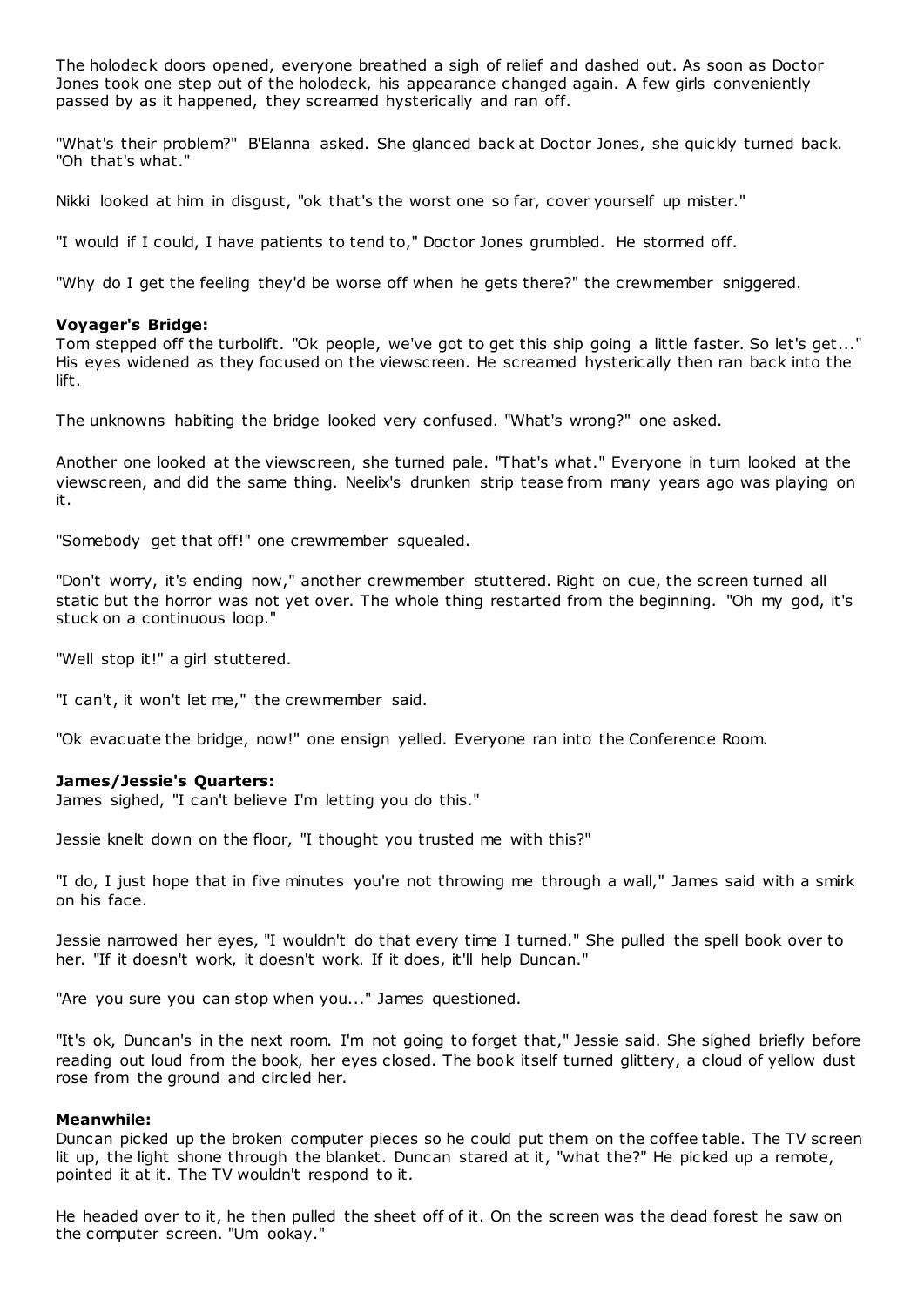The holodeck doors opened, everyone breathed a sigh of relief and dashed out. As soon as Doctor Jones took one step out of the holodeck, his appearance changed again. A few girls conveniently passed by as it happened, they screamed hysterically and ran off.

"What's their problem?" B'Elanna asked. She glanced back at Doctor Jones, she quickly turned back. "Oh that's what."

Nikki looked at him in disgust, "ok that's the worst one so far, cover yourself up mister."

"I would if I could, I have patients to tend to," Doctor Jones grumbled. He stormed off.

"Why do I get the feeling they'd be worse off when he gets there?" the crewmember sniggered.

**Voyager's Bridge:**
Tom stepped off the turbolift. "Ok people, we've got to get this ship going a little faster. So let's get..." His eyes widened as they focused on the viewscreen. He screamed hysterically then ran back into the lift.

The unknowns habiting the bridge looked very confused. "What's wrong?" one asked.

Another one looked at the viewscreen, she turned pale. "That's what." Everyone in turn looked at the viewscreen, and did the same thing. Neelix's drunken strip tease from many years ago was playing on it.

"Somebody get that off!" one crewmember squealed.

"Don't worry, it's ending now," another crewmember stuttered. Right on cue, the screen turned all static but the horror was not yet over. The whole thing restarted from the beginning. "Oh my god, it's stuck on a continuous loop."

"Well stop it!" a girl stuttered.

"I can't, it won't let me," the crewmember said.

"Ok evacuate the bridge, now!" one ensign yelled. Everyone ran into the Conference Room.

**James/Jessie's Quarters:**
James sighed, "I can't believe I'm letting you do this."

Jessie knelt down on the floor, "I thought you trusted me with this?"

"I do, I just hope that in five minutes you're not throwing me through a wall," James said with a smirk on his face.

Jessie narrowed her eyes, "I wouldn't do that every time I turned." She pulled the spell book over to her. "If it doesn't work, it doesn't work. If it does, it'll help Duncan."

"Are you sure you can stop when you..." James questioned.

"It's ok, Duncan's in the next room. I'm not going to forget that," Jessie said. She sighed briefly before reading out loud from the book, her eyes closed. The book itself turned glittery, a cloud of yellow dust rose from the ground and circled her.

**Meanwhile:**
Duncan picked up the broken computer pieces so he could put them on the coffee table. The TV screen lit up, the light shone through the blanket. Duncan stared at it, "what the?" He picked up a remote, pointed it at it. The TV wouldn't respond to it.

He headed over to it, he then pulled the sheet off of it. On the screen was the dead forest he saw on the computer screen. "Um ookay."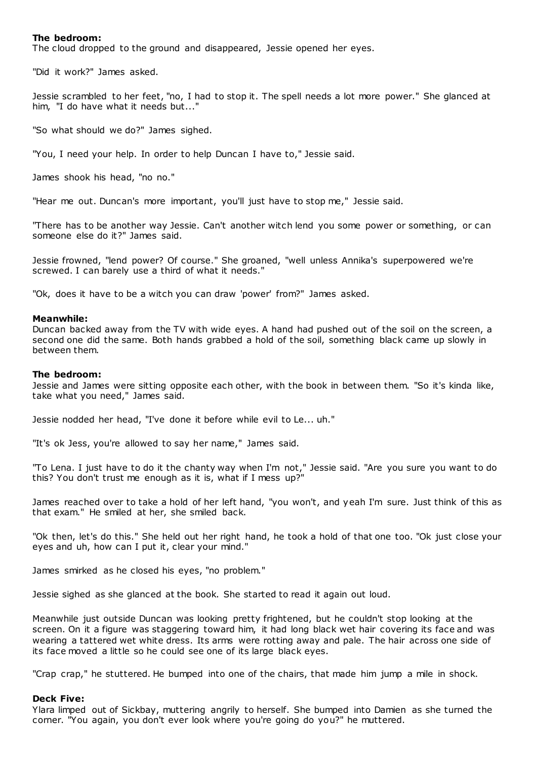**The bedroom:**
The cloud dropped to the ground and disappeared, Jessie opened her eyes.

"Did it work?" James asked.

Jessie scrambled to her feet, "no, I had to stop it. The spell needs a lot more power." She glanced at him, "I do have what it needs but..."

"So what should we do?" James sighed.

"You, I need your help. In order to help Duncan I have to," Jessie said.

James shook his head, "no no."

"Hear me out. Duncan's more important, you'll just have to stop me," Jessie said.

"There has to be another way Jessie. Can't another witch lend you some power or something, or can someone else do it?" James said.

Jessie frowned, "lend power? Of course." She groaned, "well unless Annika's superpowered we're screwed. I can barely use a third of what it needs."

"Ok, does it have to be a witch you can draw 'power' from?" James asked.

**Meanwhile:**
Duncan backed away from the TV with wide eyes. A hand had pushed out of the soil on the screen, a second one did the same. Both hands grabbed a hold of the soil, something black came up slowly in between them.

**The bedroom:**
Jessie and James were sitting opposite each other, with the book in between them. "So it's kinda like, take what you need," James said.

Jessie nodded her head, "I've done it before while evil to Le... uh."

"It's ok Jess, you're allowed to say her name," James said.

"To Lena. I just have to do it the chanty way when I'm not," Jessie said. "Are you sure you want to do this? You don't trust me enough as it is, what if I mess up?"

James reached over to take a hold of her left hand, "you won't, and yeah I'm sure. Just think of this as that exam." He smiled at her, she smiled back.

"Ok then, let's do this." She held out her right hand, he took a hold of that one too. "Ok just close your eyes and uh, how can I put it, clear your mind."

James smirked as he closed his eyes, "no problem."

Jessie sighed as she glanced at the book. She started to read it again out loud.

Meanwhile just outside Duncan was looking pretty frightened, but he couldn't stop looking at the screen. On it a figure was staggering toward him, it had long black wet hair covering its face and was wearing a tattered wet white dress. Its arms were rotting away and pale. The hair across one side of its face moved a little so he could see one of its large black eyes.

"Crap crap," he stuttered. He bumped into one of the chairs, that made him jump a mile in shock.

**Deck Five:**
Ylara limped out of Sickbay, muttering angrily to herself. She bumped into Damien as she turned the corner. "You again, you don't ever look where you're going do you?" he muttered.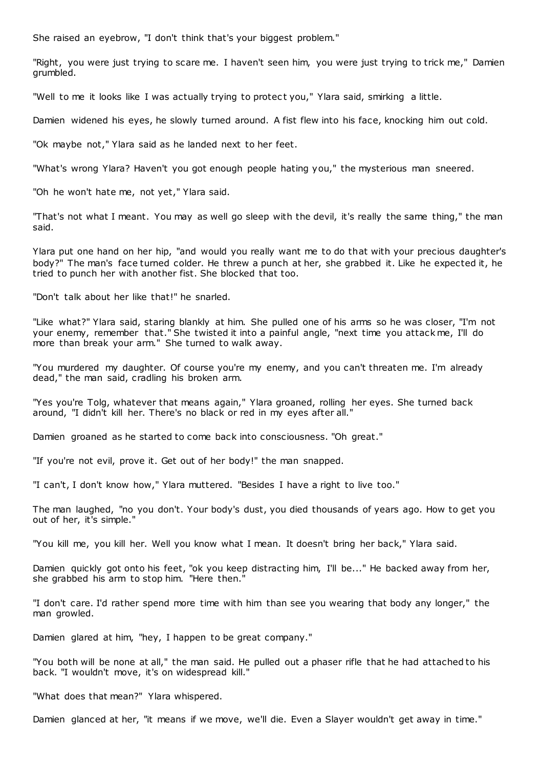She raised an eyebrow, "I don't think that's your biggest problem."

"Right, you were just trying to scare me. I haven't seen him, you were just trying to trick me," Damien grumbled.

"Well to me it looks like I was actually trying to protect you," Ylara said, smirking a little.

Damien widened his eyes, he slowly turned around. A fist flew into his face, knocking him out cold.

"Ok maybe not," Ylara said as he landed next to her feet.

"What's wrong Ylara? Haven't you got enough people hating you," the mysterious man sneered.

"Oh he won't hate me, not yet," Ylara said.

"That's not what I meant. You may as well go sleep with the devil, it's really the same thing," the man said.

Ylara put one hand on her hip, "and would you really want me to do that with your precious daughter's body?" The man's face turned colder. He threw a punch at her, she grabbed it. Like he expected it, he tried to punch her with another fist. She blocked that too.

"Don't talk about her like that!" he snarled.

"Like what?" Ylara said, staring blankly at him. She pulled one of his arms so he was closer, "I'm not your enemy, remember that." She twisted it into a painful angle, "next time you attack me, I'll do more than break your arm." She turned to walk away.

"You murdered my daughter. Of course you're my enemy, and you can't threaten me. I'm already dead," the man said, cradling his broken arm.

"Yes you're Tolg, whatever that means again," Ylara groaned, rolling her eyes. She turned back around, "I didn't kill her. There's no black or red in my eyes after all."

Damien groaned as he started to come back into consciousness. "Oh great."

"If you're not evil, prove it. Get out of her body!" the man snapped.

"I can't, I don't know how," Ylara muttered. "Besides I have a right to live too."

The man laughed, "no you don't. Your body's dust, you died thousands of years ago. How to get you out of her, it's simple."

"You kill me, you kill her. Well you know what I mean. It doesn't bring her back," Ylara said.

Damien quickly got onto his feet, "ok you keep distracting him, I'll be..." He backed away from her, she grabbed his arm to stop him. "Here then."

"I don't care. I'd rather spend more time with him than see you wearing that body any longer," the man growled.

Damien glared at him, "hey, I happen to be great company."

"You both will be none at all," the man said. He pulled out a phaser rifle that he had attached to his back. "I wouldn't move, it's on widespread kill."

"What does that mean?" Ylara whispered.

Damien glanced at her, "it means if we move, we'll die. Even a Slayer wouldn't get away in time."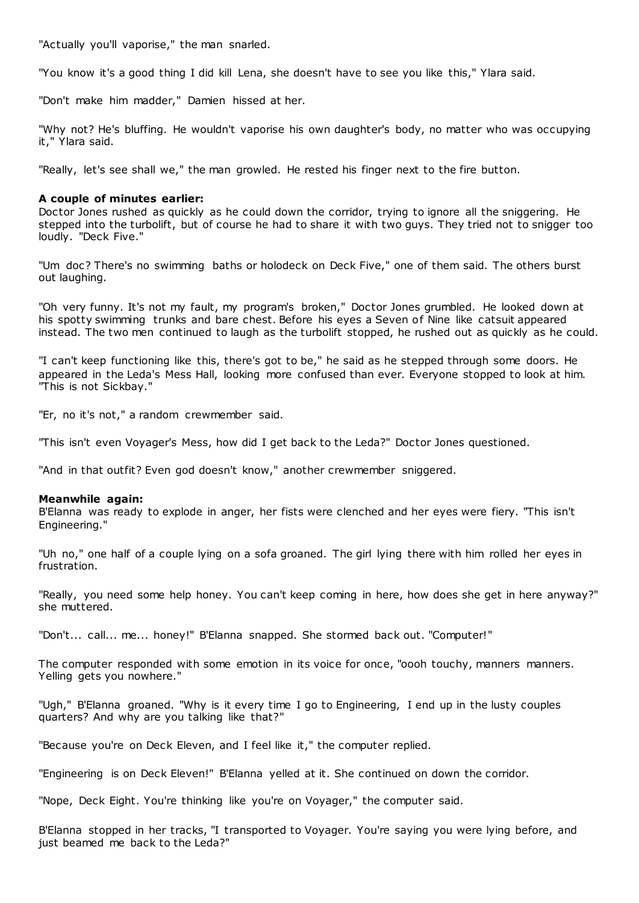"Actually you'll vaporise," the man snarled.

"You know it's a good thing I did kill Lena, she doesn't have to see you like this," Ylara said.

"Don't make him madder," Damien hissed at her.

"Why not? He's bluffing. He wouldn't vaporise his own daughter's body, no matter who was occupying it," Ylara said.

"Really, let's see shall we," the man growled. He rested his finger next to the fire button.

**A couple of minutes earlier:**
Doctor Jones rushed as quickly as he could down the corridor, trying to ignore all the sniggering. He stepped into the turbolift, but of course he had to share it with two guys. They tried not to snigger too loudly. "Deck Five."

"Um doc? There's no swimming baths or holodeck on Deck Five," one of them said. The others burst out laughing.

"Oh very funny. It's not my fault, my program's broken," Doctor Jones grumbled. He looked down at his spotty swimming trunks and bare chest. Before his eyes a Seven of Nine like catsuit appeared instead. The two men continued to laugh as the turbolift stopped, he rushed out as quickly as he could.

"I can't keep functioning like this, there's got to be," he said as he stepped through some doors. He appeared in the Leda's Mess Hall, looking more confused than ever. Everyone stopped to look at him. "This is not Sickbay."

"Er, no it's not," a random crewmember said.

"This isn't even Voyager's Mess, how did I get back to the Leda?" Doctor Jones questioned.

"And in that outfit? Even god doesn't know," another crewmember sniggered.

**Meanwhile again:**
B'Elanna was ready to explode in anger, her fists were clenched and her eyes were fiery. "This isn't Engineering."

"Uh no," one half of a couple lying on a sofa groaned. The girl lying there with him rolled her eyes in frustration.

"Really, you need some help honey. You can't keep coming in here, how does she get in here anyway?" she muttered.

"Don't... call... me... honey!" B'Elanna snapped. She stormed back out. "Computer!"

The computer responded with some emotion in its voice for once, "oooh touchy, manners manners. Yelling gets you nowhere."

"Ugh," B'Elanna groaned. "Why is it every time I go to Engineering, I end up in the lusty couples quarters? And why are you talking like that?"

"Because you're on Deck Eleven, and I feel like it," the computer replied.

"Engineering is on Deck Eleven!" B'Elanna yelled at it. She continued on down the corridor.

"Nope, Deck Eight. You're thinking like you're on Voyager," the computer said.

B'Elanna stopped in her tracks, "I transported to Voyager. You're saying you were lying before, and just beamed me back to the Leda?"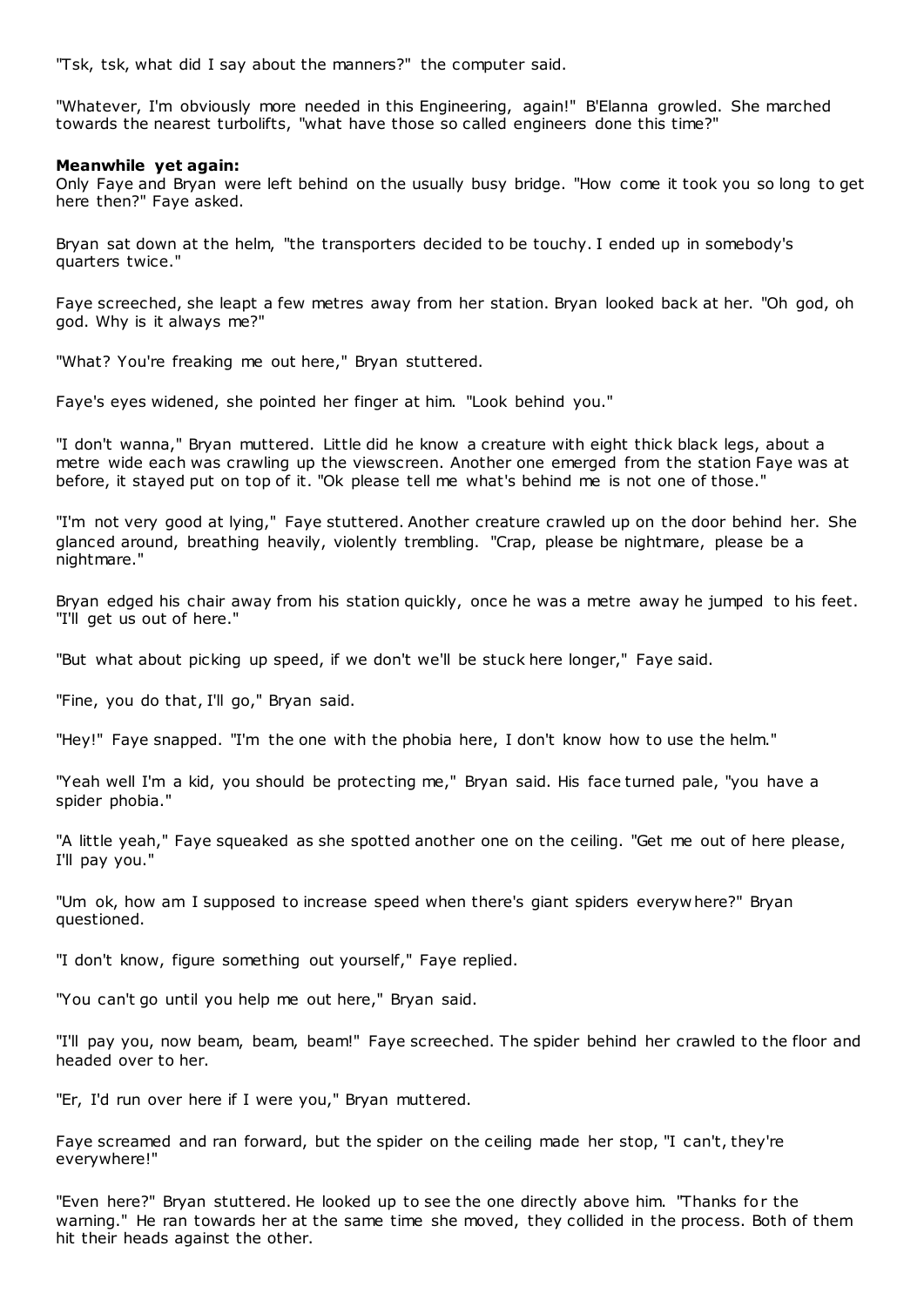"Tsk, tsk, what did I say about the manners?" the computer said.

"Whatever, I'm obviously more needed in this Engineering, again!" B'Elanna growled. She marched towards the nearest turbolifts, "what have those so called engineers done this time?"

**Meanwhile yet again:**
Only Faye and Bryan were left behind on the usually busy bridge. "How come it took you so long to get here then?" Faye asked.

Bryan sat down at the helm, "the transporters decided to be touchy. I ended up in somebody's quarters twice."

Faye screeched, she leapt a few metres away from her station. Bryan looked back at her. "Oh god, oh god. Why is it always me?"

"What? You're freaking me out here," Bryan stuttered.

Faye's eyes widened, she pointed her finger at him. "Look behind you."

"I don't wanna," Bryan muttered. Little did he know a creature with eight thick black legs, about a metre wide each was crawling up the viewscreen. Another one emerged from the station Faye was at before, it stayed put on top of it. "Ok please tell me what's behind me is not one of those."

"I'm not very good at lying," Faye stuttered. Another creature crawled up on the door behind her. She glanced around, breathing heavily, violently trembling. "Crap, please be nightmare, please be a nightmare."

Bryan edged his chair away from his station quickly, once he was a metre away he jumped to his feet. "I'll get us out of here."

"But what about picking up speed, if we don't we'll be stuck here longer," Faye said.

"Fine, you do that, I'll go," Bryan said.

"Hey!" Faye snapped. "I'm the one with the phobia here, I don't know how to use the helm."

"Yeah well I'm a kid, you should be protecting me," Bryan said. His face turned pale, "you have a spider phobia."

"A little yeah," Faye squeaked as she spotted another one on the ceiling. "Get me out of here please, I'll pay you."

"Um ok, how am I supposed to increase speed when there's giant spiders everywhere?" Bryan questioned.

"I don't know, figure something out yourself," Faye replied.

"You can't go until you help me out here," Bryan said.

"I'll pay you, now beam, beam, beam!" Faye screeched. The spider behind her crawled to the floor and headed over to her.

"Er, I'd run over here if I were you," Bryan muttered.

Faye screamed and ran forward, but the spider on the ceiling made her stop, "I can't, they're everywhere!"

"Even here?" Bryan stuttered. He looked up to see the one directly above him. "Thanks for the warning." He ran towards her at the same time she moved, they collided in the process. Both of them hit their heads against the other.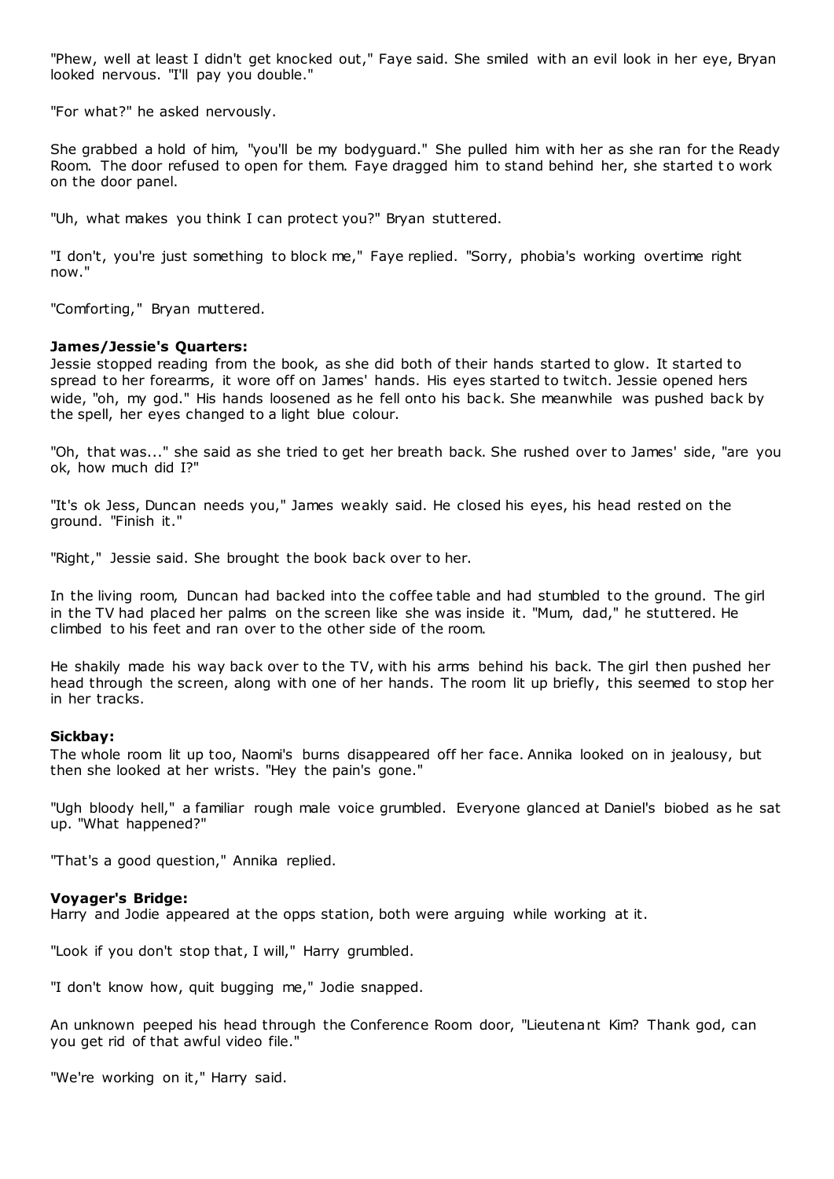"Phew, well at least I didn't get knocked out," Faye said. She smiled with an evil look in her eye, Bryan looked nervous. "I'll pay you double."

"For what?" he asked nervously.

She grabbed a hold of him, "you'll be my bodyguard." She pulled him with her as she ran for the Ready Room. The door refused to open for them. Faye dragged him to stand behind her, she started to work on the door panel.

"Uh, what makes you think I can protect you?" Bryan stuttered.

"I don't, you're just something to block me," Faye replied. "Sorry, phobia's working overtime right now."

"Comforting," Bryan muttered.

**James/Jessie's Quarters:**
Jessie stopped reading from the book, as she did both of their hands started to glow. It started to spread to her forearms, it wore off on James' hands. His eyes started to twitch. Jessie opened hers wide, "oh, my god." His hands loosened as he fell onto his back. She meanwhile was pushed back by the spell, her eyes changed to a light blue colour.

"Oh, that was..." she said as she tried to get her breath back. She rushed over to James' side, "are you ok, how much did I?"

"It's ok Jess, Duncan needs you," James weakly said. He closed his eyes, his head rested on the ground. "Finish it."

"Right," Jessie said. She brought the book back over to her.

In the living room, Duncan had backed into the coffee table and had stumbled to the ground. The girl in the TV had placed her palms on the screen like she was inside it. "Mum, dad," he stuttered. He climbed to his feet and ran over to the other side of the room.

He shakily made his way back over to the TV, with his arms behind his back. The girl then pushed her head through the screen, along with one of her hands. The room lit up briefly, this seemed to stop her in her tracks.

**Sickbay:**
The whole room lit up too, Naomi's burns disappeared off her face. Annika looked on in jealousy, but then she looked at her wrists. "Hey the pain's gone."

"Ugh bloody hell," a familiar rough male voice grumbled. Everyone glanced at Daniel's biobed as he sat up. "What happened?"

"That's a good question," Annika replied.

**Voyager's Bridge:**
Harry and Jodie appeared at the opps station, both were arguing while working at it.

"Look if you don't stop that, I will," Harry grumbled.

"I don't know how, quit bugging me," Jodie snapped.

An unknown peeped his head through the Conference Room door, "Lieutenant Kim? Thank god, can you get rid of that awful video file."

"We're working on it," Harry said.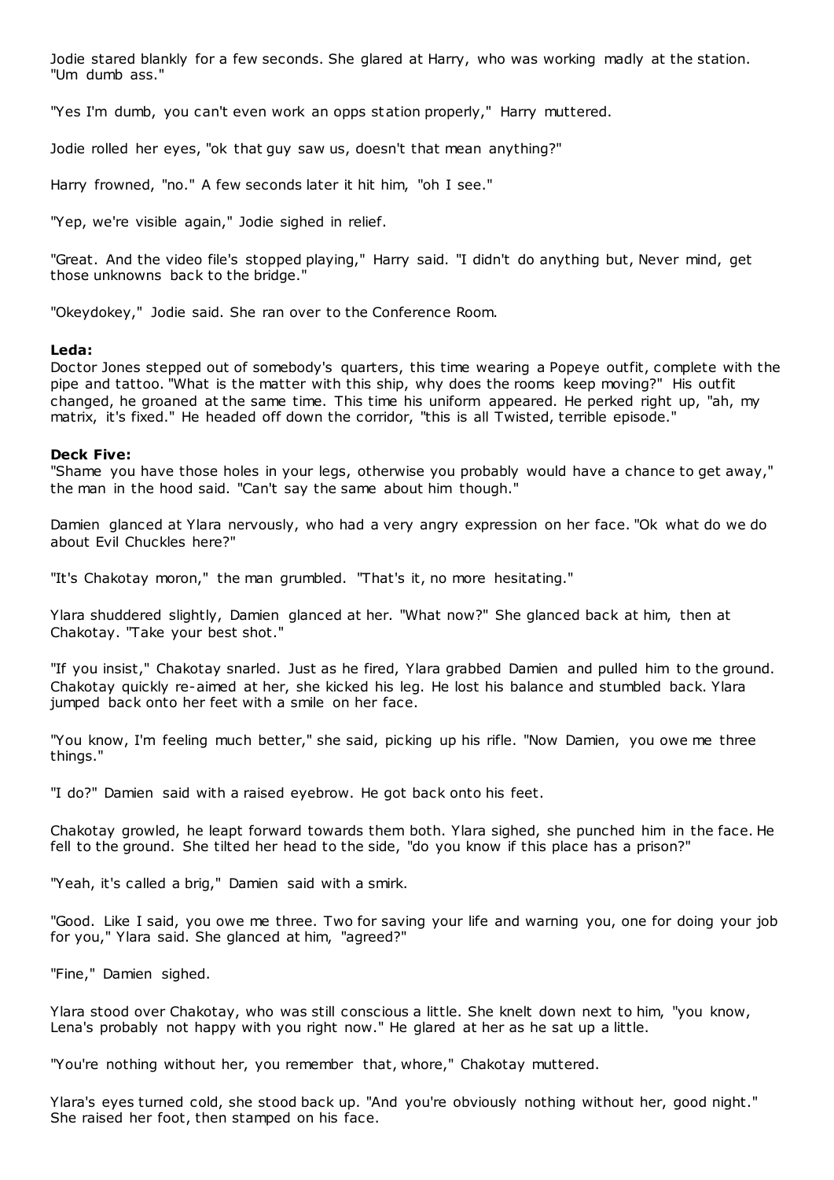Jodie stared blankly for a few seconds. She glared at Harry, who was working madly at the station. "Um dumb ass."

"Yes I'm dumb, you can't even work an opps station properly," Harry muttered.

Jodie rolled her eyes, "ok that guy saw us, doesn't that mean anything?"

Harry frowned, "no." A few seconds later it hit him, "oh I see."

"Yep, we're visible again," Jodie sighed in relief.

"Great. And the video file's stopped playing," Harry said. "I didn't do anything but, Never mind, get those unknowns back to the bridge."

"Okeydokey," Jodie said. She ran over to the Conference Room.

**Leda:**
Doctor Jones stepped out of somebody's quarters, this time wearing a Popeye outfit, complete with the pipe and tattoo. "What is the matter with this ship, why does the rooms keep moving?" His outfit changed, he groaned at the same time. This time his uniform appeared. He perked right up, "ah, my matrix, it's fixed." He headed off down the corridor, "this is all Twisted, terrible episode."

**Deck Five:**
"Shame you have those holes in your legs, otherwise you probably would have a chance to get away," the man in the hood said. "Can't say the same about him though."

Damien glanced at Ylara nervously, who had a very angry expression on her face. "Ok what do we do about Evil Chuckles here?"

"It's Chakotay moron," the man grumbled. "That's it, no more hesitating."

Ylara shuddered slightly, Damien glanced at her. "What now?" She glanced back at him, then at Chakotay. "Take your best shot."

"If you insist," Chakotay snarled. Just as he fired, Ylara grabbed Damien and pulled him to the ground. Chakotay quickly re-aimed at her, she kicked his leg. He lost his balance and stumbled back. Ylara jumped back onto her feet with a smile on her face.

"You know, I'm feeling much better," she said, picking up his rifle. "Now Damien, you owe me three things."

"I do?" Damien said with a raised eyebrow. He got back onto his feet.

Chakotay growled, he leapt forward towards them both. Ylara sighed, she punched him in the face. He fell to the ground. She tilted her head to the side, "do you know if this place has a prison?"

"Yeah, it's called a brig," Damien said with a smirk.

"Good. Like I said, you owe me three. Two for saving your life and warning you, one for doing your job for you," Ylara said. She glanced at him, "agreed?"

"Fine," Damien sighed.

Ylara stood over Chakotay, who was still conscious a little. She knelt down next to him, "you know, Lena's probably not happy with you right now." He glared at her as he sat up a little.

"You're nothing without her, you remember that, whore," Chakotay muttered.

Ylara's eyes turned cold, she stood back up. "And you're obviously nothing without her, good night." She raised her foot, then stamped on his face.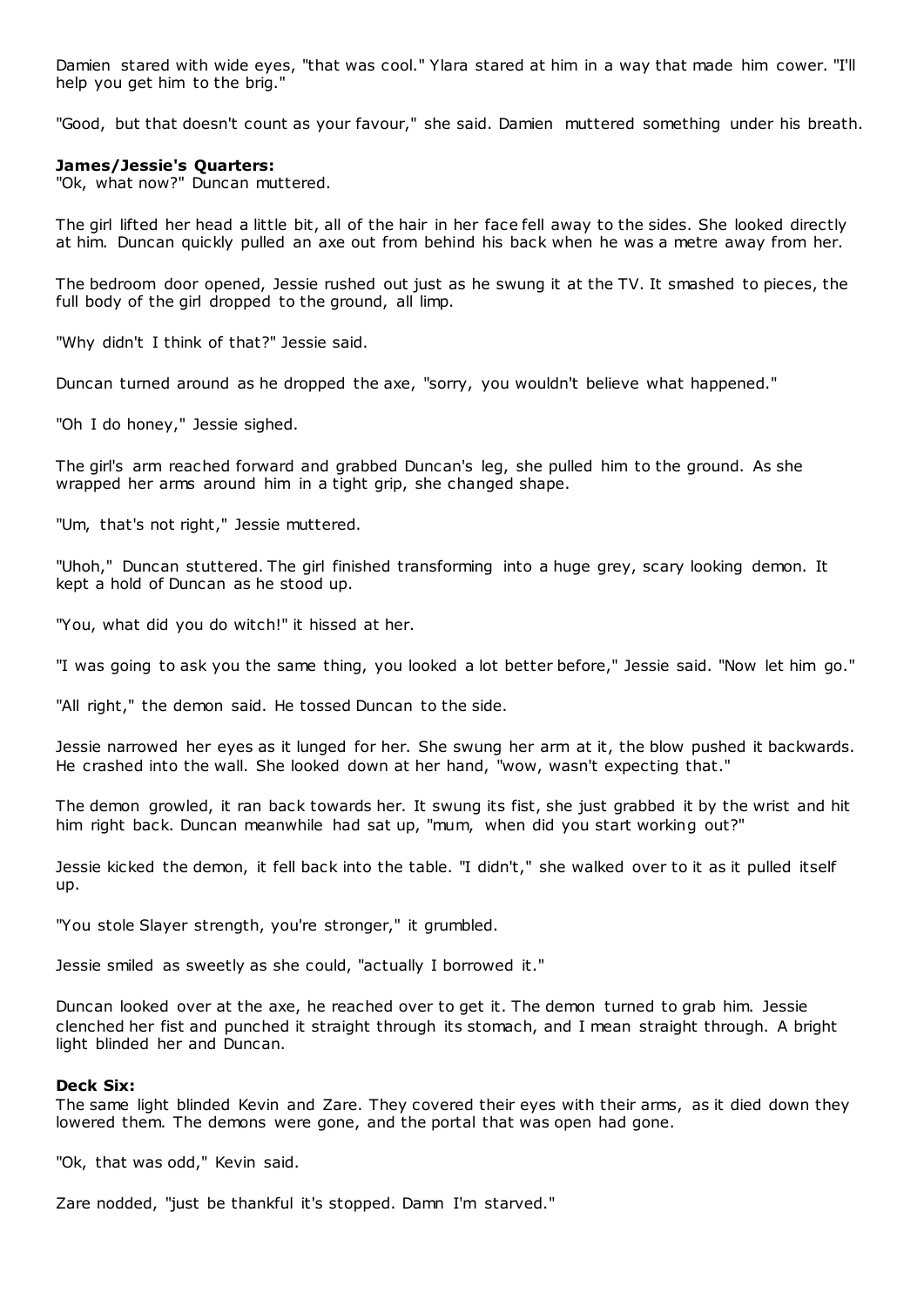Damien stared with wide eyes, "that was cool." Ylara stared at him in a way that made him cower. "I'll help you get him to the brig."

"Good, but that doesn't count as your favour," she said. Damien muttered something under his breath.

**James/Jessie's Quarters:**
"Ok, what now?" Duncan muttered.

The girl lifted her head a little bit, all of the hair in her face fell away to the sides. She looked directly at him. Duncan quickly pulled an axe out from behind his back when he was a metre away from her.

The bedroom door opened, Jessie rushed out just as he swung it at the TV. It smashed to pieces, the full body of the girl dropped to the ground, all limp.

"Why didn't I think of that?" Jessie said.

Duncan turned around as he dropped the axe, "sorry, you wouldn't believe what happened."

"Oh I do honey," Jessie sighed.

The girl's arm reached forward and grabbed Duncan's leg, she pulled him to the ground. As she wrapped her arms around him in a tight grip, she changed shape.

"Um, that's not right," Jessie muttered.

"Uhoh," Duncan stuttered. The girl finished transforming into a huge grey, scary looking demon. It kept a hold of Duncan as he stood up.

"You, what did you do witch!" it hissed at her.

"I was going to ask you the same thing, you looked a lot better before," Jessie said. "Now let him go."

"All right," the demon said. He tossed Duncan to the side.

Jessie narrowed her eyes as it lunged for her. She swung her arm at it, the blow pushed it backwards. He crashed into the wall. She looked down at her hand, "wow, wasn't expecting that."

The demon growled, it ran back towards her. It swung its fist, she just grabbed it by the wrist and hit him right back. Duncan meanwhile had sat up, "mum, when did you start working out?"

Jessie kicked the demon, it fell back into the table. "I didn't," she walked over to it as it pulled itself up.

"You stole Slayer strength, you're stronger," it grumbled.

Jessie smiled as sweetly as she could, "actually I borrowed it."

Duncan looked over at the axe, he reached over to get it. The demon turned to grab him. Jessie clenched her fist and punched it straight through its stomach, and I mean straight through. A bright light blinded her and Duncan.

**Deck Six:**
The same light blinded Kevin and Zare. They covered their eyes with their arms, as it died down they lowered them. The demons were gone, and the portal that was open had gone.

"Ok, that was odd," Kevin said.

Zare nodded, "just be thankful it's stopped. Damn I'm starved."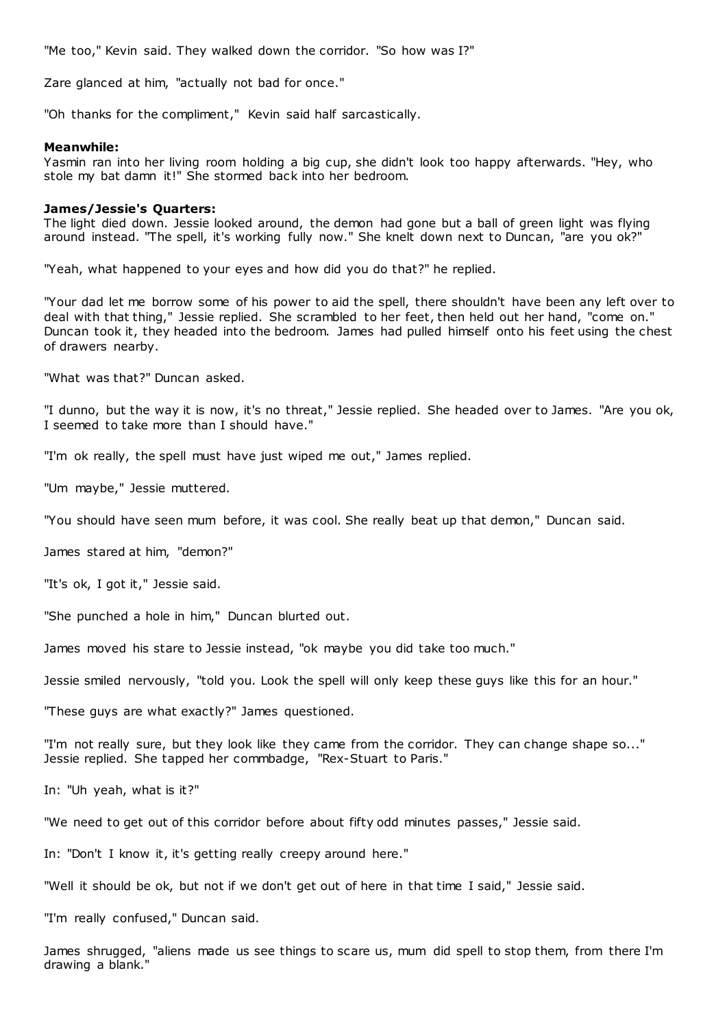"Me too," Kevin said. They walked down the corridor. "So how was I?"

Zare glanced at him, "actually not bad for once."

"Oh thanks for the compliment," Kevin said half sarcastically.

**Meanwhile:**
Yasmin ran into her living room holding a big cup, she didn't look too happy afterwards. "Hey, who stole my bat damn it!" She stormed back into her bedroom.

**James/Jessie's Quarters:**
The light died down. Jessie looked around, the demon had gone but a ball of green light was flying around instead. "The spell, it's working fully now." She knelt down next to Duncan, "are you ok?"

"Yeah, what happened to your eyes and how did you do that?" he replied.

"Your dad let me borrow some of his power to aid the spell, there shouldn't have been any left over to deal with that thing," Jessie replied. She scrambled to her feet, then held out her hand, "come on." Duncan took it, they headed into the bedroom. James had pulled himself onto his feet using the chest of drawers nearby.

"What was that?" Duncan asked.

"I dunno, but the way it is now, it's no threat," Jessie replied. She headed over to James. "Are you ok, I seemed to take more than I should have."

"I'm ok really, the spell must have just wiped me out," James replied.

"Um maybe," Jessie muttered.

"You should have seen mum before, it was cool. She really beat up that demon," Duncan said.

James stared at him, "demon?"

"It's ok, I got it," Jessie said.

"She punched a hole in him," Duncan blurted out.

James moved his stare to Jessie instead, "ok maybe you did take too much."

Jessie smiled nervously, "told you. Look the spell will only keep these guys like this for an hour."

"These guys are what exactly?" James questioned.

"I'm not really sure, but they look like they came from the corridor. They can change shape so..." Jessie replied. She tapped her commbadge, "Rex-Stuart to Paris."

In: "Uh yeah, what is it?"

"We need to get out of this corridor before about fifty odd minutes passes," Jessie said.

In: "Don't I know it, it's getting really creepy around here."

"Well it should be ok, but not if we don't get out of here in that time I said," Jessie said.

"I'm really confused," Duncan said.

James shrugged, "aliens made us see things to scare us, mum did spell to stop them, from there I'm drawing a blank."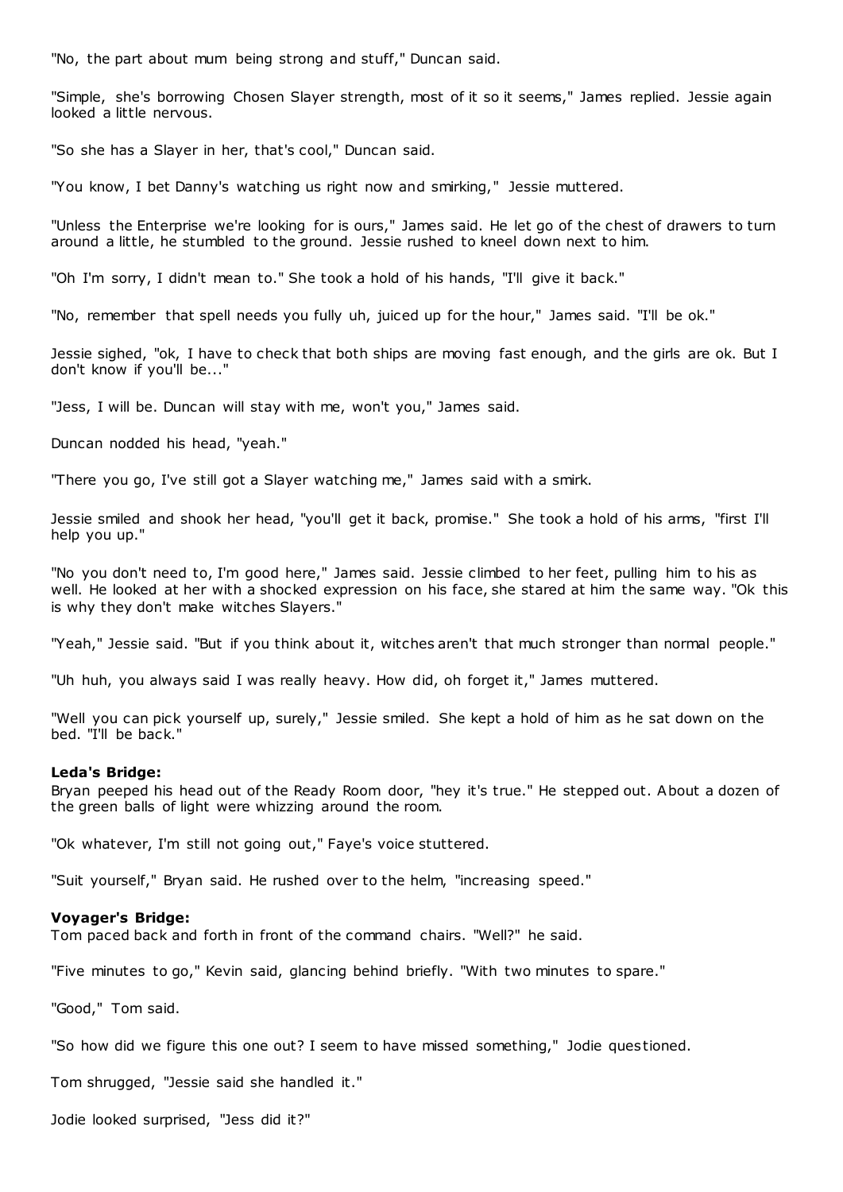"No, the part about mum being strong and stuff," Duncan said.

"Simple, she's borrowing Chosen Slayer strength, most of it so it seems," James replied. Jessie again looked a little nervous.

"So she has a Slayer in her, that's cool," Duncan said.

"You know, I bet Danny's watching us right now and smirking," Jessie muttered.

"Unless the Enterprise we're looking for is ours," James said. He let go of the chest of drawers to turn around a little, he stumbled to the ground. Jessie rushed to kneel down next to him.

"Oh I'm sorry, I didn't mean to." She took a hold of his hands, "I'll give it back."

"No, remember that spell needs you fully uh, juiced up for the hour," James said. "I'll be ok."

Jessie sighed, "ok, I have to check that both ships are moving fast enough, and the girls are ok. But I don't know if you'll be..."

"Jess, I will be. Duncan will stay with me, won't you," James said.

Duncan nodded his head, "yeah."

"There you go, I've still got a Slayer watching me," James said with a smirk.

Jessie smiled and shook her head, "you'll get it back, promise." She took a hold of his arms, "first I'll help you up."

"No you don't need to, I'm good here," James said. Jessie climbed to her feet, pulling him to his as well. He looked at her with a shocked expression on his face, she stared at him the same way. "Ok this is why they don't make witches Slayers."

"Yeah," Jessie said. "But if you think about it, witches aren't that much stronger than normal people."

"Uh huh, you always said I was really heavy. How did, oh forget it," James muttered.

"Well you can pick yourself up, surely," Jessie smiled. She kept a hold of him as he sat down on the bed. "I'll be back."

**Leda's Bridge:**
Bryan peeped his head out of the Ready Room door, "hey it's true." He stepped out. About a dozen of the green balls of light were whizzing around the room.

"Ok whatever, I'm still not going out," Faye's voice stuttered.

"Suit yourself," Bryan said. He rushed over to the helm, "increasing speed."

**Voyager's Bridge:**
Tom paced back and forth in front of the command chairs. "Well?" he said.

"Five minutes to go," Kevin said, glancing behind briefly. "With two minutes to spare."

"Good," Tom said.

"So how did we figure this one out? I seem to have missed something," Jodie questioned.

Tom shrugged, "Jessie said she handled it."

Jodie looked surprised, "Jess did it?"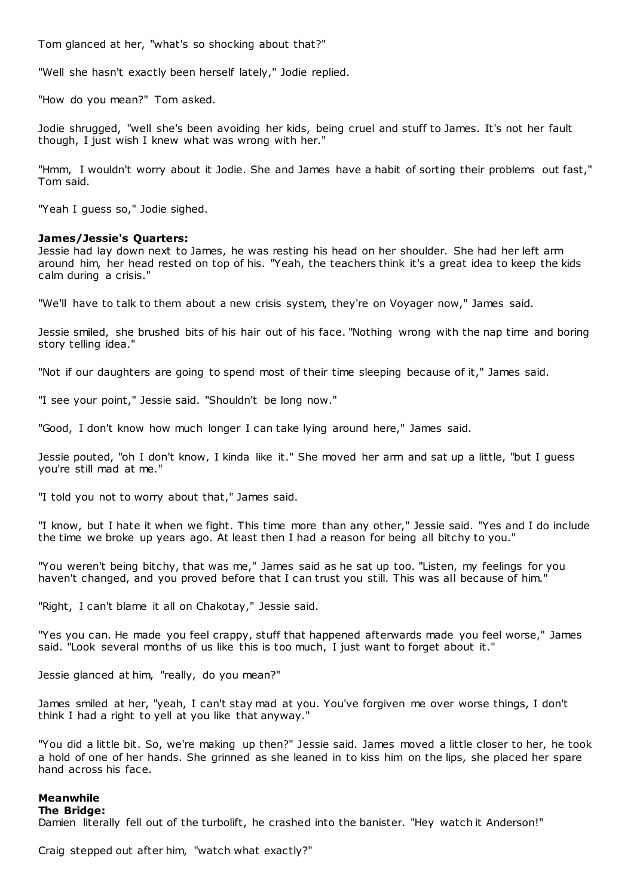Tom glanced at her, "what's so shocking about that?"

"Well she hasn't exactly been herself lately," Jodie replied.

"How do you mean?" Tom asked.

Jodie shrugged, "well she's been avoiding her kids, being cruel and stuff to James. It's not her fault though, I just wish I knew what was wrong with her."

"Hmm, I wouldn't worry about it Jodie. She and James have a habit of sorting their problems out fast," Tom said.

"Yeah I guess so," Jodie sighed.

**James/Jessie's Quarters:**
Jessie had lay down next to James, he was resting his head on her shoulder. She had her left arm around him, her head rested on top of his. "Yeah, the teachers think it's a great idea to keep the kids calm during a crisis."

"We'll have to talk to them about a new crisis system, they're on Voyager now," James said.

Jessie smiled, she brushed bits of his hair out of his face. "Nothing wrong with the nap time and boring story telling idea."

"Not if our daughters are going to spend most of their time sleeping because of it," James said.

"I see your point," Jessie said. "Shouldn't be long now."

"Good, I don't know how much longer I can take lying around here," James said.

Jessie pouted, "oh I don't know, I kinda like it." She moved her arm and sat up a little, "but I guess you're still mad at me."

"I told you not to worry about that," James said.

"I know, but I hate it when we fight. This time more than any other," Jessie said. "Yes and I do include the time we broke up years ago. At least then I had a reason for being all bitchy to you."

"You weren't being bitchy, that was me," James said as he sat up too. "Listen, my feelings for you haven't changed, and you proved before that I can trust you still. This was all because of him."

"Right, I can't blame it all on Chakotay," Jessie said.

"Yes you can. He made you feel crappy, stuff that happened afterwards made you feel worse," James said. "Look several months of us like this is too much, I just want to forget about it."

Jessie glanced at him, "really, do you mean?"

James smiled at her, "yeah, I can't stay mad at you. You've forgiven me over worse things, I don't think I had a right to yell at you like that anyway."

"You did a little bit. So, we're making up then?" Jessie said. James moved a little closer to her, he took a hold of one of her hands. She grinned as she leaned in to kiss him on the lips, she placed her spare hand across his face.

**Meanwhile**
**The Bridge:**
Damien literally fell out of the turbolift, he crashed into the banister. "Hey watch it Anderson!"

Craig stepped out after him, "watch what exactly?"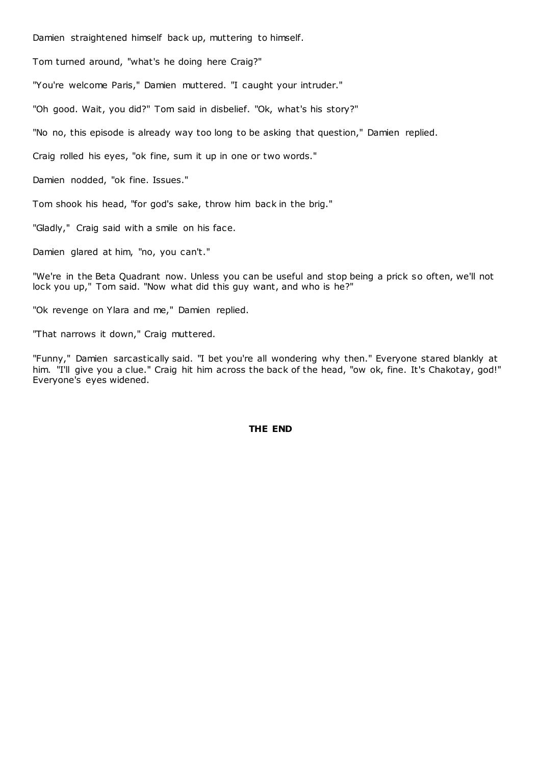Damien straightened himself back up, muttering to himself.

Tom turned around, "what's he doing here Craig?"

"You're welcome Paris," Damien muttered. "I caught your intruder."

"Oh good. Wait, you did?" Tom said in disbelief. "Ok, what's his story?"

"No no, this episode is already way too long to be asking that question," Damien replied.

Craig rolled his eyes, "ok fine, sum it up in one or two words."

Damien nodded, "ok fine. Issues."

Tom shook his head, "for god's sake, throw him back in the brig."

"Gladly," Craig said with a smile on his face.

Damien glared at him, "no, you can't."

"We're in the Beta Quadrant now. Unless you can be useful and stop being a prick so often, we'll not lock you up," Tom said. "Now what did this guy want, and who is he?"

"Ok revenge on Ylara and me," Damien replied.

"That narrows it down," Craig muttered.

"Funny," Damien sarcastically said. "I bet you're all wondering why then." Everyone stared blankly at him. "I'll give you a clue." Craig hit him across the back of the head, "ow ok, fine. It's Chakotay, god!" Everyone's eyes widened.

**THE END**